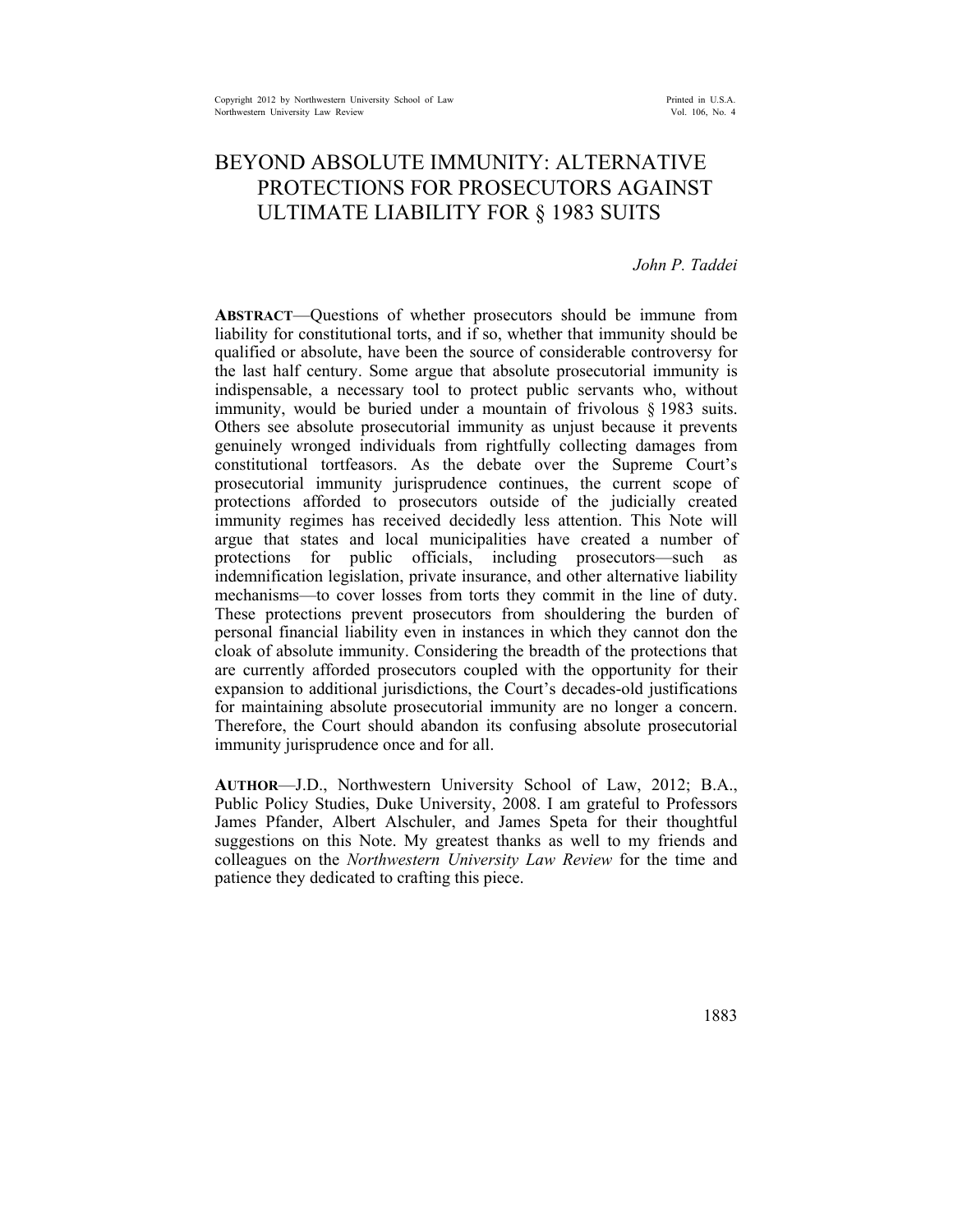# BEYOND ABSOLUTE IMMUNITY: ALTERNATIVE PROTECTIONS FOR PROSECUTORS AGAINST ULTIMATE LIABILITY FOR § 1983 SUITS

*John P. Taddei*

**ABSTRACT**—Questions of whether prosecutors should be immune from liability for constitutional torts, and if so, whether that immunity should be qualified or absolute, have been the source of considerable controversy for the last half century. Some argue that absolute prosecutorial immunity is indispensable, a necessary tool to protect public servants who, without immunity, would be buried under a mountain of frivolous § 1983 suits. Others see absolute prosecutorial immunity as unjust because it prevents genuinely wronged individuals from rightfully collecting damages from constitutional tortfeasors. As the debate over the Supreme Court's prosecutorial immunity jurisprudence continues, the current scope of protections afforded to prosecutors outside of the judicially created immunity regimes has received decidedly less attention. This Note will argue that states and local municipalities have created a number of protections for public officials, including prosecutors—such as indemnification legislation, private insurance, and other alternative liability mechanisms—to cover losses from torts they commit in the line of duty. These protections prevent prosecutors from shouldering the burden of personal financial liability even in instances in which they cannot don the cloak of absolute immunity. Considering the breadth of the protections that are currently afforded prosecutors coupled with the opportunity for their expansion to additional jurisdictions, the Court's decades-old justifications for maintaining absolute prosecutorial immunity are no longer a concern. Therefore, the Court should abandon its confusing absolute prosecutorial immunity jurisprudence once and for all.

**AUTHOR**—J.D., Northwestern University School of Law, 2012; B.A., Public Policy Studies, Duke University, 2008. I am grateful to Professors James Pfander, Albert Alschuler, and James Speta for their thoughtful suggestions on this Note. My greatest thanks as well to my friends and colleagues on the *Northwestern University Law Review* for the time and patience they dedicated to crafting this piece.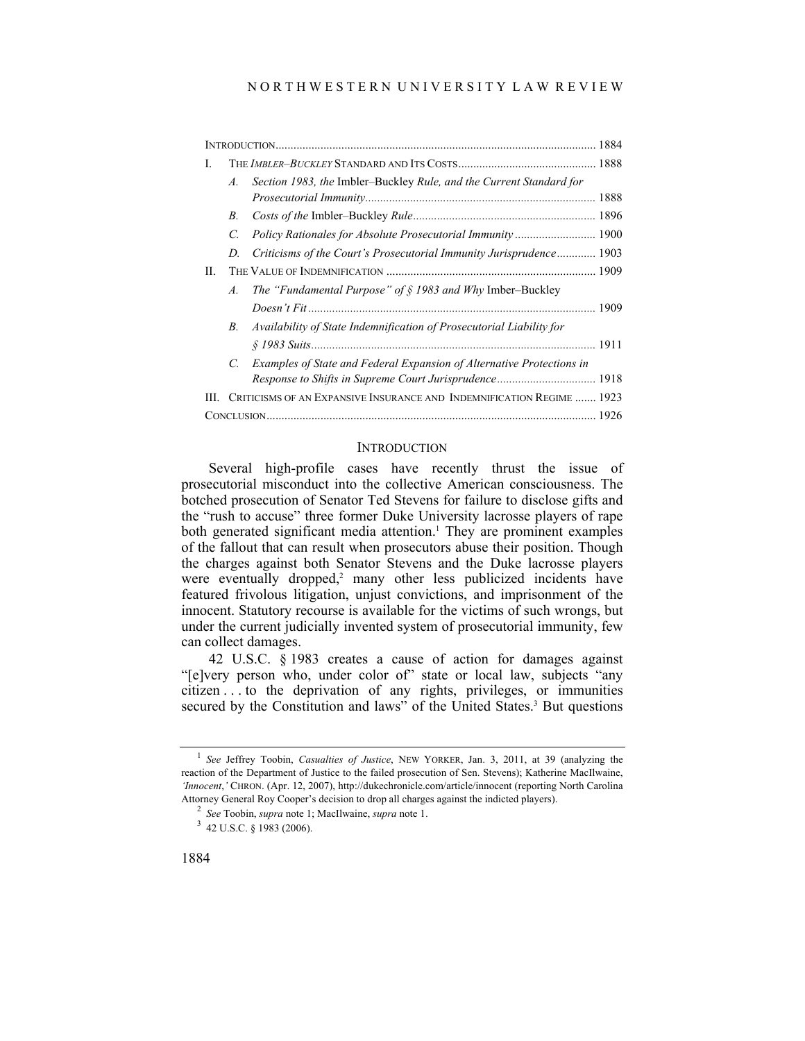| | | |
|---|---|---|
| INTRODUCTION | | 1884 |
| I. | THE *IMBLER–BUCKLEY* STANDARD AND ITS COSTS | 1888 |
| | *A. Section 1983, the* Imbler–Buckley *Rule, and the Current Standard for Prosecutorial Immunity* | 1888 |
| | *B. Costs of the* Imbler–Buckley *Rule* | 1896 |
| | *C. Policy Rationales for Absolute Prosecutorial Immunity* | 1900 |
| | *D. Criticisms of the Court's Prosecutorial Immunity Jurisprudence* | 1903 |
| II. | THE VALUE OF INDEMNIFICATION | 1909 |
| | *A. The "Fundamental Purpose" of § 1983 and Why* Imber–Buckley *Doesn't Fit* | 1909 |
| | *B. Availability of State Indemnification of Prosecutorial Liability for § 1983 Suits* | 1911 |
| | *C. Examples of State and Federal Expansion of Alternative Protections in Response to Shifts in Supreme Court Jurisprudence* | 1918 |
| III. | CRITICISMS OF AN EXPANSIVE INSURANCE AND INDEMNIFICATION REGIME | 1923 |
| CONCLUSION | | 1926 |

## INTRODUCTION

Several high-profile cases have recently thrust the issue of prosecutorial misconduct into the collective American consciousness. The botched prosecution of Senator Ted Stevens for failure to disclose gifts and the "rush to accuse" three former Duke University lacrosse players of rape both generated significant media attention.[1] They are prominent examples of the fallout that can result when prosecutors abuse their position. Though the charges against both Senator Stevens and the Duke lacrosse players were eventually dropped,[2] many other less publicized incidents have featured frivolous litigation, unjust convictions, and imprisonment of the innocent. Statutory recourse is available for the victims of such wrongs, but under the current judicially invented system of prosecutorial immunity, few can collect damages.

42 U.S.C. § 1983 creates a cause of action for damages against "[e]very person who, under color of" state or local law, subjects "any citizen . . . to the deprivation of any rights, privileges, or immunities secured by the Constitution and laws" of the United States.[3] But questions

---

[1] *See* Jeffrey Toobin, *Casualties of Justice*, NEW YORKER, Jan. 3, 2011, at 39 (analyzing the reaction of the Department of Justice to the failed prosecution of Sen. Stevens); Katherine MacIlwaine, *'Innocent*,*'* CHRON. (Apr. 12, 2007), http://dukechronicle.com/article/innocent (reporting North Carolina Attorney General Roy Cooper's decision to drop all charges against the indicted players).

[2] *See* Toobin, *supra* note 1; MacIlwaine, *supra* note 1.

[3] 42 U.S.C. § 1983 (2006).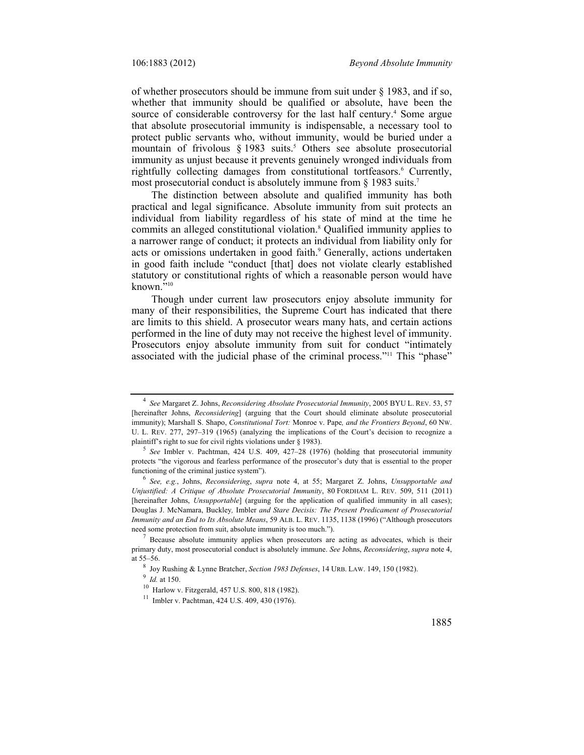of whether prosecutors should be immune from suit under § 1983, and if so, whether that immunity should be qualified or absolute, have been the source of considerable controversy for the last half century.[4] Some argue that absolute prosecutorial immunity is indispensable, a necessary tool to protect public servants who, without immunity, would be buried under a mountain of frivolous § 1983 suits.[5] Others see absolute prosecutorial immunity as unjust because it prevents genuinely wronged individuals from rightfully collecting damages from constitutional tortfeasors.[6] Currently, most prosecutorial conduct is absolutely immune from § 1983 suits.[7]

The distinction between absolute and qualified immunity has both practical and legal significance. Absolute immunity from suit protects an individual from liability regardless of his state of mind at the time he commits an alleged constitutional violation.[8] Qualified immunity applies to a narrower range of conduct; it protects an individual from liability only for acts or omissions undertaken in good faith.[9] Generally, actions undertaken in good faith include "conduct [that] does not violate clearly established statutory or constitutional rights of which a reasonable person would have known."[10]

Though under current law prosecutors enjoy absolute immunity for many of their responsibilities, the Supreme Court has indicated that there are limits to this shield. A prosecutor wears many hats, and certain actions performed in the line of duty may not receive the highest level of immunity. Prosecutors enjoy absolute immunity from suit for conduct "intimately associated with the judicial phase of the criminal process."[11] This "phase"

---

[4] *See* Margaret Z. Johns, *Reconsidering Absolute Prosecutorial Immunity*, 2005 BYU L. REV. 53, 57 [hereinafter Johns, *Reconsidering*] (arguing that the Court should eliminate absolute prosecutorial immunity); Marshall S. Shapo, *Constitutional Tort:* Monroe v. Pape*, and the Frontiers Beyond*, 60 NW. U. L. REV. 277, 297–319 (1965) (analyzing the implications of the Court's decision to recognize a plaintiff's right to sue for civil rights violations under § 1983).

[5] *See* Imbler v. Pachtman, 424 U.S. 409, 427–28 (1976) (holding that prosecutorial immunity protects "the vigorous and fearless performance of the prosecutor's duty that is essential to the proper functioning of the criminal justice system").

[6] *See, e.g.*, Johns, *Reconsidering*, *supra* note 4, at 55; Margaret Z. Johns, *Unsupportable and Unjustified: A Critique of Absolute Prosecutorial Immunity*, 80 FORDHAM L. REV. 509, 511 (2011) [hereinafter Johns, *Unsupportable*] (arguing for the application of qualified immunity in all cases); Douglas J. McNamara, Buckley*,* Imbler *and Stare Decisis: The Present Predicament of Prosecutorial Immunity and an End to Its Absolute Means*, 59 ALB. L. REV. 1135, 1138 (1996) ("Although prosecutors need some protection from suit, absolute immunity is too much.").

[7] Because absolute immunity applies when prosecutors are acting as advocates, which is their primary duty, most prosecutorial conduct is absolutely immune. *See* Johns, *Reconsidering*, *supra* note 4, at 55–56.

[8] Joy Rushing & Lynne Bratcher, *Section 1983 Defenses*, 14 URB. LAW. 149, 150 (1982).

[9] *Id.* at 150.

[10] Harlow v. Fitzgerald, 457 U.S. 800, 818 (1982).

[11] Imbler v. Pachtman, 424 U.S. 409, 430 (1976).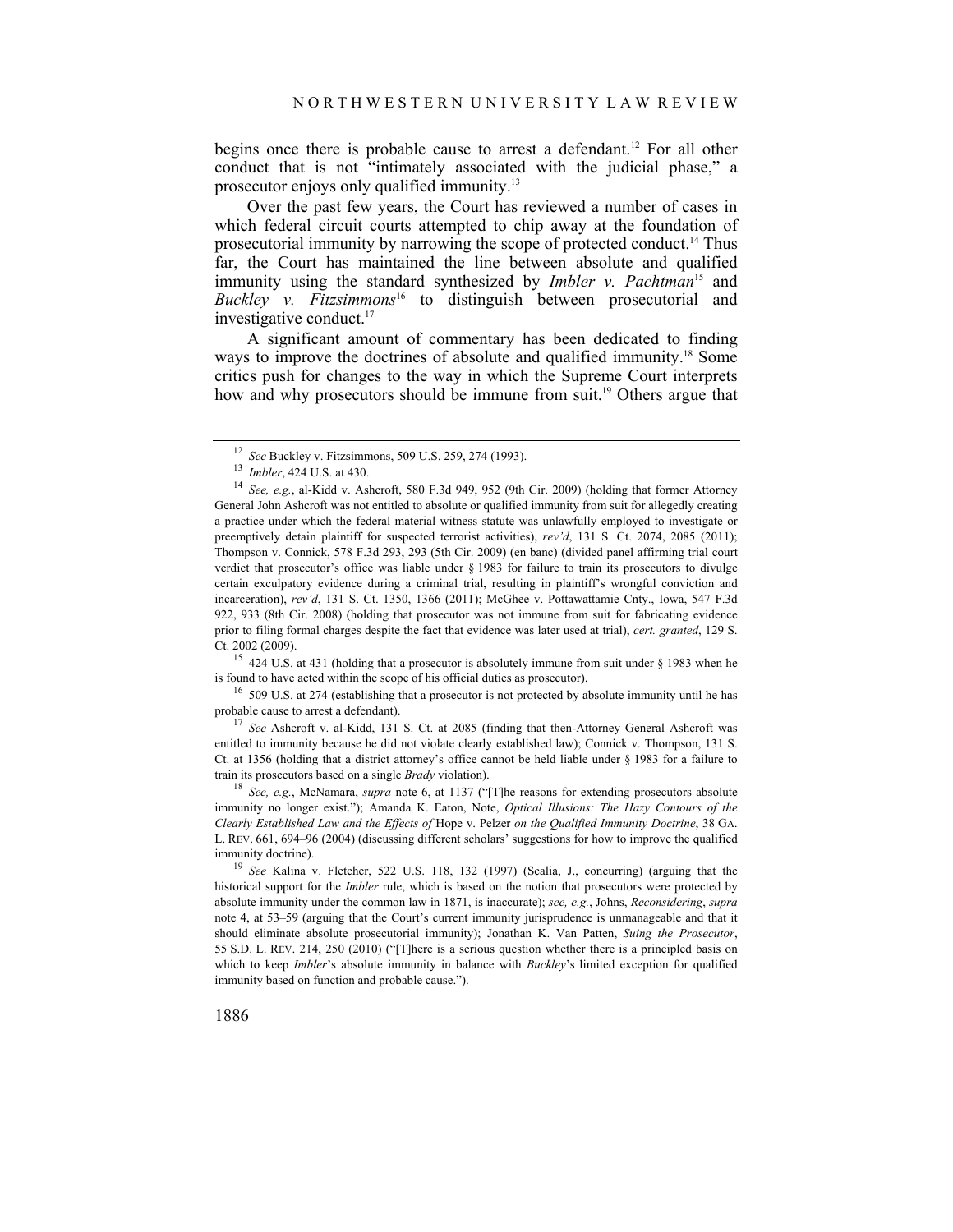begins once there is probable cause to arrest a defendant.[12] For all other conduct that is not "intimately associated with the judicial phase," a prosecutor enjoys only qualified immunity.[13]

Over the past few years, the Court has reviewed a number of cases in which federal circuit courts attempted to chip away at the foundation of prosecutorial immunity by narrowing the scope of protected conduct.[14] Thus far, the Court has maintained the line between absolute and qualified immunity using the standard synthesized by *Imbler v. Pachtman*[15] and *Buckley v. Fitzsimmons*[16] to distinguish between prosecutorial and investigative conduct.[17]

A significant amount of commentary has been dedicated to finding ways to improve the doctrines of absolute and qualified immunity.[18] Some critics push for changes to the way in which the Supreme Court interprets how and why prosecutors should be immune from suit.[19] Others argue that

---

[12] *See* Buckley v. Fitzsimmons, 509 U.S. 259, 274 (1993).

[13] *Imbler*, 424 U.S. at 430.

[14] *See, e.g.*, al-Kidd v. Ashcroft, 580 F.3d 949, 952 (9th Cir. 2009) (holding that former Attorney General John Ashcroft was not entitled to absolute or qualified immunity from suit for allegedly creating a practice under which the federal material witness statute was unlawfully employed to investigate or preemptively detain plaintiff for suspected terrorist activities), *rev'd*, 131 S. Ct. 2074, 2085 (2011); Thompson v. Connick, 578 F.3d 293, 293 (5th Cir. 2009) (en banc) (divided panel affirming trial court verdict that prosecutor's office was liable under § 1983 for failure to train its prosecutors to divulge certain exculpatory evidence during a criminal trial, resulting in plaintiff's wrongful conviction and incarceration), *rev'd*, 131 S. Ct. 1350, 1366 (2011); McGhee v. Pottawattamie Cnty., Iowa, 547 F.3d 922, 933 (8th Cir. 2008) (holding that prosecutor was not immune from suit for fabricating evidence prior to filing formal charges despite the fact that evidence was later used at trial), *cert. granted*, 129 S. Ct. 2002 (2009).

[15] 424 U.S. at 431 (holding that a prosecutor is absolutely immune from suit under § 1983 when he is found to have acted within the scope of his official duties as prosecutor).

[16] 509 U.S. at 274 (establishing that a prosecutor is not protected by absolute immunity until he has probable cause to arrest a defendant).

[17] *See* Ashcroft v. al-Kidd, 131 S. Ct. at 2085 (finding that then-Attorney General Ashcroft was entitled to immunity because he did not violate clearly established law); Connick v. Thompson, 131 S. Ct. at 1356 (holding that a district attorney's office cannot be held liable under § 1983 for a failure to train its prosecutors based on a single *Brady* violation).

[18] *See, e.g.*, McNamara, *supra* note 6, at 1137 ("[T]he reasons for extending prosecutors absolute immunity no longer exist."); Amanda K. Eaton, Note, *Optical Illusions: The Hazy Contours of the Clearly Established Law and the Effects of* Hope v. Pelzer *on the Qualified Immunity Doctrine*, 38 GA. L. REV. 661, 694–96 (2004) (discussing different scholars' suggestions for how to improve the qualified immunity doctrine).

[19] *See* Kalina v. Fletcher, 522 U.S. 118, 132 (1997) (Scalia, J., concurring) (arguing that the historical support for the *Imbler* rule, which is based on the notion that prosecutors were protected by absolute immunity under the common law in 1871, is inaccurate); *see, e.g.*, Johns, *Reconsidering*, *supra* note 4, at 53–59 (arguing that the Court's current immunity jurisprudence is unmanageable and that it should eliminate absolute prosecutorial immunity); Jonathan K. Van Patten, *Suing the Prosecutor*, 55 S.D. L. REV. 214, 250 (2010) ("[T]here is a serious question whether there is a principled basis on which to keep *Imbler*'s absolute immunity in balance with *Buckley*'s limited exception for qualified immunity based on function and probable cause.").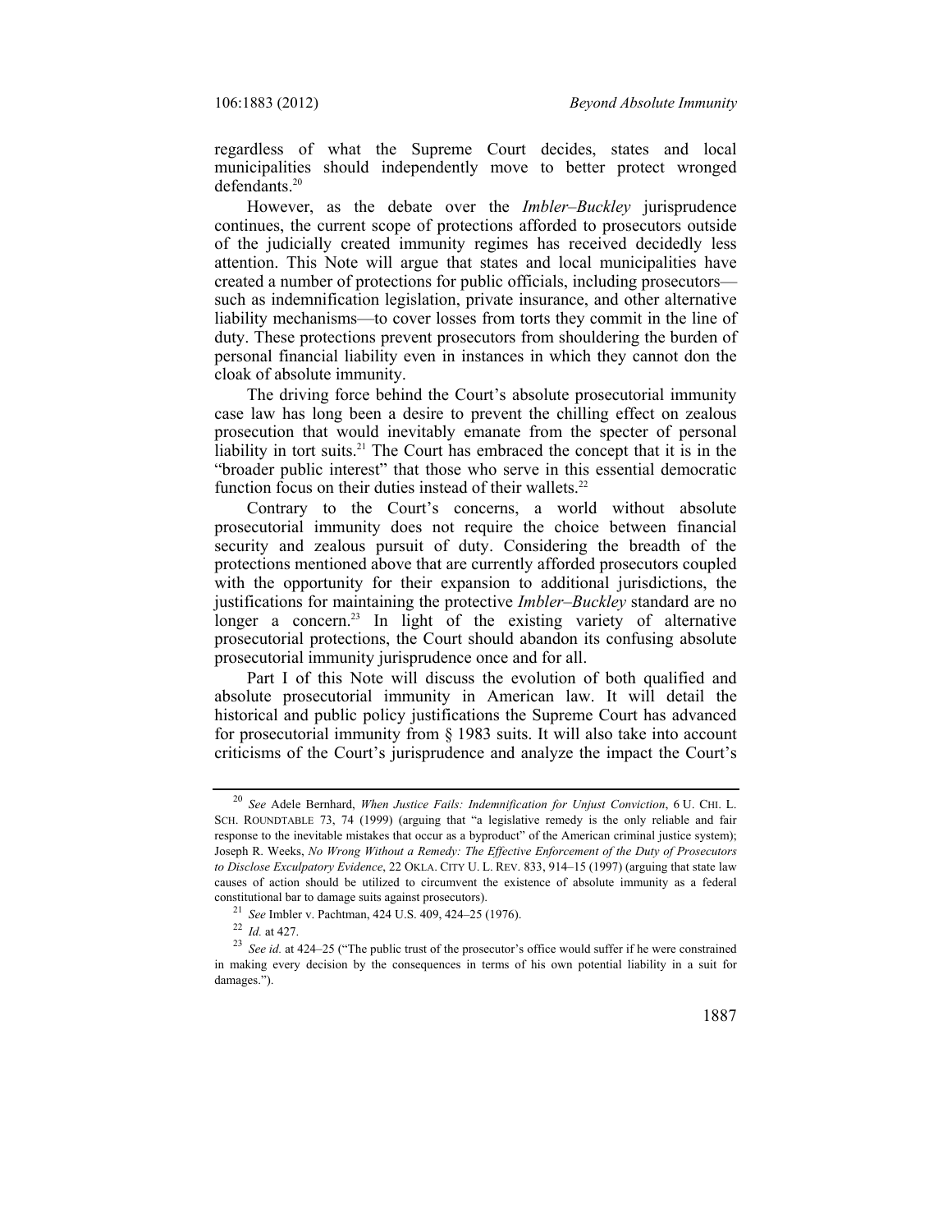regardless of what the Supreme Court decides, states and local municipalities should independently move to better protect wronged defendants.[20]

However, as the debate over the *Imbler–Buckley* jurisprudence continues, the current scope of protections afforded to prosecutors outside of the judicially created immunity regimes has received decidedly less attention. This Note will argue that states and local municipalities have created a number of protections for public officials, including prosecutors—such as indemnification legislation, private insurance, and other alternative liability mechanisms—to cover losses from torts they commit in the line of duty. These protections prevent prosecutors from shouldering the burden of personal financial liability even in instances in which they cannot don the cloak of absolute immunity.

The driving force behind the Court's absolute prosecutorial immunity case law has long been a desire to prevent the chilling effect on zealous prosecution that would inevitably emanate from the specter of personal liability in tort suits.[21] The Court has embraced the concept that it is in the "broader public interest" that those who serve in this essential democratic function focus on their duties instead of their wallets.[22]

Contrary to the Court's concerns, a world without absolute prosecutorial immunity does not require the choice between financial security and zealous pursuit of duty. Considering the breadth of the protections mentioned above that are currently afforded prosecutors coupled with the opportunity for their expansion to additional jurisdictions, the justifications for maintaining the protective *Imbler–Buckley* standard are no longer a concern.[23] In light of the existing variety of alternative prosecutorial protections, the Court should abandon its confusing absolute prosecutorial immunity jurisprudence once and for all.

Part I of this Note will discuss the evolution of both qualified and absolute prosecutorial immunity in American law. It will detail the historical and public policy justifications the Supreme Court has advanced for prosecutorial immunity from § 1983 suits. It will also take into account criticisms of the Court's jurisprudence and analyze the impact the Court's

---

[20] *See* Adele Bernhard, *When Justice Fails: Indemnification for Unjust Conviction*, 6 U. CHI. L. SCH. ROUNDTABLE 73, 74 (1999) (arguing that "a legislative remedy is the only reliable and fair response to the inevitable mistakes that occur as a byproduct" of the American criminal justice system); Joseph R. Weeks, *No Wrong Without a Remedy: The Effective Enforcement of the Duty of Prosecutors to Disclose Exculpatory Evidence*, 22 OKLA. CITY U. L. REV. 833, 914–15 (1997) (arguing that state law causes of action should be utilized to circumvent the existence of absolute immunity as a federal constitutional bar to damage suits against prosecutors).

[21] *See* Imbler v. Pachtman, 424 U.S. 409, 424–25 (1976).

[22] *Id.* at 427.

[23] *See id.* at 424–25 ("The public trust of the prosecutor's office would suffer if he were constrained in making every decision by the consequences in terms of his own potential liability in a suit for damages.").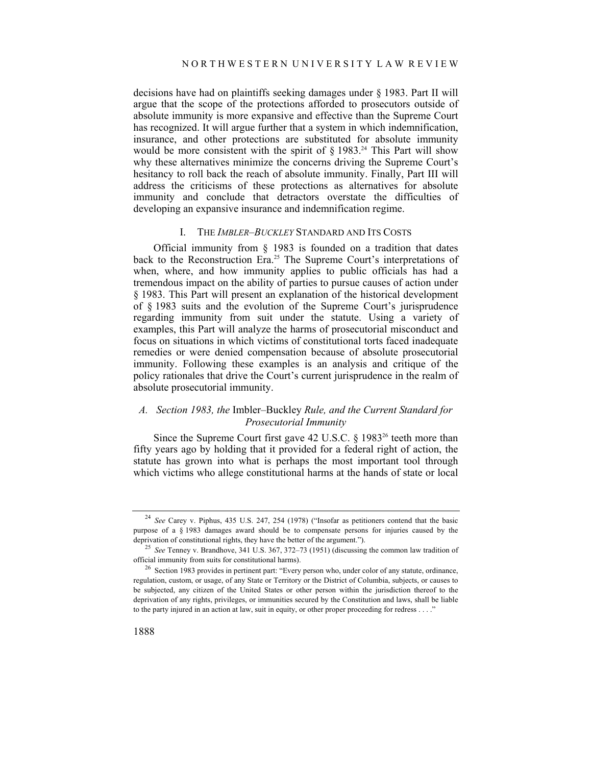decisions have had on plaintiffs seeking damages under § 1983. Part II will argue that the scope of the protections afforded to prosecutors outside of absolute immunity is more expansive and effective than the Supreme Court has recognized. It will argue further that a system in which indemnification, insurance, and other protections are substituted for absolute immunity would be more consistent with the spirit of § 1983.[24] This Part will show why these alternatives minimize the concerns driving the Supreme Court's hesitancy to roll back the reach of absolute immunity. Finally, Part III will address the criticisms of these protections as alternatives for absolute immunity and conclude that detractors overstate the difficulties of developing an expansive insurance and indemnification regime.

## I. THE *IMBLER–BUCKLEY* STANDARD AND ITS COSTS

Official immunity from § 1983 is founded on a tradition that dates back to the Reconstruction Era.[25] The Supreme Court's interpretations of when, where, and how immunity applies to public officials has had a tremendous impact on the ability of parties to pursue causes of action under § 1983. This Part will present an explanation of the historical development of § 1983 suits and the evolution of the Supreme Court's jurisprudence regarding immunity from suit under the statute. Using a variety of examples, this Part will analyze the harms of prosecutorial misconduct and focus on situations in which victims of constitutional torts faced inadequate remedies or were denied compensation because of absolute prosecutorial immunity. Following these examples is an analysis and critique of the policy rationales that drive the Court's current jurisprudence in the realm of absolute prosecutorial immunity.

### *A. Section 1983, the* Imbler–Buckley *Rule, and the Current Standard for Prosecutorial Immunity*

Since the Supreme Court first gave 42 U.S.C. § 1983[26] teeth more than fifty years ago by holding that it provided for a federal right of action, the statute has grown into what is perhaps the most important tool through which victims who allege constitutional harms at the hands of state or local

---

[24] *See* Carey v. Piphus, 435 U.S. 247, 254 (1978) ("Insofar as petitioners contend that the basic purpose of a § 1983 damages award should be to compensate persons for injuries caused by the deprivation of constitutional rights, they have the better of the argument.").

[25] *See* Tenney v. Brandhove, 341 U.S. 367, 372–73 (1951) (discussing the common law tradition of official immunity from suits for constitutional harms).

[26] Section 1983 provides in pertinent part: "Every person who, under color of any statute, ordinance, regulation, custom, or usage, of any State or Territory or the District of Columbia, subjects, or causes to be subjected, any citizen of the United States or other person within the jurisdiction thereof to the deprivation of any rights, privileges, or immunities secured by the Constitution and laws, shall be liable to the party injured in an action at law, suit in equity, or other proper proceeding for redress . . . ."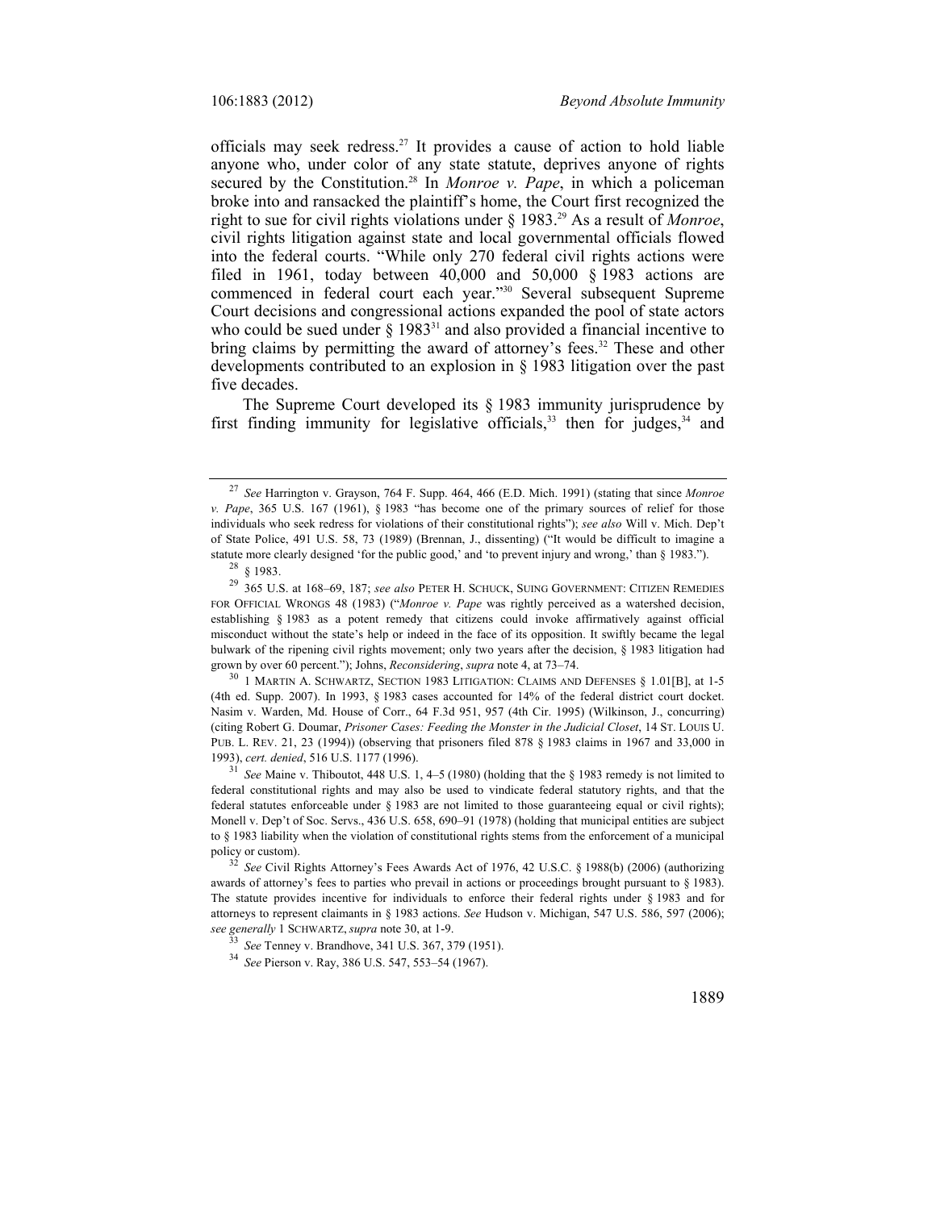officials may seek redress.[27] It provides a cause of action to hold liable anyone who, under color of any state statute, deprives anyone of rights secured by the Constitution.[28] In *Monroe v. Pape*, in which a policeman broke into and ransacked the plaintiff's home, the Court first recognized the right to sue for civil rights violations under § 1983.[29] As a result of *Monroe*, civil rights litigation against state and local governmental officials flowed into the federal courts. "While only 270 federal civil rights actions were filed in 1961, today between 40,000 and 50,000 § 1983 actions are commenced in federal court each year."[30] Several subsequent Supreme Court decisions and congressional actions expanded the pool of state actors who could be sued under § 1983[31] and also provided a financial incentive to bring claims by permitting the award of attorney's fees.[32] These and other developments contributed to an explosion in § 1983 litigation over the past five decades.

The Supreme Court developed its § 1983 immunity jurisprudence by first finding immunity for legislative officials,[33] then for judges,[34] and

---

[27] *See* Harrington v. Grayson, 764 F. Supp. 464, 466 (E.D. Mich. 1991) (stating that since *Monroe v. Pape*, 365 U.S. 167 (1961), § 1983 "has become one of the primary sources of relief for those individuals who seek redress for violations of their constitutional rights"); *see also* Will v. Mich. Dep't of State Police, 491 U.S. 58, 73 (1989) (Brennan, J., dissenting) ("It would be difficult to imagine a statute more clearly designed 'for the public good,' and 'to prevent injury and wrong,' than § 1983.").

[28] § 1983.

[29] 365 U.S. at 168–69, 187; *see also* PETER H. SCHUCK, SUING GOVERNMENT: CITIZEN REMEDIES FOR OFFICIAL WRONGS 48 (1983) ("*Monroe v. Pape* was rightly perceived as a watershed decision, establishing § 1983 as a potent remedy that citizens could invoke affirmatively against official misconduct without the state's help or indeed in the face of its opposition. It swiftly became the legal bulwark of the ripening civil rights movement; only two years after the decision, § 1983 litigation had grown by over 60 percent."); Johns, *Reconsidering*, *supra* note 4, at 73–74.

[30] 1 MARTIN A. SCHWARTZ, SECTION 1983 LITIGATION: CLAIMS AND DEFENSES § 1.01[B], at 1-5 (4th ed. Supp. 2007). In 1993, § 1983 cases accounted for 14% of the federal district court docket. Nasim v. Warden, Md. House of Corr., 64 F.3d 951, 957 (4th Cir. 1995) (Wilkinson, J., concurring) (citing Robert G. Doumar, *Prisoner Cases: Feeding the Monster in the Judicial Closet*, 14 ST. LOUIS U. PUB. L. REV. 21, 23 (1994)) (observing that prisoners filed 878 § 1983 claims in 1967 and 33,000 in 1993), *cert. denied*, 516 U.S. 1177 (1996).

[31] *See* Maine v. Thiboutot, 448 U.S. 1, 4–5 (1980) (holding that the § 1983 remedy is not limited to federal constitutional rights and may also be used to vindicate federal statutory rights, and that the federal statutes enforceable under § 1983 are not limited to those guaranteeing equal or civil rights); Monell v. Dep't of Soc. Servs., 436 U.S. 658, 690–91 (1978) (holding that municipal entities are subject to § 1983 liability when the violation of constitutional rights stems from the enforcement of a municipal policy or custom).

[32] *See* Civil Rights Attorney's Fees Awards Act of 1976, 42 U.S.C. § 1988(b) (2006) (authorizing awards of attorney's fees to parties who prevail in actions or proceedings brought pursuant to § 1983). The statute provides incentive for individuals to enforce their federal rights under § 1983 and for attorneys to represent claimants in § 1983 actions. *See* Hudson v. Michigan, 547 U.S. 586, 597 (2006); *see generally* 1 SCHWARTZ, *supra* note 30, at 1-9.

[33] *See* Tenney v. Brandhove, 341 U.S. 367, 379 (1951).

[34] *See* Pierson v. Ray, 386 U.S. 547, 553–54 (1967).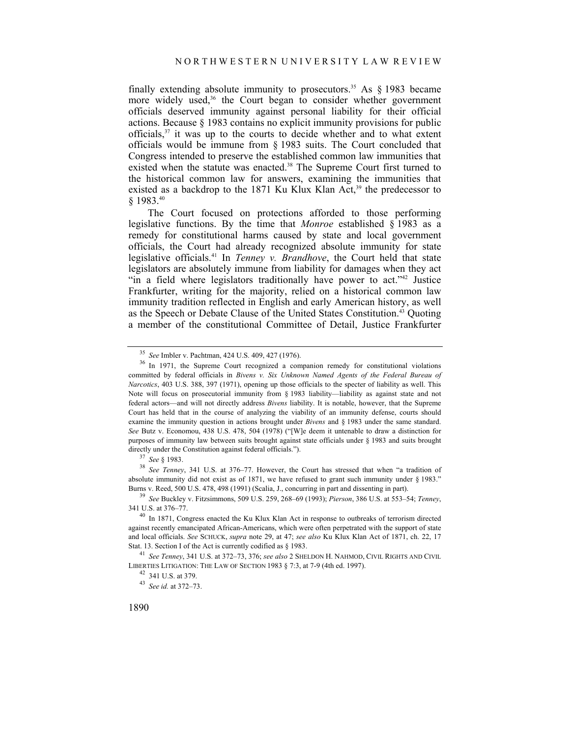finally extending absolute immunity to prosecutors.[35] As § 1983 became more widely used,[36] the Court began to consider whether government officials deserved immunity against personal liability for their official actions. Because § 1983 contains no explicit immunity provisions for public officials,[37] it was up to the courts to decide whether and to what extent officials would be immune from § 1983 suits. The Court concluded that Congress intended to preserve the established common law immunities that existed when the statute was enacted.[38] The Supreme Court first turned to the historical common law for answers, examining the immunities that existed as a backdrop to the 1871 Ku Klux Klan Act,[39] the predecessor to § 1983.[40]

The Court focused on protections afforded to those performing legislative functions. By the time that *Monroe* established § 1983 as a remedy for constitutional harms caused by state and local government officials, the Court had already recognized absolute immunity for state legislative officials.[41] In *Tenney v. Brandhove*, the Court held that state legislators are absolutely immune from liability for damages when they act "in a field where legislators traditionally have power to act."[42] Justice Frankfurter, writing for the majority, relied on a historical common law immunity tradition reflected in English and early American history, as well as the Speech or Debate Clause of the United States Constitution.[43] Quoting a member of the constitutional Committee of Detail, Justice Frankfurter

---

[35] *See* Imbler v. Pachtman, 424 U.S. 409, 427 (1976).

[36] In 1971, the Supreme Court recognized a companion remedy for constitutional violations committed by federal officials in *Bivens v. Six Unknown Named Agents of the Federal Bureau of Narcotics*, 403 U.S. 388, 397 (1971), opening up those officials to the specter of liability as well. This Note will focus on prosecutorial immunity from § 1983 liability—liability as against state and not federal actors—and will not directly address *Bivens* liability. It is notable, however, that the Supreme Court has held that in the course of analyzing the viability of an immunity defense, courts should examine the immunity question in actions brought under *Bivens* and § 1983 under the same standard. *See* Butz v. Economou, 438 U.S. 478, 504 (1978) ("[W]e deem it untenable to draw a distinction for purposes of immunity law between suits brought against state officials under § 1983 and suits brought directly under the Constitution against federal officials.").

[37] *See* § 1983.

[38] *See Tenney*, 341 U.S. at 376–77. However, the Court has stressed that when "a tradition of absolute immunity did not exist as of 1871, we have refused to grant such immunity under § 1983." Burns v. Reed, 500 U.S. 478, 498 (1991) (Scalia, J., concurring in part and dissenting in part).

[39] *See* Buckley v. Fitzsimmons, 509 U.S. 259, 268–69 (1993); *Pierson*, 386 U.S. at 553–54; *Tenney*, 341 U.S. at 376–77.

[40] In 1871, Congress enacted the Ku Klux Klan Act in response to outbreaks of terrorism directed against recently emancipated African-Americans, which were often perpetrated with the support of state and local officials. *See* SCHUCK, *supra* note 29, at 47; *see also* Ku Klux Klan Act of 1871, ch. 22, 17 Stat. 13. Section I of the Act is currently codified as § 1983.

[41] *See Tenney*, 341 U.S. at 372–73, 376; *see also* 2 SHELDON H. NAHMOD, CIVIL RIGHTS AND CIVIL LIBERTIES LITIGATION: THE LAW OF SECTION 1983 § 7:3, at 7-9 (4th ed. 1997).

[42] 341 U.S. at 379.

[43] *See id.* at 372–73.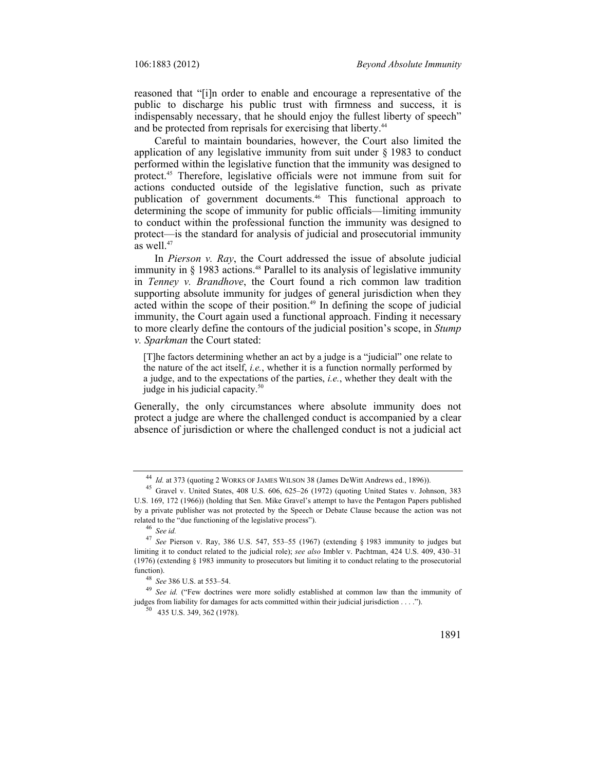reasoned that "[i]n order to enable and encourage a representative of the public to discharge his public trust with firmness and success, it is indispensably necessary, that he should enjoy the fullest liberty of speech" and be protected from reprisals for exercising that liberty.[44]

Careful to maintain boundaries, however, the Court also limited the application of any legislative immunity from suit under § 1983 to conduct performed within the legislative function that the immunity was designed to protect.[45] Therefore, legislative officials were not immune from suit for actions conducted outside of the legislative function, such as private publication of government documents.[46] This functional approach to determining the scope of immunity for public officials—limiting immunity to conduct within the professional function the immunity was designed to protect—is the standard for analysis of judicial and prosecutorial immunity as well.[47]

In *Pierson v. Ray*, the Court addressed the issue of absolute judicial immunity in § 1983 actions.[48] Parallel to its analysis of legislative immunity in *Tenney v. Brandhove*, the Court found a rich common law tradition supporting absolute immunity for judges of general jurisdiction when they acted within the scope of their position.[49] In defining the scope of judicial immunity, the Court again used a functional approach. Finding it necessary to more clearly define the contours of the judicial position's scope, in *Stump v. Sparkman* the Court stated:

> [T]he factors determining whether an act by a judge is a "judicial" one relate to the nature of the act itself, *i.e.*, whether it is a function normally performed by a judge, and to the expectations of the parties, *i.e.*, whether they dealt with the judge in his judicial capacity.[50]

Generally, the only circumstances where absolute immunity does not protect a judge are where the challenged conduct is accompanied by a clear absence of jurisdiction or where the challenged conduct is not a judicial act

---

[44] *Id.* at 373 (quoting 2 WORKS OF JAMES WILSON 38 (James DeWitt Andrews ed., 1896)).

[45] Gravel v. United States, 408 U.S. 606, 625–26 (1972) (quoting United States v. Johnson, 383 U.S. 169, 172 (1966)) (holding that Sen. Mike Gravel's attempt to have the Pentagon Papers published by a private publisher was not protected by the Speech or Debate Clause because the action was not related to the "due functioning of the legislative process").

[46] *See id.*

[47] *See* Pierson v. Ray, 386 U.S. 547, 553–55 (1967) (extending § 1983 immunity to judges but limiting it to conduct related to the judicial role); *see also* Imbler v. Pachtman, 424 U.S. 409, 430–31 (1976) (extending § 1983 immunity to prosecutors but limiting it to conduct relating to the prosecutorial function).

[48] *See* 386 U.S. at 553–54.

[49] *See id.* ("Few doctrines were more solidly established at common law than the immunity of judges from liability for damages for acts committed within their judicial jurisdiction . . . .").

[50] 435 U.S. 349, 362 (1978).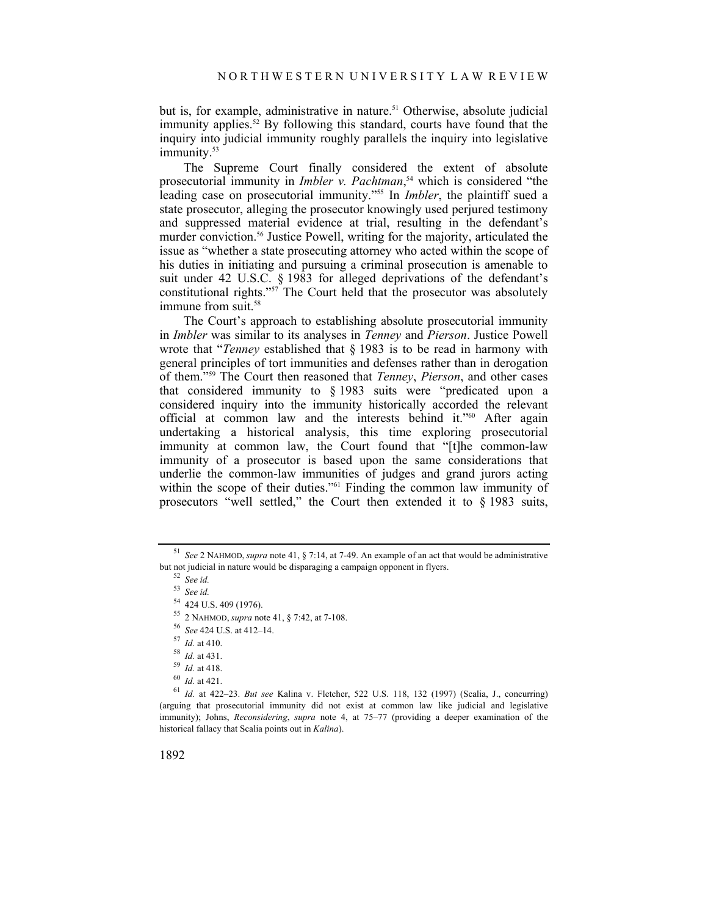but is, for example, administrative in nature.[51] Otherwise, absolute judicial immunity applies.[52] By following this standard, courts have found that the inquiry into judicial immunity roughly parallels the inquiry into legislative immunity.[53]

The Supreme Court finally considered the extent of absolute prosecutorial immunity in *Imbler v. Pachtman*,[54] which is considered "the leading case on prosecutorial immunity."[55] In *Imbler*, the plaintiff sued a state prosecutor, alleging the prosecutor knowingly used perjured testimony and suppressed material evidence at trial, resulting in the defendant's murder conviction.[56] Justice Powell, writing for the majority, articulated the issue as "whether a state prosecuting attorney who acted within the scope of his duties in initiating and pursuing a criminal prosecution is amenable to suit under 42 U.S.C. § 1983 for alleged deprivations of the defendant's constitutional rights."[57] The Court held that the prosecutor was absolutely immune from suit.[58]

The Court's approach to establishing absolute prosecutorial immunity in *Imbler* was similar to its analyses in *Tenney* and *Pierson*. Justice Powell wrote that "*Tenney* established that § 1983 is to be read in harmony with general principles of tort immunities and defenses rather than in derogation of them."[59] The Court then reasoned that *Tenney*, *Pierson*, and other cases that considered immunity to § 1983 suits were "predicated upon a considered inquiry into the immunity historically accorded the relevant official at common law and the interests behind it."[60] After again undertaking a historical analysis, this time exploring prosecutorial immunity at common law, the Court found that "[t]he common-law immunity of a prosecutor is based upon the same considerations that underlie the common-law immunities of judges and grand jurors acting within the scope of their duties."[61] Finding the common law immunity of prosecutors "well settled," the Court then extended it to § 1983 suits,

---

[51] *See* 2 NAHMOD, *supra* note 41, § 7:14, at 7-49. An example of an act that would be administrative but not judicial in nature would be disparaging a campaign opponent in flyers.

[52] *See id.*

[53] *See id.*

[54] 424 U.S. 409 (1976).

[55] 2 NAHMOD, *supra* note 41, § 7:42, at 7-108.

[56] *See* 424 U.S. at 412–14.

[57] *Id.* at 410.

[58] *Id.* at 431.

[59] *Id.* at 418.

[60] *Id.* at 421.

[61] *Id.* at 422–23. *But see* Kalina v. Fletcher, 522 U.S. 118, 132 (1997) (Scalia, J., concurring) (arguing that prosecutorial immunity did not exist at common law like judicial and legislative immunity); Johns, *Reconsidering*, *supra* note 4, at 75–77 (providing a deeper examination of the historical fallacy that Scalia points out in *Kalina*).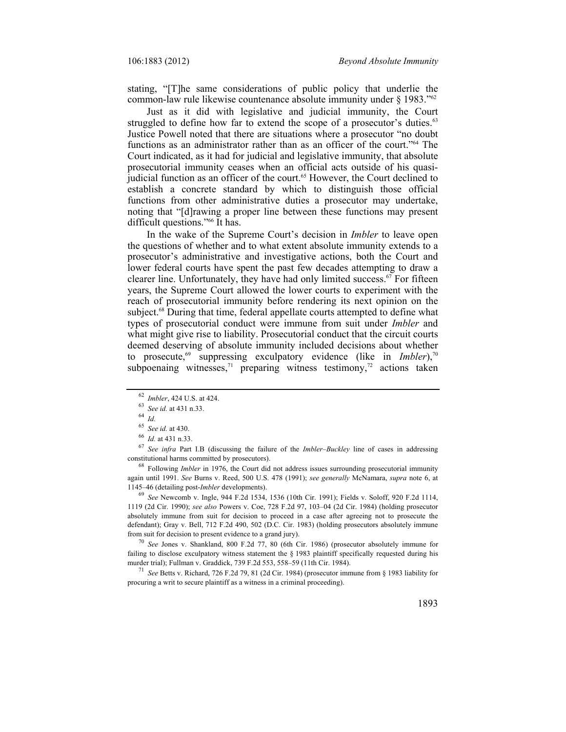stating, "[T]he same considerations of public policy that underlie the common-law rule likewise countenance absolute immunity under § 1983."[62]

Just as it did with legislative and judicial immunity, the Court struggled to define how far to extend the scope of a prosecutor's duties.[63] Justice Powell noted that there are situations where a prosecutor "no doubt functions as an administrator rather than as an officer of the court."[64] The Court indicated, as it had for judicial and legislative immunity, that absolute prosecutorial immunity ceases when an official acts outside of his quasi-judicial function as an officer of the court.[65] However, the Court declined to establish a concrete standard by which to distinguish those official functions from other administrative duties a prosecutor may undertake, noting that "[d]rawing a proper line between these functions may present difficult questions."[66] It has.

In the wake of the Supreme Court's decision in *Imbler* to leave open the questions of whether and to what extent absolute immunity extends to a prosecutor's administrative and investigative actions, both the Court and lower federal courts have spent the past few decades attempting to draw a clearer line. Unfortunately, they have had only limited success.[67] For fifteen years, the Supreme Court allowed the lower courts to experiment with the reach of prosecutorial immunity before rendering its next opinion on the subject.[68] During that time, federal appellate courts attempted to define what types of prosecutorial conduct were immune from suit under *Imbler* and what might give rise to liability. Prosecutorial conduct that the circuit courts deemed deserving of absolute immunity included decisions about whether to prosecute,[69] suppressing exculpatory evidence (like in *Imbler*),[70] subpoenaing witnesses,[71] preparing witness testimony,[72] actions taken

---

[62] *Imbler*, 424 U.S. at 424.

[63] *See id.* at 431 n.33.

[64] *Id.*

[65] *See id.* at 430.

[66] *Id.* at 431 n.33.

[67] *See infra* Part I.B (discussing the failure of the *Imbler–Buckley* line of cases in addressing constitutional harms committed by prosecutors).

[68] Following *Imbler* in 1976, the Court did not address issues surrounding prosecutorial immunity again until 1991. *See* Burns v. Reed, 500 U.S. 478 (1991); *see generally* McNamara, *supra* note 6, at 1145–46 (detailing post-*Imbler* developments).

[69] *See* Newcomb v. Ingle, 944 F.2d 1534, 1536 (10th Cir. 1991); Fields v. Soloff, 920 F.2d 1114, 1119 (2d Cir. 1990); *see also* Powers v. Coe, 728 F.2d 97, 103–04 (2d Cir. 1984) (holding prosecutor absolutely immune from suit for decision to proceed in a case after agreeing not to prosecute the defendant); Gray v. Bell, 712 F.2d 490, 502 (D.C. Cir. 1983) (holding prosecutors absolutely immune from suit for decision to present evidence to a grand jury).

[70] *See* Jones v. Shankland, 800 F.2d 77, 80 (6th Cir. 1986) (prosecutor absolutely immune for failing to disclose exculpatory witness statement the § 1983 plaintiff specifically requested during his murder trial); Fullman v. Graddick, 739 F.2d 553, 558–59 (11th Cir. 1984).

[71] *See* Betts v. Richard, 726 F.2d 79, 81 (2d Cir. 1984) (prosecutor immune from § 1983 liability for procuring a writ to secure plaintiff as a witness in a criminal proceeding).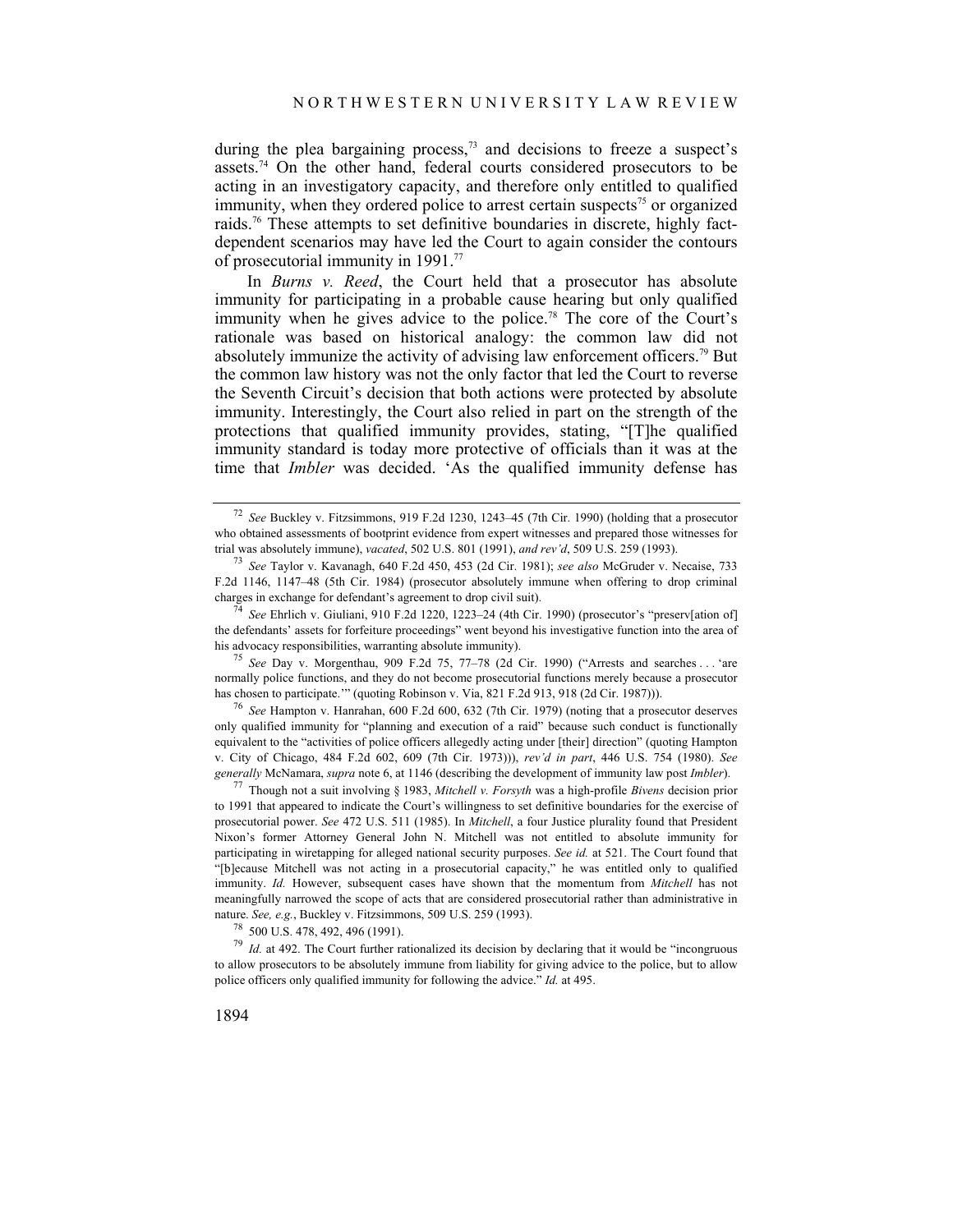during the plea bargaining process,[73] and decisions to freeze a suspect's assets.[74] On the other hand, federal courts considered prosecutors to be acting in an investigatory capacity, and therefore only entitled to qualified immunity, when they ordered police to arrest certain suspects[75] or organized raids.[76] These attempts to set definitive boundaries in discrete, highly fact-dependent scenarios may have led the Court to again consider the contours of prosecutorial immunity in 1991.[77]

In *Burns v. Reed*, the Court held that a prosecutor has absolute immunity for participating in a probable cause hearing but only qualified immunity when he gives advice to the police.[78] The core of the Court's rationale was based on historical analogy: the common law did not absolutely immunize the activity of advising law enforcement officers.[79] But the common law history was not the only factor that led the Court to reverse the Seventh Circuit's decision that both actions were protected by absolute immunity. Interestingly, the Court also relied in part on the strength of the protections that qualified immunity provides, stating, "[T]he qualified immunity standard is today more protective of officials than it was at the time that *Imbler* was decided. 'As the qualified immunity defense has

---

[72] *See* Buckley v. Fitzsimmons, 919 F.2d 1230, 1243–45 (7th Cir. 1990) (holding that a prosecutor who obtained assessments of bootprint evidence from expert witnesses and prepared those witnesses for trial was absolutely immune), *vacated*, 502 U.S. 801 (1991), *and rev'd*, 509 U.S. 259 (1993).

[73] *See* Taylor v. Kavanagh, 640 F.2d 450, 453 (2d Cir. 1981); *see also* McGruder v. Necaise, 733 F.2d 1146, 1147–48 (5th Cir. 1984) (prosecutor absolutely immune when offering to drop criminal charges in exchange for defendant's agreement to drop civil suit).

[74] *See* Ehrlich v. Giuliani, 910 F.2d 1220, 1223–24 (4th Cir. 1990) (prosecutor's "preserv[ation of] the defendants' assets for forfeiture proceedings" went beyond his investigative function into the area of his advocacy responsibilities, warranting absolute immunity).

[75] *See* Day v. Morgenthau, 909 F.2d 75, 77–78 (2d Cir. 1990) ("Arrests and searches . . . 'are normally police functions, and they do not become prosecutorial functions merely because a prosecutor has chosen to participate.'" (quoting Robinson v. Via, 821 F.2d 913, 918 (2d Cir. 1987))).

[76] *See* Hampton v. Hanrahan, 600 F.2d 600, 632 (7th Cir. 1979) (noting that a prosecutor deserves only qualified immunity for "planning and execution of a raid" because such conduct is functionally equivalent to the "activities of police officers allegedly acting under [their] direction" (quoting Hampton v. City of Chicago, 484 F.2d 602, 609 (7th Cir. 1973))), *rev'd in part*, 446 U.S. 754 (1980). *See generally* McNamara, *supra* note 6, at 1146 (describing the development of immunity law post *Imbler*).

[77] Though not a suit involving § 1983, *Mitchell v. Forsyth* was a high-profile *Bivens* decision prior to 1991 that appeared to indicate the Court's willingness to set definitive boundaries for the exercise of prosecutorial power. *See* 472 U.S. 511 (1985). In *Mitchell*, a four Justice plurality found that President Nixon's former Attorney General John N. Mitchell was not entitled to absolute immunity for participating in wiretapping for alleged national security purposes. *See id.* at 521. The Court found that "[b]ecause Mitchell was not acting in a prosecutorial capacity," he was entitled only to qualified immunity. *Id.* However, subsequent cases have shown that the momentum from *Mitchell* has not meaningfully narrowed the scope of acts that are considered prosecutorial rather than administrative in nature. *See, e.g.*, Buckley v. Fitzsimmons, 509 U.S. 259 (1993).

[78] 500 U.S. 478, 492, 496 (1991).

[79] *Id.* at 492. The Court further rationalized its decision by declaring that it would be "incongruous to allow prosecutors to be absolutely immune from liability for giving advice to the police, but to allow police officers only qualified immunity for following the advice." *Id.* at 495.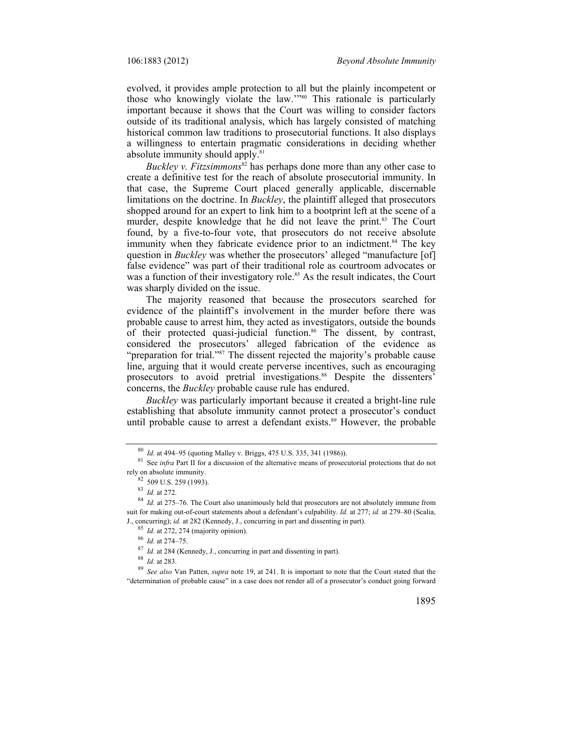evolved, it provides ample protection to all but the plainly incompetent or those who knowingly violate the law.'"[80] This rationale is particularly important because it shows that the Court was willing to consider factors outside of its traditional analysis, which has largely consisted of matching historical common law traditions to prosecutorial functions. It also displays a willingness to entertain pragmatic considerations in deciding whether absolute immunity should apply.[81]

*Buckley v. Fitzsimmons*[82] has perhaps done more than any other case to create a definitive test for the reach of absolute prosecutorial immunity. In that case, the Supreme Court placed generally applicable, discernable limitations on the doctrine. In *Buckley*, the plaintiff alleged that prosecutors shopped around for an expert to link him to a bootprint left at the scene of a murder, despite knowledge that he did not leave the print.[83] The Court found, by a five-to-four vote, that prosecutors do not receive absolute immunity when they fabricate evidence prior to an indictment.[84] The key question in *Buckley* was whether the prosecutors' alleged "manufacture [of] false evidence" was part of their traditional role as courtroom advocates or was a function of their investigatory role.[85] As the result indicates, the Court was sharply divided on the issue.

The majority reasoned that because the prosecutors searched for evidence of the plaintiff's involvement in the murder before there was probable cause to arrest him, they acted as investigators, outside the bounds of their protected quasi-judicial function.[86] The dissent, by contrast, considered the prosecutors' alleged fabrication of the evidence as "preparation for trial."[87] The dissent rejected the majority's probable cause line, arguing that it would create perverse incentives, such as encouraging prosecutors to avoid pretrial investigations.[88] Despite the dissenters' concerns, the *Buckley* probable cause rule has endured.

*Buckley* was particularly important because it created a bright-line rule establishing that absolute immunity cannot protect a prosecutor's conduct until probable cause to arrest a defendant exists.[89] However, the probable

---

[80] *Id.* at 494–95 (quoting Malley v. Briggs, 475 U.S. 335, 341 (1986)).

[81] See *infra* Part II for a discussion of the alternative means of prosecutorial protections that do not rely on absolute immunity.

[82] 509 U.S. 259 (1993).

[83] *Id.* at 272.

[84] *Id.* at 275–76. The Court also unanimously held that prosecutors are not absolutely immune from suit for making out-of-court statements about a defendant's culpability. *Id.* at 277; *id.* at 279–80 (Scalia, J., concurring); *id.* at 282 (Kennedy, J., concurring in part and dissenting in part).

[85] *Id.* at 272, 274 (majority opinion).

[86] *Id.* at 274–75.

[87] *Id.* at 284 (Kennedy, J., concurring in part and dissenting in part).

[88] *Id.* at 283.

[89] *See also* Van Patten, *supra* note 19, at 241. It is important to note that the Court stated that the "determination of probable cause" in a case does not render all of a prosecutor's conduct going forward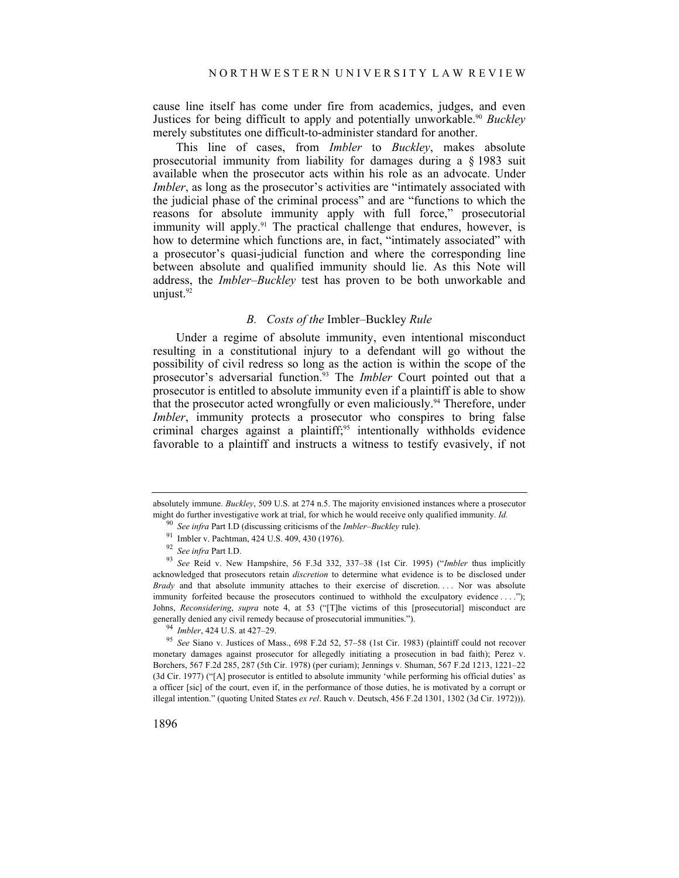cause line itself has come under fire from academics, judges, and even Justices for being difficult to apply and potentially unworkable.[90] *Buckley* merely substitutes one difficult-to-administer standard for another.

This line of cases, from *Imbler* to *Buckley*, makes absolute prosecutorial immunity from liability for damages during a § 1983 suit available when the prosecutor acts within his role as an advocate. Under *Imbler*, as long as the prosecutor's activities are "intimately associated with the judicial phase of the criminal process" and are "functions to which the reasons for absolute immunity apply with full force," prosecutorial immunity will apply.[91] The practical challenge that endures, however, is how to determine which functions are, in fact, "intimately associated" with a prosecutor's quasi-judicial function and where the corresponding line between absolute and qualified immunity should lie. As this Note will address, the *Imbler–Buckley* test has proven to be both unworkable and unjust.[92]

### *B. Costs of the* Imbler–Buckley *Rule*

Under a regime of absolute immunity, even intentional misconduct resulting in a constitutional injury to a defendant will go without the possibility of civil redress so long as the action is within the scope of the prosecutor's adversarial function.[93] The *Imbler* Court pointed out that a prosecutor is entitled to absolute immunity even if a plaintiff is able to show that the prosecutor acted wrongfully or even maliciously.[94] Therefore, under *Imbler*, immunity protects a prosecutor who conspires to bring false criminal charges against a plaintiff;[95] intentionally withholds evidence favorable to a plaintiff and instructs a witness to testify evasively, if not

---

absolutely immune. *Buckley*, 509 U.S. at 274 n.5. The majority envisioned instances where a prosecutor might do further investigative work at trial, for which he would receive only qualified immunity. *Id.*

[90] *See infra* Part I.D (discussing criticisms of the *Imbler–Buckley* rule).

[91] Imbler v. Pachtman, 424 U.S. 409, 430 (1976).

[92] *See infra* Part I.D.

[93] *See* Reid v. New Hampshire, 56 F.3d 332, 337–38 (1st Cir. 1995) ("*Imbler* thus implicitly acknowledged that prosecutors retain *discretion* to determine what evidence is to be disclosed under *Brady* and that absolute immunity attaches to their exercise of discretion. . . . Nor was absolute immunity forfeited because the prosecutors continued to withhold the exculpatory evidence . . . ."); Johns, *Reconsidering*, *supra* note 4, at 53 ("[T]he victims of this [prosecutorial] misconduct are generally denied any civil remedy because of prosecutorial immunities.").

[94] *Imbler*, 424 U.S. at 427–29.

[95] *See* Siano v. Justices of Mass., 698 F.2d 52, 57–58 (1st Cir. 1983) (plaintiff could not recover monetary damages against prosecutor for allegedly initiating a prosecution in bad faith); Perez v. Borchers, 567 F.2d 285, 287 (5th Cir. 1978) (per curiam); Jennings v. Shuman, 567 F.2d 1213, 1221–22 (3d Cir. 1977) ("[A] prosecutor is entitled to absolute immunity 'while performing his official duties' as a officer [sic] of the court, even if, in the performance of those duties, he is motivated by a corrupt or illegal intention." (quoting United States *ex rel*. Rauch v. Deutsch, 456 F.2d 1301, 1302 (3d Cir. 1972))).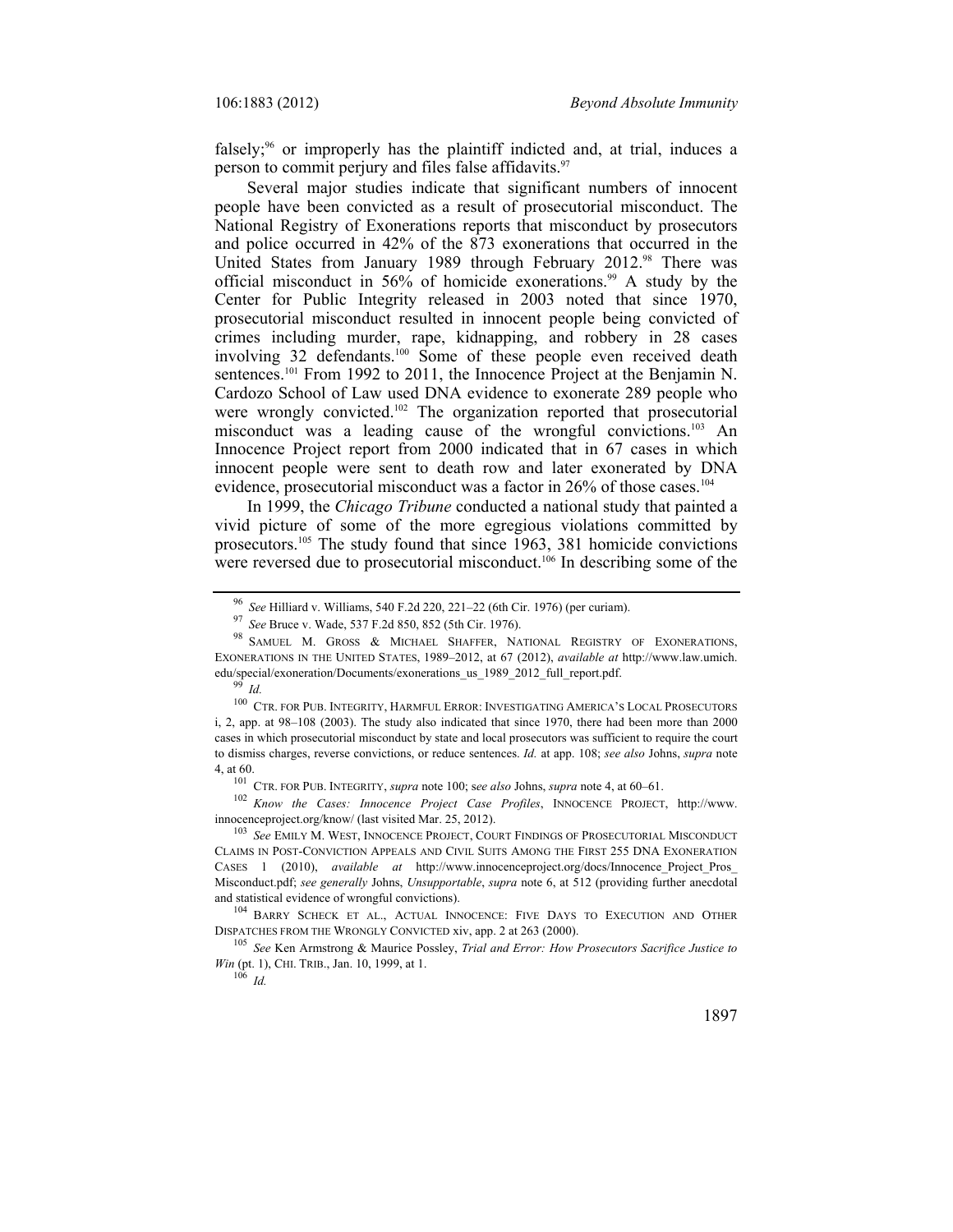falsely;[96] or improperly has the plaintiff indicted and, at trial, induces a person to commit perjury and files false affidavits.[97]

Several major studies indicate that significant numbers of innocent people have been convicted as a result of prosecutorial misconduct. The National Registry of Exonerations reports that misconduct by prosecutors and police occurred in 42% of the 873 exonerations that occurred in the United States from January 1989 through February 2012.[98] There was official misconduct in 56% of homicide exonerations.[99] A study by the Center for Public Integrity released in 2003 noted that since 1970, prosecutorial misconduct resulted in innocent people being convicted of crimes including murder, rape, kidnapping, and robbery in 28 cases involving 32 defendants.[100] Some of these people even received death sentences.[101] From 1992 to 2011, the Innocence Project at the Benjamin N. Cardozo School of Law used DNA evidence to exonerate 289 people who were wrongly convicted.[102] The organization reported that prosecutorial misconduct was a leading cause of the wrongful convictions.[103] An Innocence Project report from 2000 indicated that in 67 cases in which innocent people were sent to death row and later exonerated by DNA evidence, prosecutorial misconduct was a factor in 26% of those cases.[104]

In 1999, the *Chicago Tribune* conducted a national study that painted a vivid picture of some of the more egregious violations committed by prosecutors.[105] The study found that since 1963, 381 homicide convictions were reversed due to prosecutorial misconduct.[106] In describing some of the

---

[96] *See* Hilliard v. Williams, 540 F.2d 220, 221–22 (6th Cir. 1976) (per curiam).

[97] *See* Bruce v. Wade, 537 F.2d 850, 852 (5th Cir. 1976).

[98] SAMUEL M. GROSS & MICHAEL SHAFFER, NATIONAL REGISTRY OF EXONERATIONS, EXONERATIONS IN THE UNITED STATES, 1989–2012, at 67 (2012), *available at* http://www.law.umich.edu/special/exoneration/Documents/exonerations_us_1989_2012_full_report.pdf.

[99] *Id.*

[100] CTR. FOR PUB. INTEGRITY, HARMFUL ERROR: INVESTIGATING AMERICA'S LOCAL PROSECUTORS i, 2, app. at 98–108 (2003). The study also indicated that since 1970, there had been more than 2000 cases in which prosecutorial misconduct by state and local prosecutors was sufficient to require the court to dismiss charges, reverse convictions, or reduce sentences. *Id.* at app. 108; *see also* Johns, *supra* note 4, at 60.

[101] CTR. FOR PUB. INTEGRITY, *supra* note 100; s*ee also* Johns, *supra* note 4, at 60–61.

[102] *Know the Cases: Innocence Project Case Profiles*, INNOCENCE PROJECT, http://www.innocenceproject.org/know/ (last visited Mar. 25, 2012).

[103] *See* EMILY M. WEST, INNOCENCE PROJECT, COURT FINDINGS OF PROSECUTORIAL MISCONDUCT CLAIMS IN POST-CONVICTION APPEALS AND CIVIL SUITS AMONG THE FIRST 255 DNA EXONERATION CASES 1 (2010), *available at* http://www.innocenceproject.org/docs/Innocence_Project_Pros_Misconduct.pdf; *see generally* Johns, *Unsupportable*, *supra* note 6, at 512 (providing further anecdotal and statistical evidence of wrongful convictions).

[104] BARRY SCHECK ET AL., ACTUAL INNOCENCE: FIVE DAYS TO EXECUTION AND OTHER DISPATCHES FROM THE WRONGLY CONVICTED xiv, app. 2 at 263 (2000).

[105] *See* Ken Armstrong & Maurice Possley, *Trial and Error: How Prosecutors Sacrifice Justice to Win* (pt. 1), CHI. TRIB., Jan. 10, 1999, at 1.

[106] *Id.*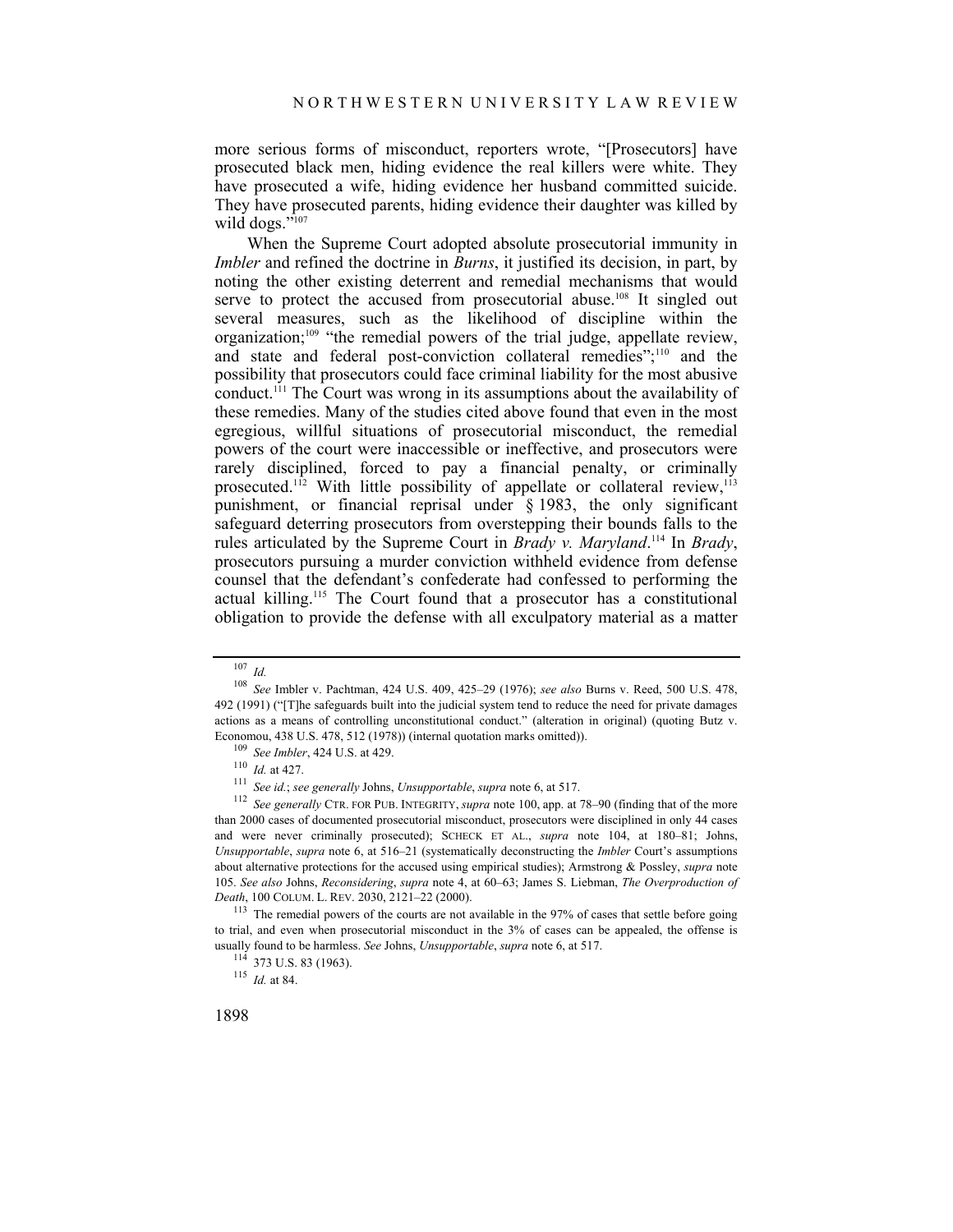more serious forms of misconduct, reporters wrote, "[Prosecutors] have prosecuted black men, hiding evidence the real killers were white. They have prosecuted a wife, hiding evidence her husband committed suicide. They have prosecuted parents, hiding evidence their daughter was killed by wild dogs."[107]

When the Supreme Court adopted absolute prosecutorial immunity in *Imbler* and refined the doctrine in *Burns*, it justified its decision, in part, by noting the other existing deterrent and remedial mechanisms that would serve to protect the accused from prosecutorial abuse.[108] It singled out several measures, such as the likelihood of discipline within the organization;[109] "the remedial powers of the trial judge, appellate review, and state and federal post-conviction collateral remedies";[110] and the possibility that prosecutors could face criminal liability for the most abusive conduct.[111] The Court was wrong in its assumptions about the availability of these remedies. Many of the studies cited above found that even in the most egregious, willful situations of prosecutorial misconduct, the remedial powers of the court were inaccessible or ineffective, and prosecutors were rarely disciplined, forced to pay a financial penalty, or criminally prosecuted.[112] With little possibility of appellate or collateral review,[113] punishment, or financial reprisal under § 1983, the only significant safeguard deterring prosecutors from overstepping their bounds falls to the rules articulated by the Supreme Court in *Brady v. Maryland*.[114] In *Brady*, prosecutors pursuing a murder conviction withheld evidence from defense counsel that the defendant's confederate had confessed to performing the actual killing.[115] The Court found that a prosecutor has a constitutional obligation to provide the defense with all exculpatory material as a matter

---

[107] *Id.*

[108] *See* Imbler v. Pachtman, 424 U.S. 409, 425–29 (1976); *see also* Burns v. Reed, 500 U.S. 478, 492 (1991) ("[T]he safeguards built into the judicial system tend to reduce the need for private damages actions as a means of controlling unconstitutional conduct." (alteration in original) (quoting Butz v. Economou, 438 U.S. 478, 512 (1978)) (internal quotation marks omitted)).

[109] *See Imbler*, 424 U.S. at 429.

[110] *Id.* at 427.

[111] *See id.*; *see generally* Johns, *Unsupportable*, *supra* note 6, at 517.

[112] *See generally* CTR. FOR PUB. INTEGRITY, *supra* note 100, app. at 78–90 (finding that of the more than 2000 cases of documented prosecutorial misconduct, prosecutors were disciplined in only 44 cases and were never criminally prosecuted); SCHECK ET AL., *supra* note 104, at 180–81; Johns, *Unsupportable*, *supra* note 6, at 516–21 (systematically deconstructing the *Imbler* Court's assumptions about alternative protections for the accused using empirical studies); Armstrong & Possley, *supra* note 105. *See also* Johns, *Reconsidering*, *supra* note 4, at 60–63; James S. Liebman, *The Overproduction of Death*, 100 COLUM. L. REV. 2030, 2121–22 (2000).

[113] The remedial powers of the courts are not available in the 97% of cases that settle before going to trial, and even when prosecutorial misconduct in the 3% of cases can be appealed, the offense is usually found to be harmless. *See* Johns, *Unsupportable*, *supra* note 6, at 517.

[114] 373 U.S. 83 (1963).

[115] *Id.* at 84.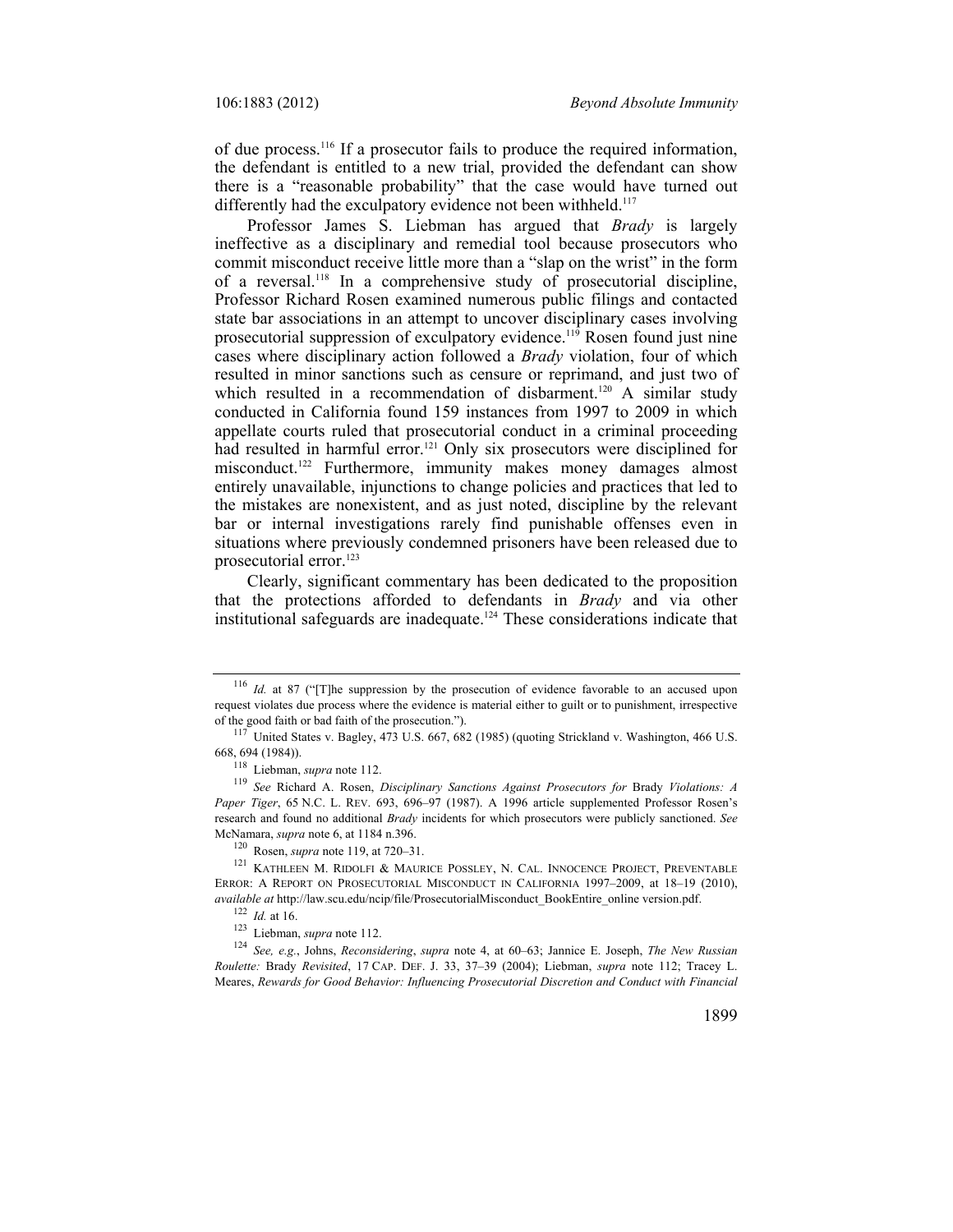of due process.[116] If a prosecutor fails to produce the required information, the defendant is entitled to a new trial, provided the defendant can show there is a "reasonable probability" that the case would have turned out differently had the exculpatory evidence not been withheld.[117]

Professor James S. Liebman has argued that *Brady* is largely ineffective as a disciplinary and remedial tool because prosecutors who commit misconduct receive little more than a "slap on the wrist" in the form of a reversal.[118] In a comprehensive study of prosecutorial discipline, Professor Richard Rosen examined numerous public filings and contacted state bar associations in an attempt to uncover disciplinary cases involving prosecutorial suppression of exculpatory evidence.[119] Rosen found just nine cases where disciplinary action followed a *Brady* violation, four of which resulted in minor sanctions such as censure or reprimand, and just two of which resulted in a recommendation of disbarment.[120] A similar study conducted in California found 159 instances from 1997 to 2009 in which appellate courts ruled that prosecutorial conduct in a criminal proceeding had resulted in harmful error.[121] Only six prosecutors were disciplined for misconduct.[122] Furthermore, immunity makes money damages almost entirely unavailable, injunctions to change policies and practices that led to the mistakes are nonexistent, and as just noted, discipline by the relevant bar or internal investigations rarely find punishable offenses even in situations where previously condemned prisoners have been released due to prosecutorial error.[123]

Clearly, significant commentary has been dedicated to the proposition that the protections afforded to defendants in *Brady* and via other institutional safeguards are inadequate.[124] These considerations indicate that

---

[116] *Id.* at 87 ("[T]he suppression by the prosecution of evidence favorable to an accused upon request violates due process where the evidence is material either to guilt or to punishment, irrespective of the good faith or bad faith of the prosecution.").

[117] United States v. Bagley, 473 U.S. 667, 682 (1985) (quoting Strickland v. Washington, 466 U.S. 668, 694 (1984)).

[118] Liebman, *supra* note 112.

[119] *See* Richard A. Rosen, *Disciplinary Sanctions Against Prosecutors for* Brady *Violations: A Paper Tiger*, 65 N.C. L. REV. 693, 696–97 (1987). A 1996 article supplemented Professor Rosen's research and found no additional *Brady* incidents for which prosecutors were publicly sanctioned. *See* McNamara, *supra* note 6, at 1184 n.396.

[120] Rosen, *supra* note 119, at 720–31.

[121] KATHLEEN M. RIDOLFI & MAURICE POSSLEY, N. CAL. INNOCENCE PROJECT, PREVENTABLE ERROR: A REPORT ON PROSECUTORIAL MISCONDUCT IN CALIFORNIA 1997–2009, at 18–19 (2010), *available at* http://law.scu.edu/ncip/file/ProsecutorialMisconduct_BookEntire_online version.pdf.

[122] *Id.* at 16.

[123] Liebman, *supra* note 112.

[124] *See, e.g.*, Johns, *Reconsidering*, *supra* note 4, at 60–63; Jannice E. Joseph, *The New Russian Roulette:* Brady *Revisited*, 17 CAP. DEF. J. 33, 37–39 (2004); Liebman, *supra* note 112; Tracey L. Meares, *Rewards for Good Behavior: Influencing Prosecutorial Discretion and Conduct with Financial*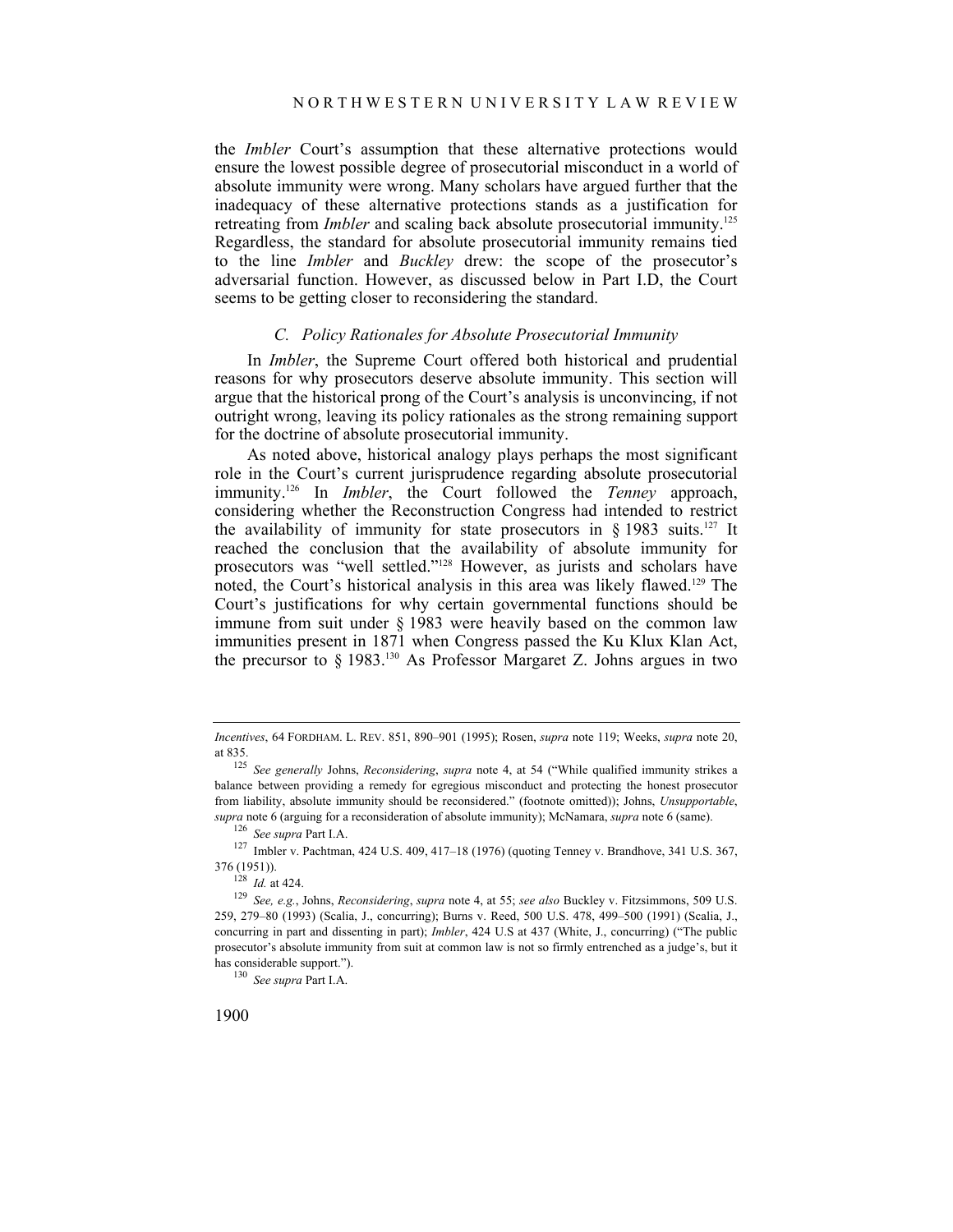the *Imbler* Court's assumption that these alternative protections would ensure the lowest possible degree of prosecutorial misconduct in a world of absolute immunity were wrong. Many scholars have argued further that the inadequacy of these alternative protections stands as a justification for retreating from *Imbler* and scaling back absolute prosecutorial immunity.[125] Regardless, the standard for absolute prosecutorial immunity remains tied to the line *Imbler* and *Buckley* drew: the scope of the prosecutor's adversarial function. However, as discussed below in Part I.D, the Court seems to be getting closer to reconsidering the standard.

### *C. Policy Rationales for Absolute Prosecutorial Immunity*

In *Imbler*, the Supreme Court offered both historical and prudential reasons for why prosecutors deserve absolute immunity. This section will argue that the historical prong of the Court's analysis is unconvincing, if not outright wrong, leaving its policy rationales as the strong remaining support for the doctrine of absolute prosecutorial immunity.

As noted above, historical analogy plays perhaps the most significant role in the Court's current jurisprudence regarding absolute prosecutorial immunity.[126] In *Imbler*, the Court followed the *Tenney* approach, considering whether the Reconstruction Congress had intended to restrict the availability of immunity for state prosecutors in § 1983 suits.[127] It reached the conclusion that the availability of absolute immunity for prosecutors was "well settled."[128] However, as jurists and scholars have noted, the Court's historical analysis in this area was likely flawed.[129] The Court's justifications for why certain governmental functions should be immune from suit under § 1983 were heavily based on the common law immunities present in 1871 when Congress passed the Ku Klux Klan Act, the precursor to § 1983.[130] As Professor Margaret Z. Johns argues in two

---

*Incentives*, 64 FORDHAM. L. REV. 851, 890–901 (1995); Rosen, *supra* note 119; Weeks, *supra* note 20, at 835.

[125] *See generally* Johns, *Reconsidering*, *supra* note 4, at 54 ("While qualified immunity strikes a balance between providing a remedy for egregious misconduct and protecting the honest prosecutor from liability, absolute immunity should be reconsidered." (footnote omitted)); Johns, *Unsupportable*, *supra* note 6 (arguing for a reconsideration of absolute immunity); McNamara, *supra* note 6 (same).

[126] *See supra* Part I.A.

[127] Imbler v. Pachtman, 424 U.S. 409, 417–18 (1976) (quoting Tenney v. Brandhove, 341 U.S. 367, 376 (1951)).

[128] *Id.* at 424.

[129] *See, e.g.*, Johns, *Reconsidering*, *supra* note 4, at 55; *see also* Buckley v. Fitzsimmons, 509 U.S. 259, 279–80 (1993) (Scalia, J., concurring); Burns v. Reed, 500 U.S. 478, 499–500 (1991) (Scalia, J., concurring in part and dissenting in part); *Imbler*, 424 U.S at 437 (White, J., concurring) ("The public prosecutor's absolute immunity from suit at common law is not so firmly entrenched as a judge's, but it has considerable support.").

[130] *See supra* Part I.A.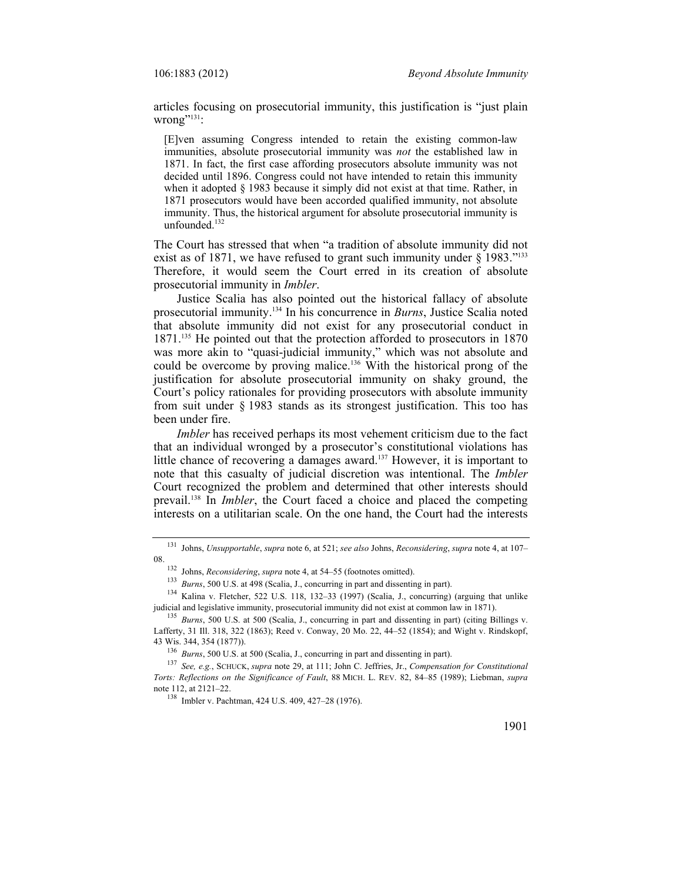articles focusing on prosecutorial immunity, this justification is "just plain wrong"[131]:

> [E]ven assuming Congress intended to retain the existing common-law immunities, absolute prosecutorial immunity was *not* the established law in 1871. In fact, the first case affording prosecutors absolute immunity was not decided until 1896. Congress could not have intended to retain this immunity when it adopted § 1983 because it simply did not exist at that time. Rather, in 1871 prosecutors would have been accorded qualified immunity, not absolute immunity. Thus, the historical argument for absolute prosecutorial immunity is unfounded.[132]

The Court has stressed that when "a tradition of absolute immunity did not exist as of 1871, we have refused to grant such immunity under § 1983."[133] Therefore, it would seem the Court erred in its creation of absolute prosecutorial immunity in *Imbler*.

Justice Scalia has also pointed out the historical fallacy of absolute prosecutorial immunity.[134] In his concurrence in *Burns*, Justice Scalia noted that absolute immunity did not exist for any prosecutorial conduct in 1871.[135] He pointed out that the protection afforded to prosecutors in 1870 was more akin to "quasi-judicial immunity," which was not absolute and could be overcome by proving malice.[136] With the historical prong of the justification for absolute prosecutorial immunity on shaky ground, the Court's policy rationales for providing prosecutors with absolute immunity from suit under § 1983 stands as its strongest justification. This too has been under fire.

*Imbler* has received perhaps its most vehement criticism due to the fact that an individual wronged by a prosecutor's constitutional violations has little chance of recovering a damages award.[137] However, it is important to note that this casualty of judicial discretion was intentional. The *Imbler* Court recognized the problem and determined that other interests should prevail.[138] In *Imbler*, the Court faced a choice and placed the competing interests on a utilitarian scale. On the one hand, the Court had the interests

---

[131] Johns, *Unsupportable*, *supra* note 6, at 521; *see also* Johns, *Reconsidering*, *supra* note 4, at 107–08.

[132] Johns, *Reconsidering*, *supra* note 4, at 54–55 (footnotes omitted).

[133] *Burns*, 500 U.S. at 498 (Scalia, J., concurring in part and dissenting in part).

[134] Kalina v. Fletcher, 522 U.S. 118, 132–33 (1997) (Scalia, J., concurring) (arguing that unlike judicial and legislative immunity, prosecutorial immunity did not exist at common law in 1871).

[135] *Burns*, 500 U.S. at 500 (Scalia, J., concurring in part and dissenting in part) (citing Billings v. Lafferty, 31 Ill. 318, 322 (1863); Reed v. Conway, 20 Mo. 22, 44–52 (1854); and Wight v. Rindskopf, 43 Wis. 344, 354 (1877)).

[136] *Burns*, 500 U.S. at 500 (Scalia, J., concurring in part and dissenting in part).

[137] *See, e.g.*, SCHUCK, *supra* note 29, at 111; John C. Jeffries, Jr., *Compensation for Constitutional Torts: Reflections on the Significance of Fault*, 88 MICH. L. REV. 82, 84–85 (1989); Liebman, *supra* note 112, at 2121–22.

[138] Imbler v. Pachtman, 424 U.S. 409, 427–28 (1976).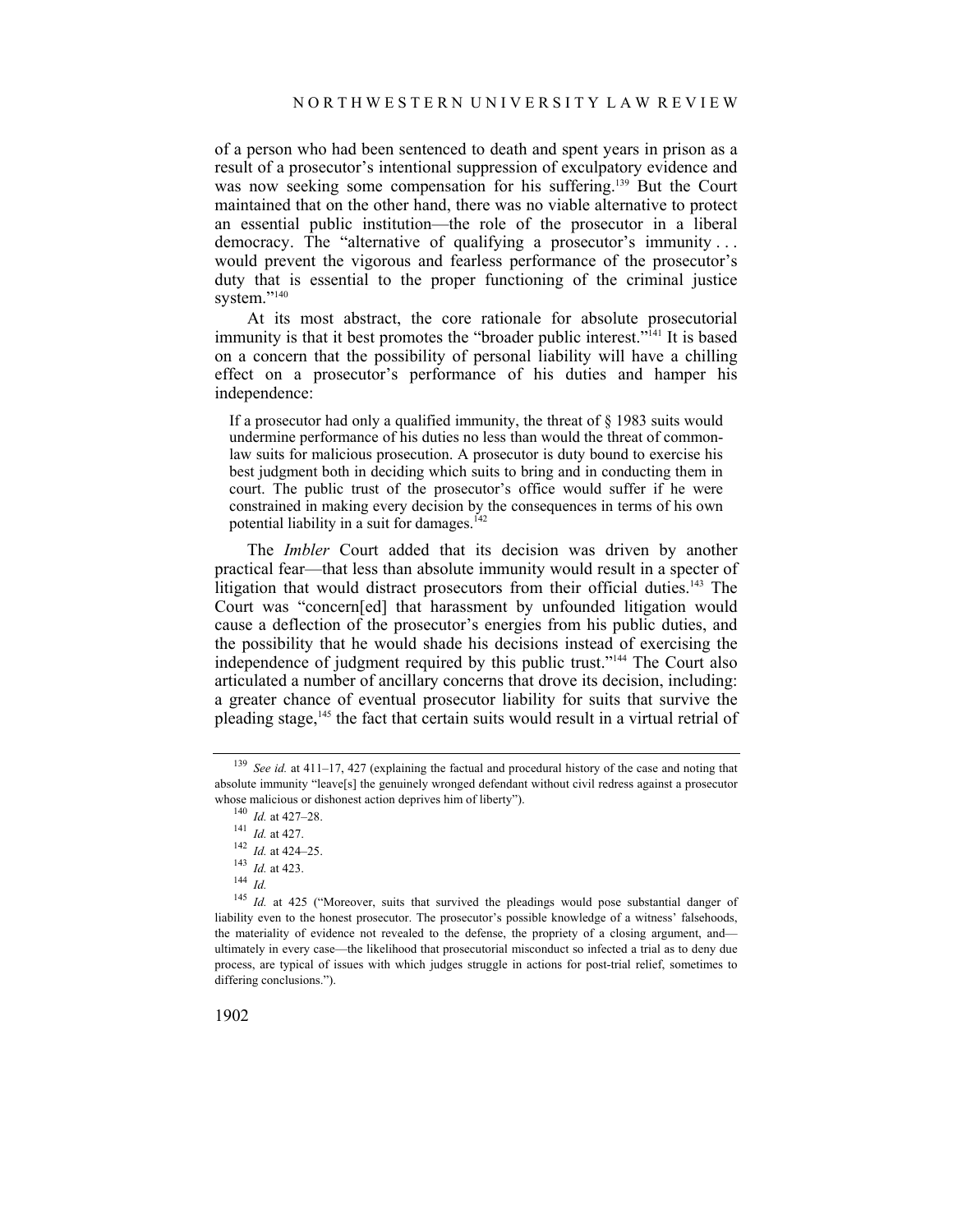of a person who had been sentenced to death and spent years in prison as a result of a prosecutor's intentional suppression of exculpatory evidence and was now seeking some compensation for his suffering.[139] But the Court maintained that on the other hand, there was no viable alternative to protect an essential public institution—the role of the prosecutor in a liberal democracy. The "alternative of qualifying a prosecutor's immunity . . . would prevent the vigorous and fearless performance of the prosecutor's duty that is essential to the proper functioning of the criminal justice system."[140]

At its most abstract, the core rationale for absolute prosecutorial immunity is that it best promotes the "broader public interest."[141] It is based on a concern that the possibility of personal liability will have a chilling effect on a prosecutor's performance of his duties and hamper his independence:

> If a prosecutor had only a qualified immunity, the threat of § 1983 suits would undermine performance of his duties no less than would the threat of common-law suits for malicious prosecution. A prosecutor is duty bound to exercise his best judgment both in deciding which suits to bring and in conducting them in court. The public trust of the prosecutor's office would suffer if he were constrained in making every decision by the consequences in terms of his own potential liability in a suit for damages.[142]

The *Imbler* Court added that its decision was driven by another practical fear—that less than absolute immunity would result in a specter of litigation that would distract prosecutors from their official duties.[143] The Court was "concern[ed] that harassment by unfounded litigation would cause a deflection of the prosecutor's energies from his public duties, and the possibility that he would shade his decisions instead of exercising the independence of judgment required by this public trust."[144] The Court also articulated a number of ancillary concerns that drove its decision, including: a greater chance of eventual prosecutor liability for suits that survive the pleading stage,[145] the fact that certain suits would result in a virtual retrial of

---

[139] *See id.* at 411–17, 427 (explaining the factual and procedural history of the case and noting that absolute immunity "leave[s] the genuinely wronged defendant without civil redress against a prosecutor whose malicious or dishonest action deprives him of liberty").

[140] *Id.* at 427–28.

[141] *Id.* at 427.

[142] *Id.* at 424–25.

[143] *Id.* at 423.

[144] *Id.*

[145] *Id.* at 425 ("Moreover, suits that survived the pleadings would pose substantial danger of liability even to the honest prosecutor. The prosecutor's possible knowledge of a witness' falsehoods, the materiality of evidence not revealed to the defense, the propriety of a closing argument, and—ultimately in every case—the likelihood that prosecutorial misconduct so infected a trial as to deny due process, are typical of issues with which judges struggle in actions for post-trial relief, sometimes to differing conclusions.").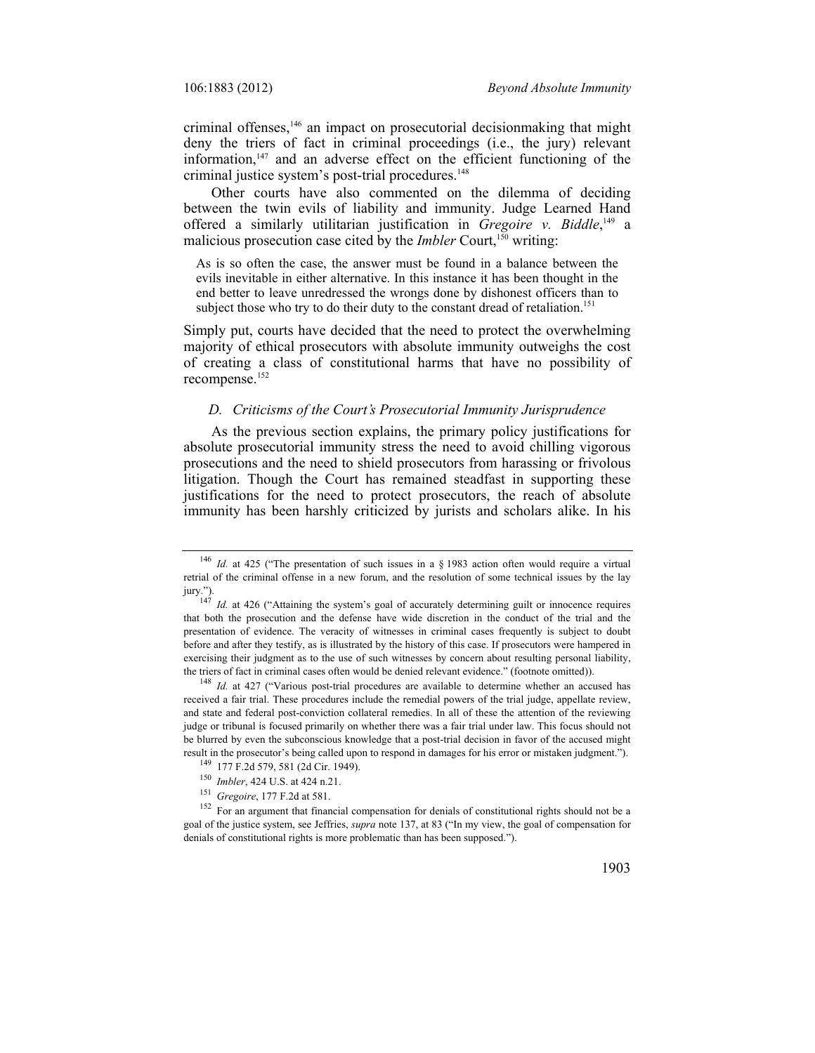criminal offenses,[146] an impact on prosecutorial decisionmaking that might deny the triers of fact in criminal proceedings (i.e., the jury) relevant information,[147] and an adverse effect on the efficient functioning of the criminal justice system's post-trial procedures.[148]

Other courts have also commented on the dilemma of deciding between the twin evils of liability and immunity. Judge Learned Hand offered a similarly utilitarian justification in *Gregoire v. Biddle*,[149] a malicious prosecution case cited by the *Imbler* Court,[150] writing:

> As is so often the case, the answer must be found in a balance between the evils inevitable in either alternative. In this instance it has been thought in the end better to leave unredressed the wrongs done by dishonest officers than to subject those who try to do their duty to the constant dread of retaliation.[151]

Simply put, courts have decided that the need to protect the overwhelming majority of ethical prosecutors with absolute immunity outweighs the cost of creating a class of constitutional harms that have no possibility of recompense.[152]

### *D. Criticisms of the Court's Prosecutorial Immunity Jurisprudence*

As the previous section explains, the primary policy justifications for absolute prosecutorial immunity stress the need to avoid chilling vigorous prosecutions and the need to shield prosecutors from harassing or frivolous litigation. Though the Court has remained steadfast in supporting these justifications for the need to protect prosecutors, the reach of absolute immunity has been harshly criticized by jurists and scholars alike. In his

---

[146] *Id.* at 425 ("The presentation of such issues in a § 1983 action often would require a virtual retrial of the criminal offense in a new forum, and the resolution of some technical issues by the lay jury.").

[147] *Id.* at 426 ("Attaining the system's goal of accurately determining guilt or innocence requires that both the prosecution and the defense have wide discretion in the conduct of the trial and the presentation of evidence. The veracity of witnesses in criminal cases frequently is subject to doubt before and after they testify, as is illustrated by the history of this case. If prosecutors were hampered in exercising their judgment as to the use of such witnesses by concern about resulting personal liability, the triers of fact in criminal cases often would be denied relevant evidence." (footnote omitted)).

[148] *Id.* at 427 ("Various post-trial procedures are available to determine whether an accused has received a fair trial. These procedures include the remedial powers of the trial judge, appellate review, and state and federal post-conviction collateral remedies. In all of these the attention of the reviewing judge or tribunal is focused primarily on whether there was a fair trial under law. This focus should not be blurred by even the subconscious knowledge that a post-trial decision in favor of the accused might result in the prosecutor's being called upon to respond in damages for his error or mistaken judgment.").

[149] 177 F.2d 579, 581 (2d Cir. 1949).

[150] *Imbler*, 424 U.S. at 424 n.21.

[151] *Gregoire*, 177 F.2d at 581.

[152] For an argument that financial compensation for denials of constitutional rights should not be a goal of the justice system, see Jeffries, *supra* note 137, at 83 ("In my view, the goal of compensation for denials of constitutional rights is more problematic than has been supposed.").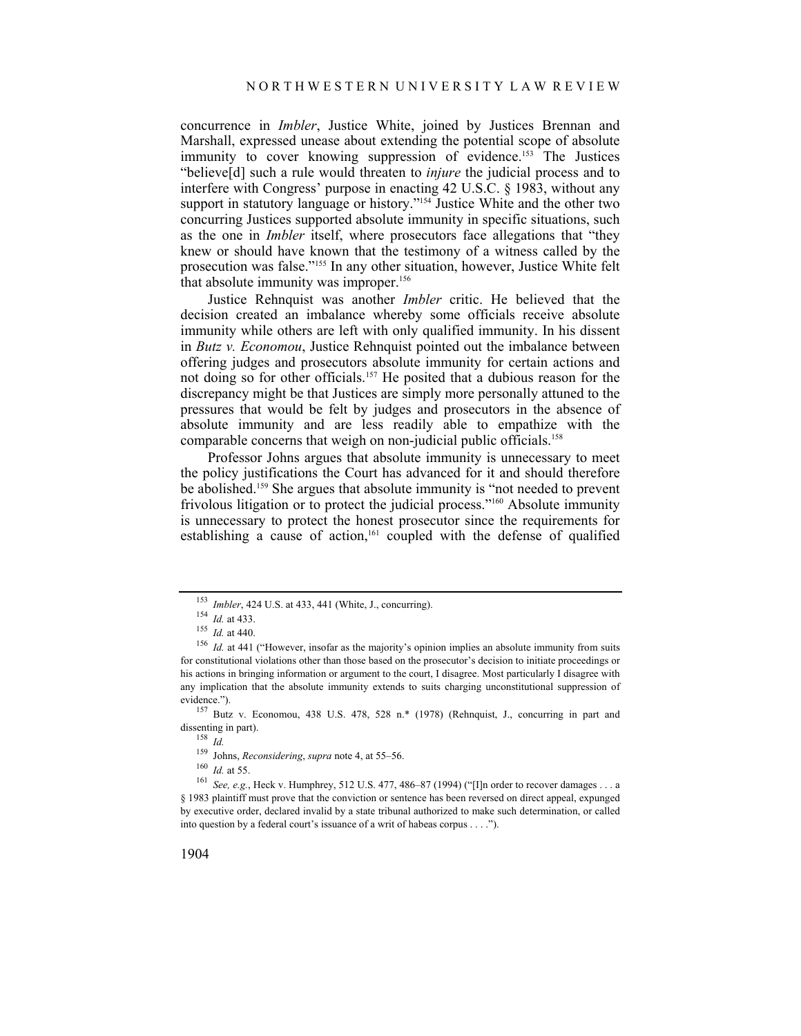concurrence in *Imbler*, Justice White, joined by Justices Brennan and Marshall, expressed unease about extending the potential scope of absolute immunity to cover knowing suppression of evidence.[153] The Justices "believe[d] such a rule would threaten to *injure* the judicial process and to interfere with Congress' purpose in enacting 42 U.S.C. § 1983, without any support in statutory language or history."[154] Justice White and the other two concurring Justices supported absolute immunity in specific situations, such as the one in *Imbler* itself, where prosecutors face allegations that "they knew or should have known that the testimony of a witness called by the prosecution was false."[155] In any other situation, however, Justice White felt that absolute immunity was improper.[156]

Justice Rehnquist was another *Imbler* critic. He believed that the decision created an imbalance whereby some officials receive absolute immunity while others are left with only qualified immunity. In his dissent in *Butz v. Economou*, Justice Rehnquist pointed out the imbalance between offering judges and prosecutors absolute immunity for certain actions and not doing so for other officials.[157] He posited that a dubious reason for the discrepancy might be that Justices are simply more personally attuned to the pressures that would be felt by judges and prosecutors in the absence of absolute immunity and are less readily able to empathize with the comparable concerns that weigh on non-judicial public officials.[158]

Professor Johns argues that absolute immunity is unnecessary to meet the policy justifications the Court has advanced for it and should therefore be abolished.[159] She argues that absolute immunity is "not needed to prevent frivolous litigation or to protect the judicial process."[160] Absolute immunity is unnecessary to protect the honest prosecutor since the requirements for establishing a cause of action,[161] coupled with the defense of qualified

---

[153] *Imbler*, 424 U.S. at 433, 441 (White, J., concurring).

[154] *Id.* at 433.

[155] *Id.* at 440.

[156] *Id.* at 441 ("However, insofar as the majority's opinion implies an absolute immunity from suits for constitutional violations other than those based on the prosecutor's decision to initiate proceedings or his actions in bringing information or argument to the court, I disagree. Most particularly I disagree with any implication that the absolute immunity extends to suits charging unconstitutional suppression of evidence.").

[157] Butz v. Economou, 438 U.S. 478, 528 n.* (1978) (Rehnquist, J., concurring in part and dissenting in part).

[158] *Id.*

[159] Johns, *Reconsidering*, *supra* note 4, at 55–56.

[160] *Id.* at 55.

[161] *See, e.g.*, Heck v. Humphrey, 512 U.S. 477, 486–87 (1994) ("[I]n order to recover damages . . . a § 1983 plaintiff must prove that the conviction or sentence has been reversed on direct appeal, expunged by executive order, declared invalid by a state tribunal authorized to make such determination, or called into question by a federal court's issuance of a writ of habeas corpus . . . .").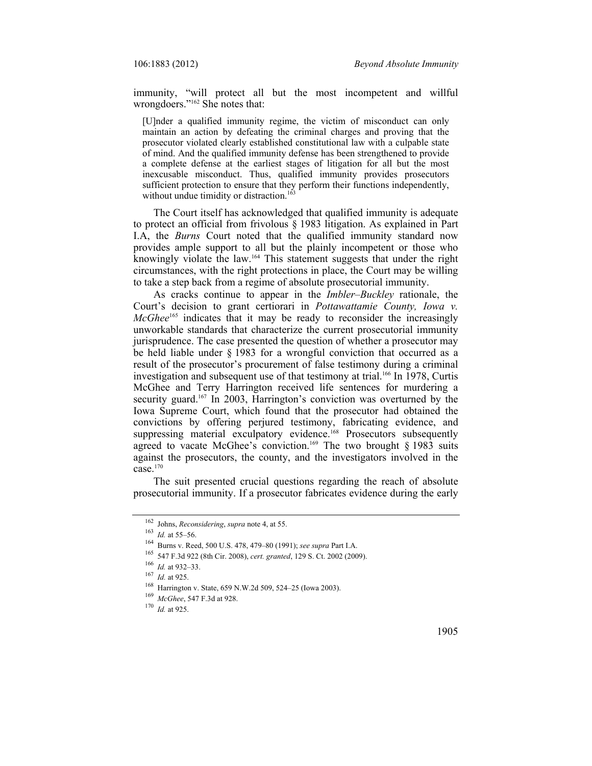immunity, "will protect all but the most incompetent and willful wrongdoers."[162] She notes that:

> [U]nder a qualified immunity regime, the victim of misconduct can only maintain an action by defeating the criminal charges and proving that the prosecutor violated clearly established constitutional law with a culpable state of mind. And the qualified immunity defense has been strengthened to provide a complete defense at the earliest stages of litigation for all but the most inexcusable misconduct. Thus, qualified immunity provides prosecutors sufficient protection to ensure that they perform their functions independently, without undue timidity or distraction.[163]

The Court itself has acknowledged that qualified immunity is adequate to protect an official from frivolous § 1983 litigation. As explained in Part I.A, the *Burns* Court noted that the qualified immunity standard now provides ample support to all but the plainly incompetent or those who knowingly violate the law.[164] This statement suggests that under the right circumstances, with the right protections in place, the Court may be willing to take a step back from a regime of absolute prosecutorial immunity.

As cracks continue to appear in the *Imbler–Buckley* rationale, the Court's decision to grant certiorari in *Pottawattamie County, Iowa v. McGhee*[165] indicates that it may be ready to reconsider the increasingly unworkable standards that characterize the current prosecutorial immunity jurisprudence. The case presented the question of whether a prosecutor may be held liable under § 1983 for a wrongful conviction that occurred as a result of the prosecutor's procurement of false testimony during a criminal investigation and subsequent use of that testimony at trial.[166] In 1978, Curtis McGhee and Terry Harrington received life sentences for murdering a security guard.[167] In 2003, Harrington's conviction was overturned by the Iowa Supreme Court, which found that the prosecutor had obtained the convictions by offering perjured testimony, fabricating evidence, and suppressing material exculpatory evidence.[168] Prosecutors subsequently agreed to vacate McGhee's conviction.[169] The two brought § 1983 suits against the prosecutors, the county, and the investigators involved in the case.[170]

The suit presented crucial questions regarding the reach of absolute prosecutorial immunity. If a prosecutor fabricates evidence during the early

---

[162] Johns, *Reconsidering*, *supra* note 4, at 55.

[163] *Id.* at 55–56.

[164] Burns v. Reed, 500 U.S. 478, 479–80 (1991); *see supra* Part I.A.

[165] 547 F.3d 922 (8th Cir. 2008), *cert. granted*, 129 S. Ct. 2002 (2009).

[166] *Id.* at 932–33.

[167] *Id.* at 925.

[168] Harrington v. State, 659 N.W.2d 509, 524–25 (Iowa 2003).

[169] *McGhee*, 547 F.3d at 928.

[170] *Id.* at 925.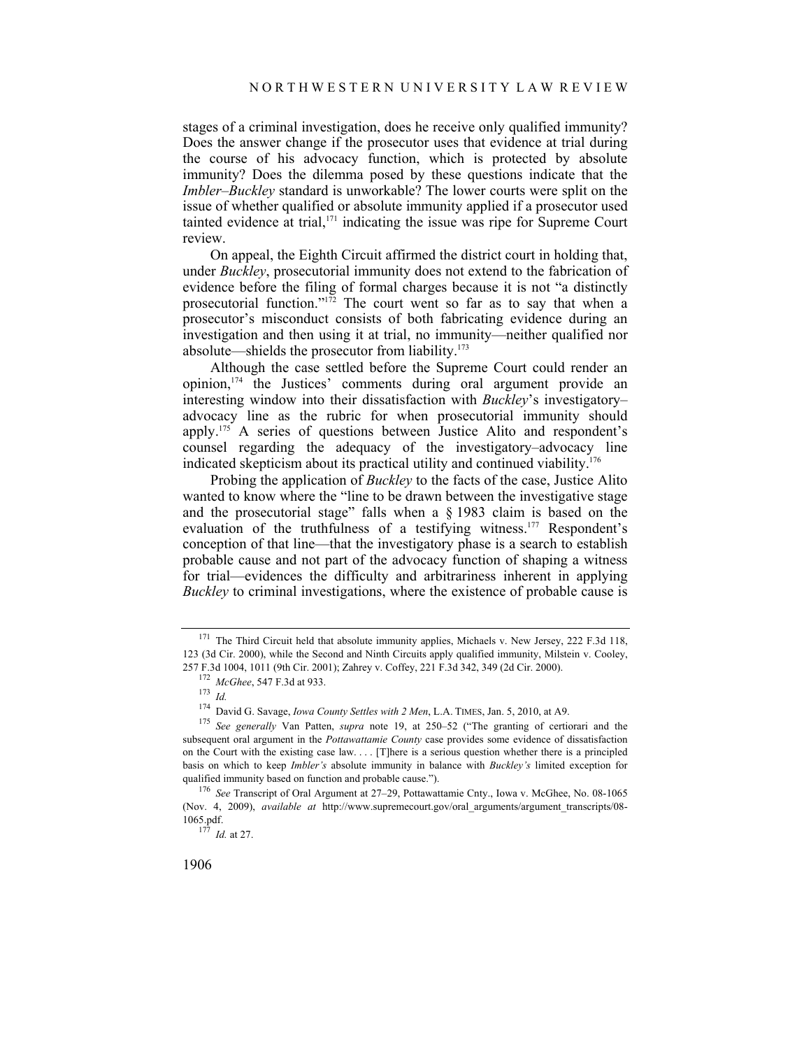stages of a criminal investigation, does he receive only qualified immunity? Does the answer change if the prosecutor uses that evidence at trial during the course of his advocacy function, which is protected by absolute immunity? Does the dilemma posed by these questions indicate that the *Imbler–Buckley* standard is unworkable? The lower courts were split on the issue of whether qualified or absolute immunity applied if a prosecutor used tainted evidence at trial,[171] indicating the issue was ripe for Supreme Court review.

On appeal, the Eighth Circuit affirmed the district court in holding that, under *Buckley*, prosecutorial immunity does not extend to the fabrication of evidence before the filing of formal charges because it is not "a distinctly prosecutorial function."[172] The court went so far as to say that when a prosecutor's misconduct consists of both fabricating evidence during an investigation and then using it at trial, no immunity—neither qualified nor absolute—shields the prosecutor from liability.[173]

Although the case settled before the Supreme Court could render an opinion,[174] the Justices' comments during oral argument provide an interesting window into their dissatisfaction with *Buckley*'s investigatory–advocacy line as the rubric for when prosecutorial immunity should apply.[175] A series of questions between Justice Alito and respondent's counsel regarding the adequacy of the investigatory–advocacy line indicated skepticism about its practical utility and continued viability.[176]

Probing the application of *Buckley* to the facts of the case, Justice Alito wanted to know where the "line to be drawn between the investigative stage and the prosecutorial stage" falls when a § 1983 claim is based on the evaluation of the truthfulness of a testifying witness.[177] Respondent's conception of that line—that the investigatory phase is a search to establish probable cause and not part of the advocacy function of shaping a witness for trial—evidences the difficulty and arbitrariness inherent in applying *Buckley* to criminal investigations, where the existence of probable cause is

---

[171] The Third Circuit held that absolute immunity applies, Michaels v. New Jersey, 222 F.3d 118, 123 (3d Cir. 2000), while the Second and Ninth Circuits apply qualified immunity, Milstein v. Cooley, 257 F.3d 1004, 1011 (9th Cir. 2001); Zahrey v. Coffey, 221 F.3d 342, 349 (2d Cir. 2000).

[172] *McGhee*, 547 F.3d at 933.

[173] *Id.*

[174] David G. Savage, *Iowa County Settles with 2 Men*, L.A. TIMES, Jan. 5, 2010, at A9.

[175] *See generally* Van Patten, *supra* note 19, at 250–52 ("The granting of certiorari and the subsequent oral argument in the *Pottawattamie County* case provides some evidence of dissatisfaction on the Court with the existing case law. . . . [T]here is a serious question whether there is a principled basis on which to keep *Imbler's* absolute immunity in balance with *Buckley's* limited exception for qualified immunity based on function and probable cause.").

[176] *See* Transcript of Oral Argument at 27–29, Pottawattamie Cnty., Iowa v. McGhee, No. 08-1065 (Nov. 4, 2009), *available at* http://www.supremecourt.gov/oral_arguments/argument_transcripts/08-1065.pdf.

[177] *Id.* at 27.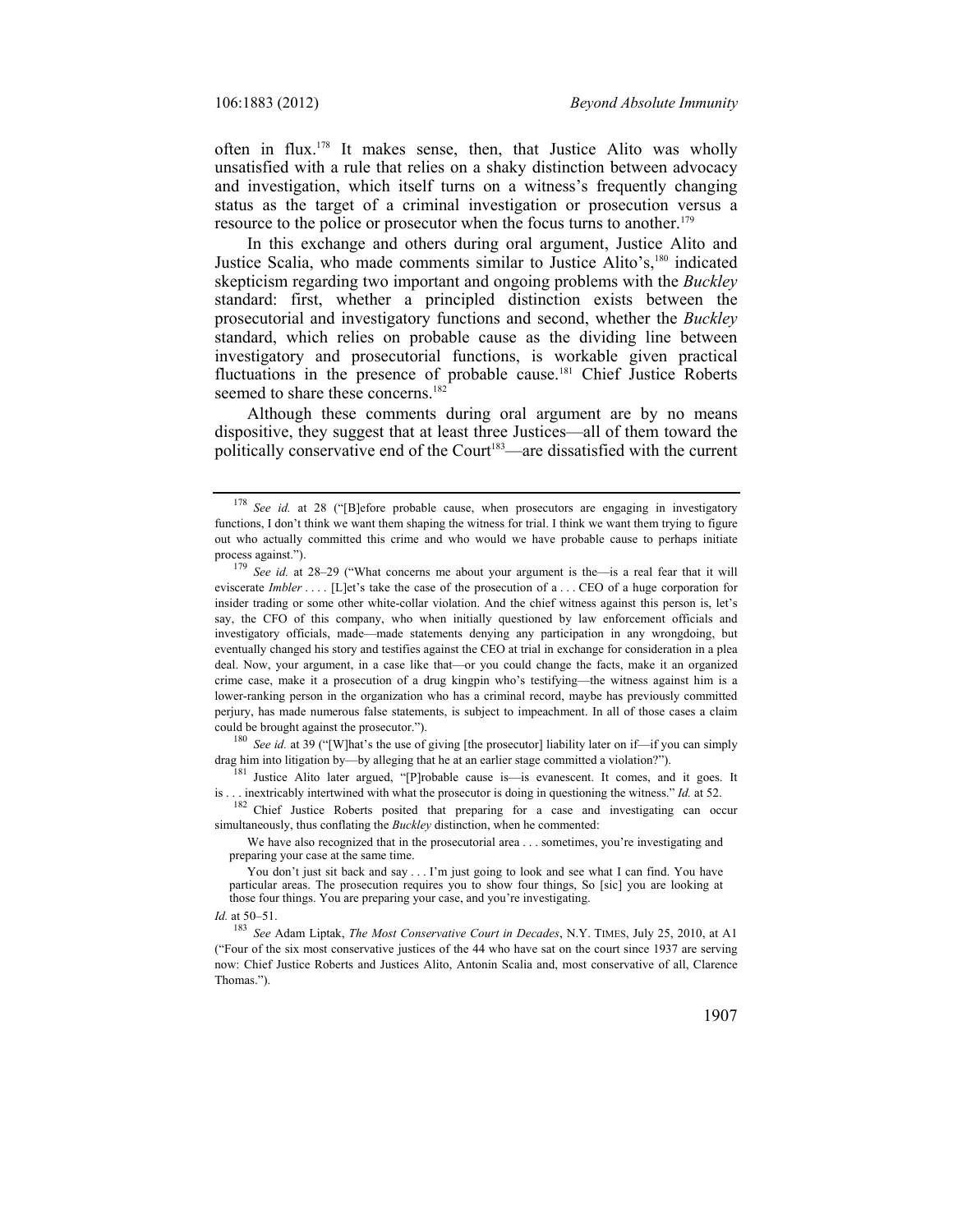often in flux.[178] It makes sense, then, that Justice Alito was wholly unsatisfied with a rule that relies on a shaky distinction between advocacy and investigation, which itself turns on a witness's frequently changing status as the target of a criminal investigation or prosecution versus a resource to the police or prosecutor when the focus turns to another.[179]

In this exchange and others during oral argument, Justice Alito and Justice Scalia, who made comments similar to Justice Alito's,[180] indicated skepticism regarding two important and ongoing problems with the *Buckley* standard: first, whether a principled distinction exists between the prosecutorial and investigatory functions and second, whether the *Buckley* standard, which relies on probable cause as the dividing line between investigatory and prosecutorial functions, is workable given practical fluctuations in the presence of probable cause.[181] Chief Justice Roberts seemed to share these concerns.[182]

Although these comments during oral argument are by no means dispositive, they suggest that at least three Justices—all of them toward the politically conservative end of the Court[183]—are dissatisfied with the current

---

[178] *See id.* at 28 ("[B]efore probable cause, when prosecutors are engaging in investigatory functions, I don't think we want them shaping the witness for trial. I think we want them trying to figure out who actually committed this crime and who would we have probable cause to perhaps initiate process against.").

[179] *See id.* at 28–29 ("What concerns me about your argument is the—is a real fear that it will eviscerate *Imbler* . . . . [L]et's take the case of the prosecution of a . . . CEO of a huge corporation for insider trading or some other white-collar violation. And the chief witness against this person is, let's say, the CFO of this company, who when initially questioned by law enforcement officials and investigatory officials, made—made statements denying any participation in any wrongdoing, but eventually changed his story and testifies against the CEO at trial in exchange for consideration in a plea deal. Now, your argument, in a case like that—or you could change the facts, make it an organized crime case, make it a prosecution of a drug kingpin who's testifying—the witness against him is a lower-ranking person in the organization who has a criminal record, maybe has previously committed perjury, has made numerous false statements, is subject to impeachment. In all of those cases a claim could be brought against the prosecutor.").

[180] *See id.* at 39 ("[W]hat's the use of giving [the prosecutor] liability later on if—if you can simply drag him into litigation by—by alleging that he at an earlier stage committed a violation?").

[181] Justice Alito later argued, "[P]robable cause is—is evanescent. It comes, and it goes. It is . . . inextricably intertwined with what the prosecutor is doing in questioning the witness." *Id.* at 52.

[182] Chief Justice Roberts posited that preparing for a case and investigating can occur simultaneously, thus conflating the *Buckley* distinction, when he commented:

> We have also recognized that in the prosecutorial area . . . sometimes, you're investigating and preparing your case at the same time.
>
> You don't just sit back and say . . . I'm just going to look and see what I can find. You have particular areas. The prosecution requires you to show four things, So [sic] you are looking at those four things. You are preparing your case, and you're investigating.

*Id.* at 50–51.

[183] *See* Adam Liptak, *The Most Conservative Court in Decades*, N.Y. TIMES, July 25, 2010, at A1 ("Four of the six most conservative justices of the 44 who have sat on the court since 1937 are serving now: Chief Justice Roberts and Justices Alito, Antonin Scalia and, most conservative of all, Clarence Thomas.").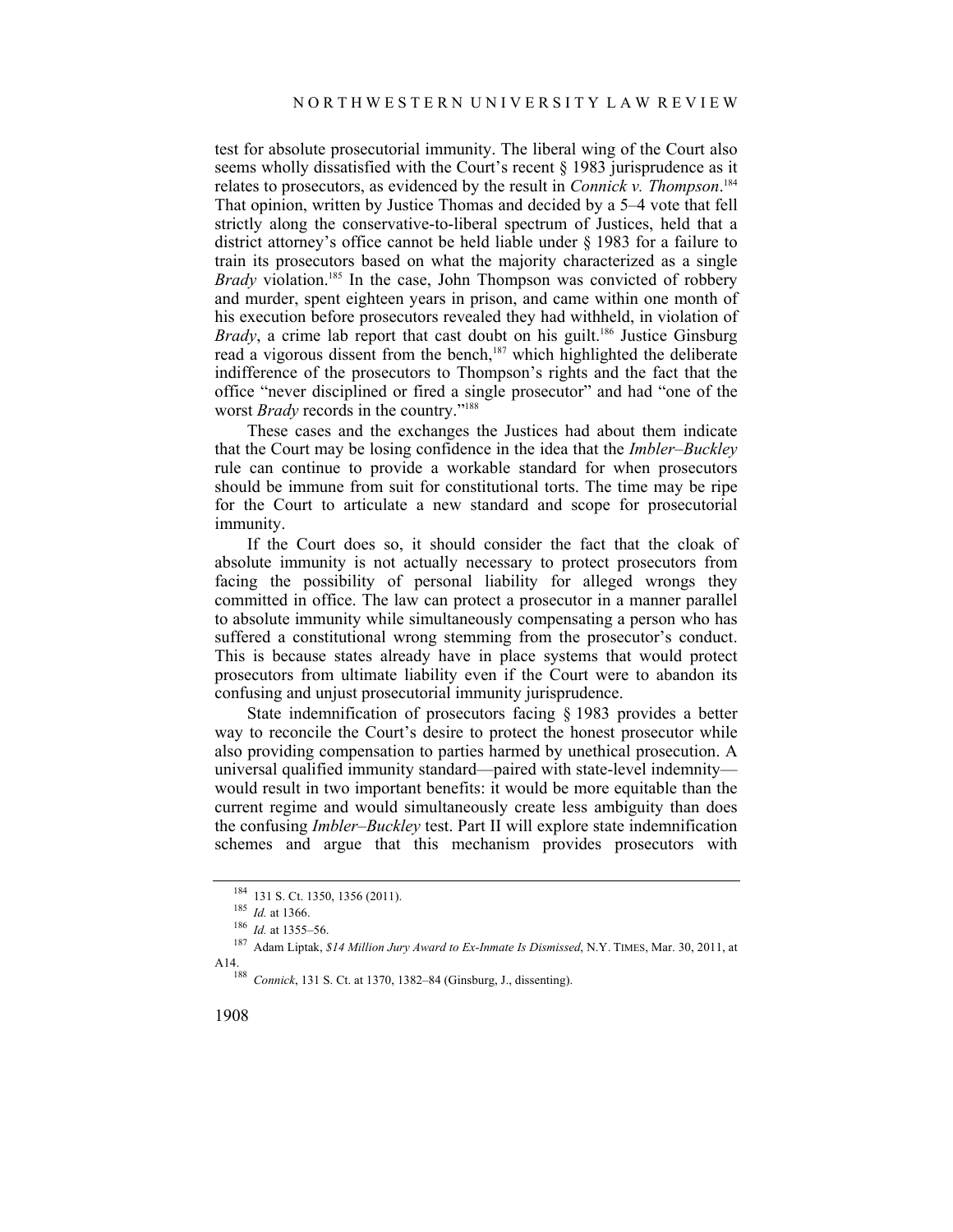test for absolute prosecutorial immunity. The liberal wing of the Court also seems wholly dissatisfied with the Court's recent § 1983 jurisprudence as it relates to prosecutors, as evidenced by the result in *Connick v. Thompson*.[184] That opinion, written by Justice Thomas and decided by a 5–4 vote that fell strictly along the conservative-to-liberal spectrum of Justices, held that a district attorney's office cannot be held liable under § 1983 for a failure to train its prosecutors based on what the majority characterized as a single *Brady* violation.[185] In the case, John Thompson was convicted of robbery and murder, spent eighteen years in prison, and came within one month of his execution before prosecutors revealed they had withheld, in violation of *Brady*, a crime lab report that cast doubt on his guilt.[186] Justice Ginsburg read a vigorous dissent from the bench,[187] which highlighted the deliberate indifference of the prosecutors to Thompson's rights and the fact that the office "never disciplined or fired a single prosecutor" and had "one of the worst *Brady* records in the country."[188]

These cases and the exchanges the Justices had about them indicate that the Court may be losing confidence in the idea that the *Imbler–Buckley* rule can continue to provide a workable standard for when prosecutors should be immune from suit for constitutional torts. The time may be ripe for the Court to articulate a new standard and scope for prosecutorial immunity.

If the Court does so, it should consider the fact that the cloak of absolute immunity is not actually necessary to protect prosecutors from facing the possibility of personal liability for alleged wrongs they committed in office. The law can protect a prosecutor in a manner parallel to absolute immunity while simultaneously compensating a person who has suffered a constitutional wrong stemming from the prosecutor's conduct. This is because states already have in place systems that would protect prosecutors from ultimate liability even if the Court were to abandon its confusing and unjust prosecutorial immunity jurisprudence.

State indemnification of prosecutors facing § 1983 provides a better way to reconcile the Court's desire to protect the honest prosecutor while also providing compensation to parties harmed by unethical prosecution. A universal qualified immunity standard—paired with state-level indemnity—would result in two important benefits: it would be more equitable than the current regime and would simultaneously create less ambiguity than does the confusing *Imbler–Buckley* test. Part II will explore state indemnification schemes and argue that this mechanism provides prosecutors with

---

[184] 131 S. Ct. 1350, 1356 (2011).

[185] *Id.* at 1366.

[186] *Id.* at 1355–56.

[187] Adam Liptak, *$14 Million Jury Award to Ex-Inmate Is Dismissed*, N.Y. TIMES, Mar. 30, 2011, at A14.

[188] *Connick*, 131 S. Ct. at 1370, 1382–84 (Ginsburg, J., dissenting).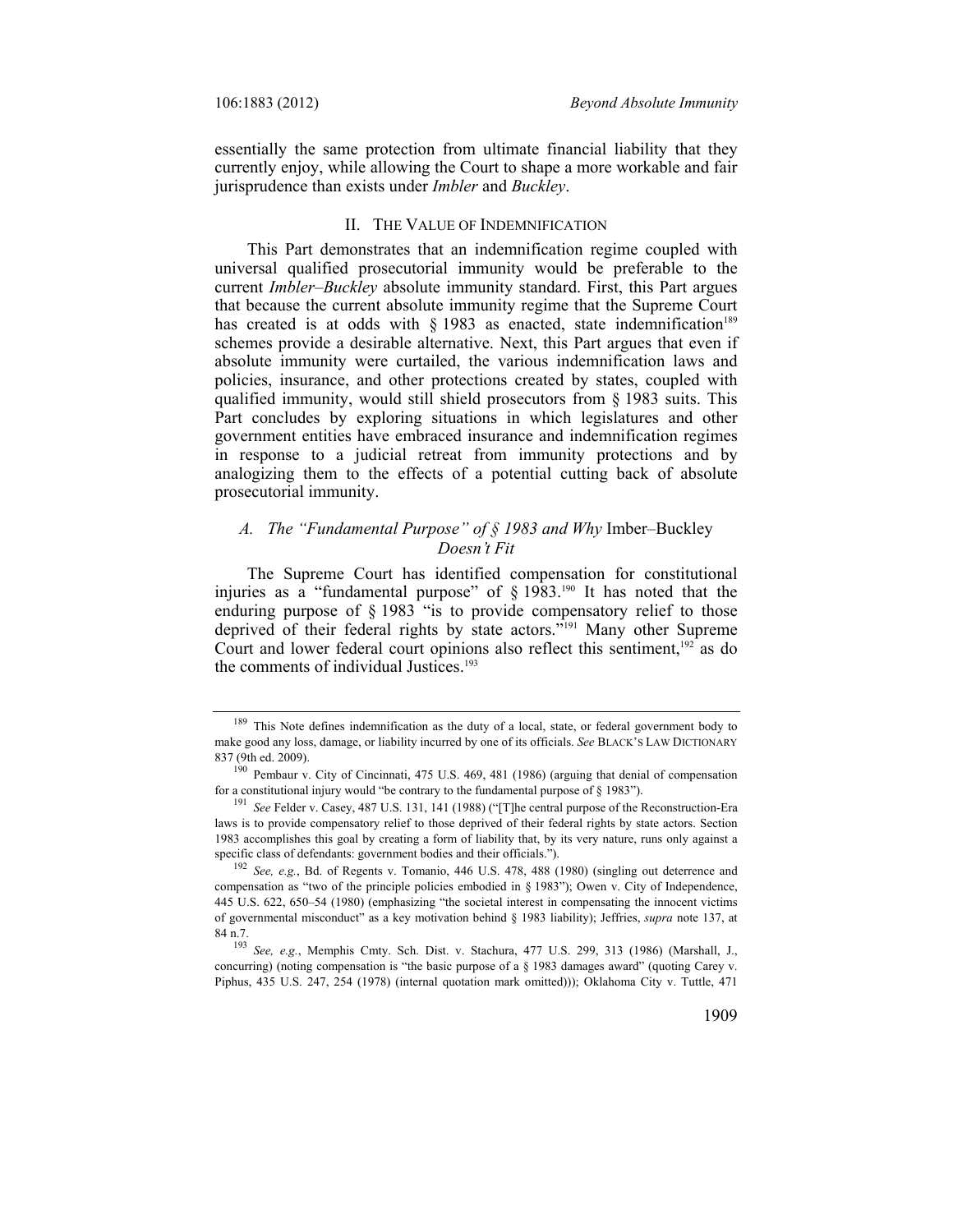essentially the same protection from ultimate financial liability that they currently enjoy, while allowing the Court to shape a more workable and fair jurisprudence than exists under *Imbler* and *Buckley*.

## II. THE VALUE OF INDEMNIFICATION

This Part demonstrates that an indemnification regime coupled with universal qualified prosecutorial immunity would be preferable to the current *Imbler–Buckley* absolute immunity standard. First, this Part argues that because the current absolute immunity regime that the Supreme Court has created is at odds with § 1983 as enacted, state indemnification[189] schemes provide a desirable alternative. Next, this Part argues that even if absolute immunity were curtailed, the various indemnification laws and policies, insurance, and other protections created by states, coupled with qualified immunity, would still shield prosecutors from § 1983 suits. This Part concludes by exploring situations in which legislatures and other government entities have embraced insurance and indemnification regimes in response to a judicial retreat from immunity protections and by analogizing them to the effects of a potential cutting back of absolute prosecutorial immunity.

### *A. The "Fundamental Purpose" of § 1983 and Why* Imber–Buckley *Doesn't Fit*

The Supreme Court has identified compensation for constitutional injuries as a "fundamental purpose" of § 1983.[190] It has noted that the enduring purpose of § 1983 "is to provide compensatory relief to those deprived of their federal rights by state actors."[191] Many other Supreme Court and lower federal court opinions also reflect this sentiment,[192] as do the comments of individual Justices.[193]

---

[189] This Note defines indemnification as the duty of a local, state, or federal government body to make good any loss, damage, or liability incurred by one of its officials. *See* BLACK'S LAW DICTIONARY 837 (9th ed. 2009).

[190] Pembaur v. City of Cincinnati, 475 U.S. 469, 481 (1986) (arguing that denial of compensation for a constitutional injury would "be contrary to the fundamental purpose of § 1983").

[191] *See* Felder v. Casey, 487 U.S. 131, 141 (1988) ("[T]he central purpose of the Reconstruction-Era laws is to provide compensatory relief to those deprived of their federal rights by state actors. Section 1983 accomplishes this goal by creating a form of liability that, by its very nature, runs only against a specific class of defendants: government bodies and their officials.").

[192] *See, e.g.*, Bd. of Regents v. Tomanio, 446 U.S. 478, 488 (1980) (singling out deterrence and compensation as "two of the principle policies embodied in § 1983"); Owen v. City of Independence, 445 U.S. 622, 650–54 (1980) (emphasizing "the societal interest in compensating the innocent victims of governmental misconduct" as a key motivation behind § 1983 liability); Jeffries, *supra* note 137, at 84 n.7.

[193] *See, e.g.*, Memphis Cmty. Sch. Dist. v. Stachura, 477 U.S. 299, 313 (1986) (Marshall, J., concurring) (noting compensation is "the basic purpose of a § 1983 damages award" (quoting Carey v. Piphus, 435 U.S. 247, 254 (1978) (internal quotation mark omitted))); Oklahoma City v. Tuttle, 471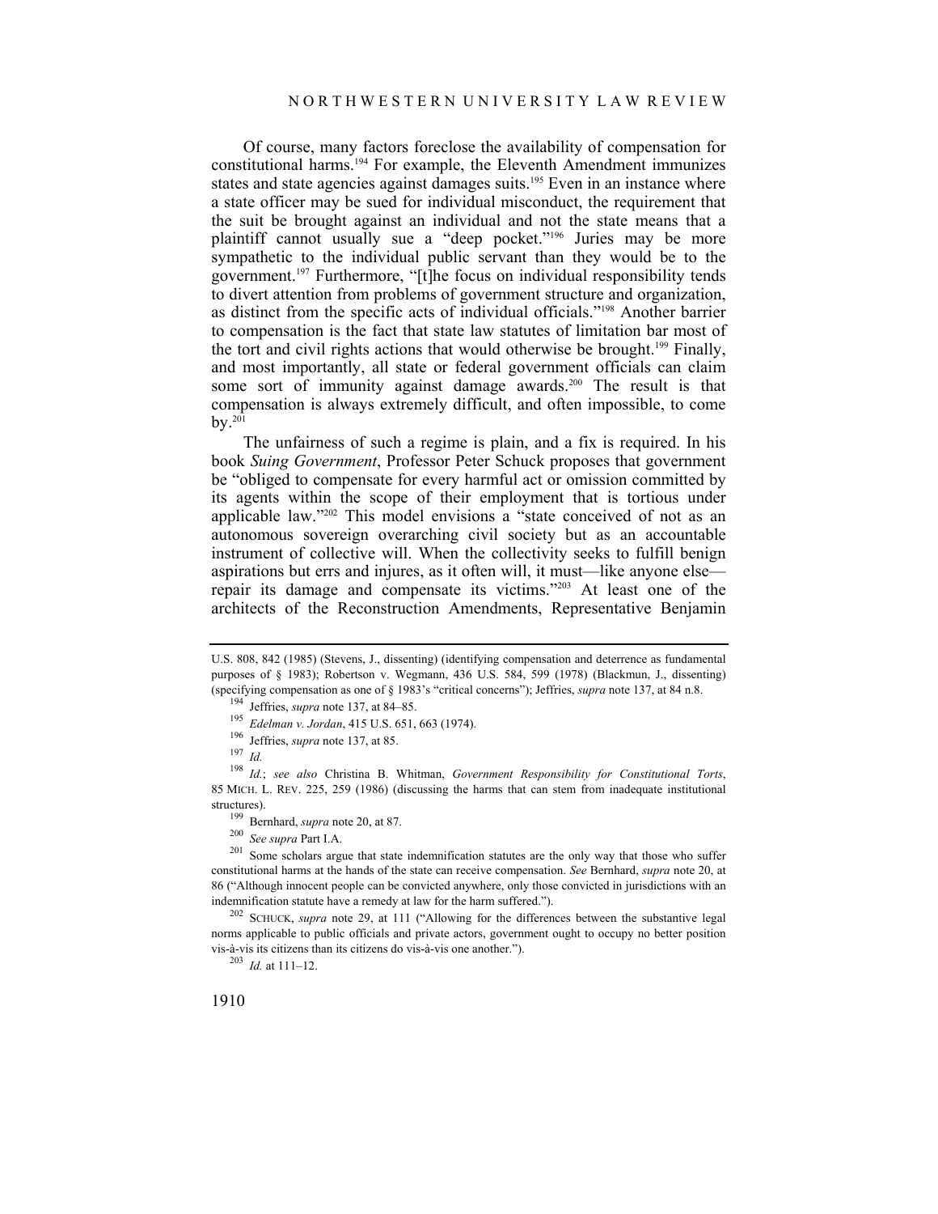Of course, many factors foreclose the availability of compensation for constitutional harms.[194] For example, the Eleventh Amendment immunizes states and state agencies against damages suits.[195] Even in an instance where a state officer may be sued for individual misconduct, the requirement that the suit be brought against an individual and not the state means that a plaintiff cannot usually sue a "deep pocket."[196] Juries may be more sympathetic to the individual public servant than they would be to the government.[197] Furthermore, "[t]he focus on individual responsibility tends to divert attention from problems of government structure and organization, as distinct from the specific acts of individual officials."[198] Another barrier to compensation is the fact that state law statutes of limitation bar most of the tort and civil rights actions that would otherwise be brought.[199] Finally, and most importantly, all state or federal government officials can claim some sort of immunity against damage awards.[200] The result is that compensation is always extremely difficult, and often impossible, to come by.[201]

The unfairness of such a regime is plain, and a fix is required. In his book *Suing Government*, Professor Peter Schuck proposes that government be "obliged to compensate for every harmful act or omission committed by its agents within the scope of their employment that is tortious under applicable law."[202] This model envisions a "state conceived of not as an autonomous sovereign overarching civil society but as an accountable instrument of collective will. When the collectivity seeks to fulfill benign aspirations but errs and injures, as it often will, it must—like anyone else—repair its damage and compensate its victims."[203] At least one of the architects of the Reconstruction Amendments, Representative Benjamin

---

U.S. 808, 842 (1985) (Stevens, J., dissenting) (identifying compensation and deterrence as fundamental purposes of § 1983); Robertson v. Wegmann, 436 U.S. 584, 599 (1978) (Blackmun, J., dissenting) (specifying compensation as one of § 1983's "critical concerns"); Jeffries, *supra* note 137, at 84 n.8.

[194] Jeffries, *supra* note 137, at 84–85.

[195] *Edelman v. Jordan*, 415 U.S. 651, 663 (1974).

[196] Jeffries, *supra* note 137, at 85.

[197] *Id.*

[198] *Id.*; *see also* Christina B. Whitman, *Government Responsibility for Constitutional Torts*, 85 MICH. L. REV. 225, 259 (1986) (discussing the harms that can stem from inadequate institutional structures).

[199] Bernhard, *supra* note 20, at 87.

[200] *See supra* Part I.A.

[201] Some scholars argue that state indemnification statutes are the only way that those who suffer constitutional harms at the hands of the state can receive compensation. *See* Bernhard, *supra* note 20, at 86 ("Although innocent people can be convicted anywhere, only those convicted in jurisdictions with an indemnification statute have a remedy at law for the harm suffered.").

[202] SCHUCK, *supra* note 29, at 111 ("Allowing for the differences between the substantive legal norms applicable to public officials and private actors, government ought to occupy no better position vis-à-vis its citizens than its citizens do vis-à-vis one another.").

[203] *Id.* at 111–12.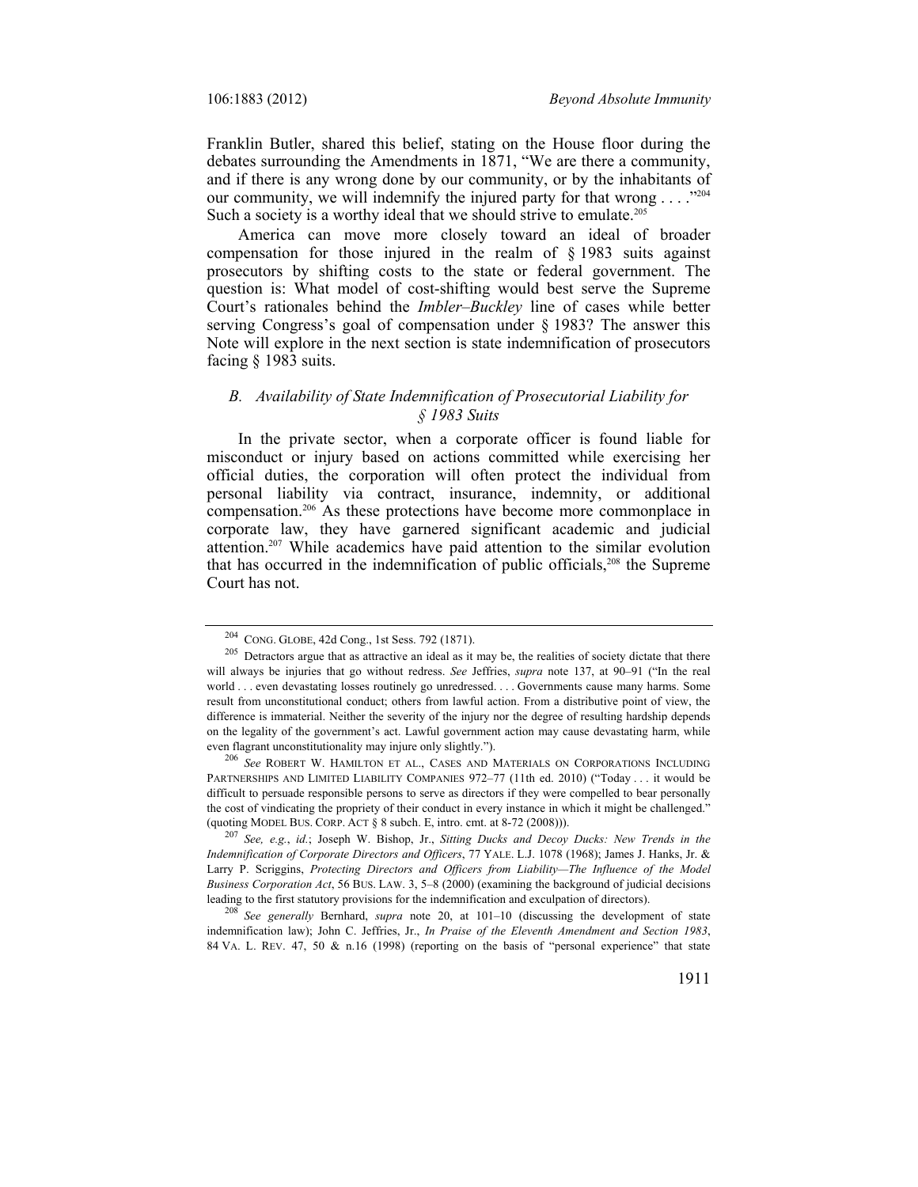Franklin Butler, shared this belief, stating on the House floor during the debates surrounding the Amendments in 1871, "We are there a community, and if there is any wrong done by our community, or by the inhabitants of our community, we will indemnify the injured party for that wrong . . . ."[204] Such a society is a worthy ideal that we should strive to emulate.[205]

America can move more closely toward an ideal of broader compensation for those injured in the realm of § 1983 suits against prosecutors by shifting costs to the state or federal government. The question is: What model of cost-shifting would best serve the Supreme Court's rationales behind the *Imbler–Buckley* line of cases while better serving Congress's goal of compensation under § 1983? The answer this Note will explore in the next section is state indemnification of prosecutors facing § 1983 suits.

### *B. Availability of State Indemnification of Prosecutorial Liability for § 1983 Suits*

In the private sector, when a corporate officer is found liable for misconduct or injury based on actions committed while exercising her official duties, the corporation will often protect the individual from personal liability via contract, insurance, indemnity, or additional compensation.[206] As these protections have become more commonplace in corporate law, they have garnered significant academic and judicial attention.[207] While academics have paid attention to the similar evolution that has occurred in the indemnification of public officials,[208] the Supreme Court has not.

---

[204] CONG. GLOBE, 42d Cong., 1st Sess. 792 (1871).

[205] Detractors argue that as attractive an ideal as it may be, the realities of society dictate that there will always be injuries that go without redress. *See* Jeffries, *supra* note 137, at 90–91 ("In the real world . . . even devastating losses routinely go unredressed. . . . Governments cause many harms. Some result from unconstitutional conduct; others from lawful action. From a distributive point of view, the difference is immaterial. Neither the severity of the injury nor the degree of resulting hardship depends on the legality of the government's act. Lawful government action may cause devastating harm, while even flagrant unconstitutionality may injure only slightly.").

[206] *See* ROBERT W. HAMILTON ET AL., CASES AND MATERIALS ON CORPORATIONS INCLUDING PARTNERSHIPS AND LIMITED LIABILITY COMPANIES 972–77 (11th ed. 2010) ("Today . . . it would be difficult to persuade responsible persons to serve as directors if they were compelled to bear personally the cost of vindicating the propriety of their conduct in every instance in which it might be challenged." (quoting MODEL BUS. CORP. ACT § 8 subch. E, intro. cmt. at 8-72 (2008))).

[207] *See, e.g.*, *id.*; Joseph W. Bishop, Jr., *Sitting Ducks and Decoy Ducks: New Trends in the Indemnification of Corporate Directors and Officers*, 77 YALE. L.J. 1078 (1968); James J. Hanks, Jr. & Larry P. Scriggins, *Protecting Directors and Officers from Liability—The Influence of the Model Business Corporation Act*, 56 BUS. LAW. 3, 5–8 (2000) (examining the background of judicial decisions leading to the first statutory provisions for the indemnification and exculpation of directors).

[208] *See generally* Bernhard, *supra* note 20, at 101–10 (discussing the development of state indemnification law); John C. Jeffries, Jr., *In Praise of the Eleventh Amendment and Section 1983*, 84 VA. L. REV. 47, 50 & n.16 (1998) (reporting on the basis of "personal experience" that state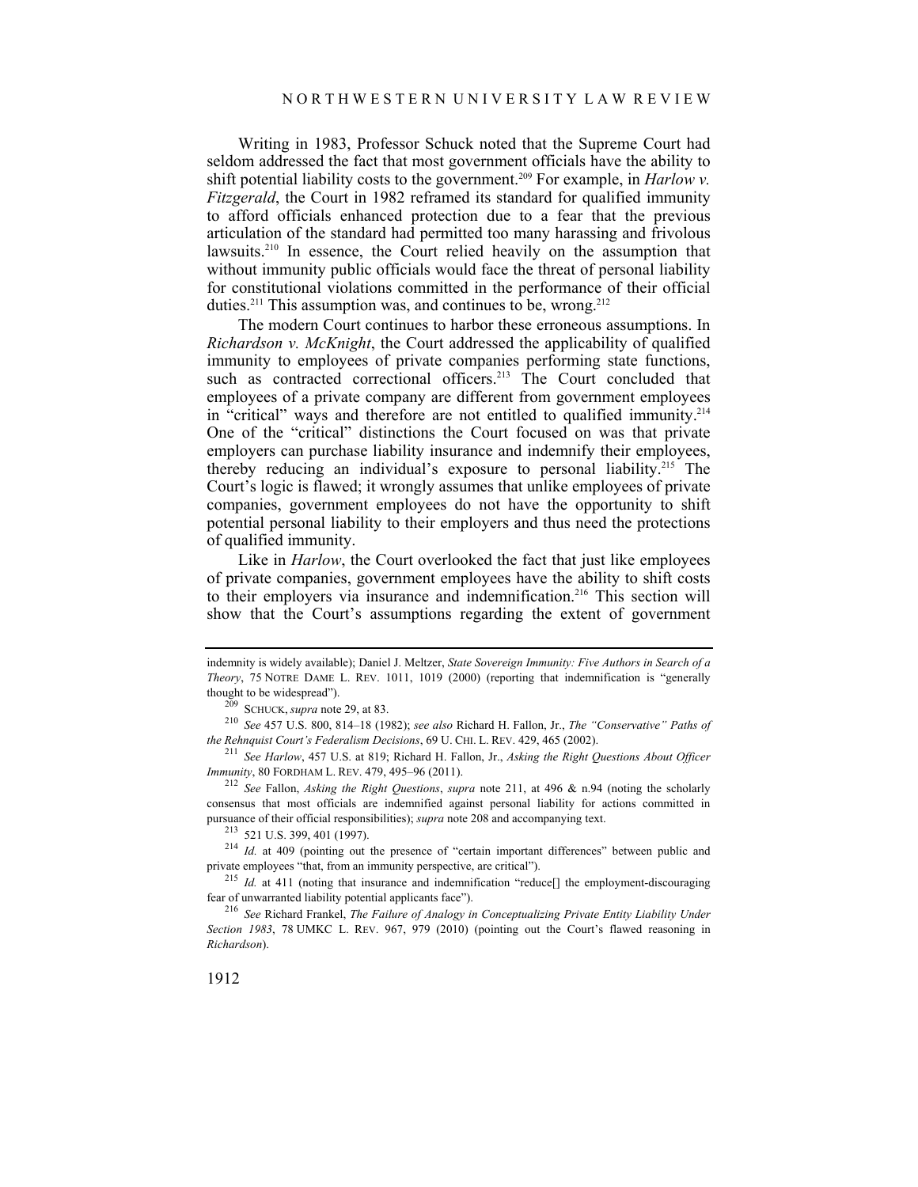Writing in 1983, Professor Schuck noted that the Supreme Court had seldom addressed the fact that most government officials have the ability to shift potential liability costs to the government.[209] For example, in *Harlow v. Fitzgerald*, the Court in 1982 reframed its standard for qualified immunity to afford officials enhanced protection due to a fear that the previous articulation of the standard had permitted too many harassing and frivolous lawsuits.[210] In essence, the Court relied heavily on the assumption that without immunity public officials would face the threat of personal liability for constitutional violations committed in the performance of their official duties.[211] This assumption was, and continues to be, wrong.[212]

The modern Court continues to harbor these erroneous assumptions. In *Richardson v. McKnight*, the Court addressed the applicability of qualified immunity to employees of private companies performing state functions, such as contracted correctional officers.[213] The Court concluded that employees of a private company are different from government employees in "critical" ways and therefore are not entitled to qualified immunity.[214] One of the "critical" distinctions the Court focused on was that private employers can purchase liability insurance and indemnify their employees, thereby reducing an individual's exposure to personal liability.[215] The Court's logic is flawed; it wrongly assumes that unlike employees of private companies, government employees do not have the opportunity to shift potential personal liability to their employers and thus need the protections of qualified immunity.

Like in *Harlow*, the Court overlooked the fact that just like employees of private companies, government employees have the ability to shift costs to their employers via insurance and indemnification.[216] This section will show that the Court's assumptions regarding the extent of government

---

indemnity is widely available); Daniel J. Meltzer, *State Sovereign Immunity: Five Authors in Search of a Theory*, 75 NOTRE DAME L. REV. 1011, 1019 (2000) (reporting that indemnification is "generally thought to be widespread").

[209] SCHUCK, *supra* note 29, at 83.

[210] *See* 457 U.S. 800, 814–18 (1982); *see also* Richard H. Fallon, Jr., *The "Conservative" Paths of the Rehnquist Court's Federalism Decisions*, 69 U. CHI. L. REV. 429, 465 (2002).

[211] *See Harlow*, 457 U.S. at 819; Richard H. Fallon, Jr., *Asking the Right Questions About Officer Immunity*, 80 FORDHAM L. REV. 479, 495–96 (2011).

[212] *See* Fallon, *Asking the Right Questions*, *supra* note 211, at 496 & n.94 (noting the scholarly consensus that most officials are indemnified against personal liability for actions committed in pursuance of their official responsibilities); *supra* note 208 and accompanying text.

[213] 521 U.S. 399, 401 (1997).

[214] *Id.* at 409 (pointing out the presence of "certain important differences" between public and private employees "that, from an immunity perspective, are critical").

[215] *Id.* at 411 (noting that insurance and indemnification "reduce[] the employment-discouraging fear of unwarranted liability potential applicants face").

[216] *See* Richard Frankel, *The Failure of Analogy in Conceptualizing Private Entity Liability Under Section 1983*, 78 UMKC L. REV. 967, 979 (2010) (pointing out the Court's flawed reasoning in *Richardson*).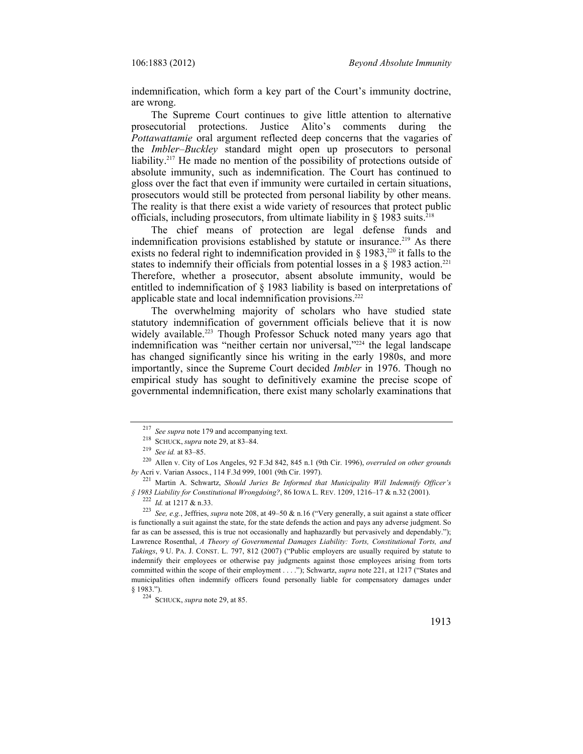indemnification, which form a key part of the Court's immunity doctrine, are wrong.

The Supreme Court continues to give little attention to alternative prosecutorial protections. Justice Alito's comments during the *Pottawattamie* oral argument reflected deep concerns that the vagaries of the *Imbler–Buckley* standard might open up prosecutors to personal liability.[217] He made no mention of the possibility of protections outside of absolute immunity, such as indemnification. The Court has continued to gloss over the fact that even if immunity were curtailed in certain situations, prosecutors would still be protected from personal liability by other means. The reality is that there exist a wide variety of resources that protect public officials, including prosecutors, from ultimate liability in § 1983 suits.[218]

The chief means of protection are legal defense funds and indemnification provisions established by statute or insurance.[219] As there exists no federal right to indemnification provided in § 1983,[220] it falls to the states to indemnify their officials from potential losses in a § 1983 action.[221] Therefore, whether a prosecutor, absent absolute immunity, would be entitled to indemnification of § 1983 liability is based on interpretations of applicable state and local indemnification provisions.[222]

The overwhelming majority of scholars who have studied state statutory indemnification of government officials believe that it is now widely available.[223] Though Professor Schuck noted many years ago that indemnification was "neither certain nor universal,"[224] the legal landscape has changed significantly since his writing in the early 1980s, and more importantly, since the Supreme Court decided *Imbler* in 1976. Though no empirical study has sought to definitively examine the precise scope of governmental indemnification, there exist many scholarly examinations that

---

[217] *See supra* note 179 and accompanying text.

[218] SCHUCK, *supra* note 29, at 83–84.

[219] *See id.* at 83–85.

[220] Allen v. City of Los Angeles, 92 F.3d 842, 845 n.1 (9th Cir. 1996), *overruled on other grounds by* Acri v. Varian Assocs., 114 F.3d 999, 1001 (9th Cir. 1997).

[221] Martin A. Schwartz, *Should Juries Be Informed that Municipality Will Indemnify Officer's § 1983 Liability for Constitutional Wrongdoing?*, 86 IOWA L. REV. 1209, 1216–17 & n.32 (2001).

[222] *Id.* at 1217 & n.33.

[223] *See, e.g.*, Jeffries, *supra* note 208, at 49–50 & n.16 ("Very generally, a suit against a state officer is functionally a suit against the state, for the state defends the action and pays any adverse judgment. So far as can be assessed, this is true not occasionally and haphazardly but pervasively and dependably."); Lawrence Rosenthal, *A Theory of Governmental Damages Liability: Torts, Constitutional Torts, and Takings*, 9 U. PA. J. CONST. L. 797, 812 (2007) ("Public employers are usually required by statute to indemnify their employees or otherwise pay judgments against those employees arising from torts committed within the scope of their employment . . . ."); Schwartz, *supra* note 221, at 1217 ("States and municipalities often indemnify officers found personally liable for compensatory damages under § 1983.").

[224] SCHUCK, *supra* note 29, at 85.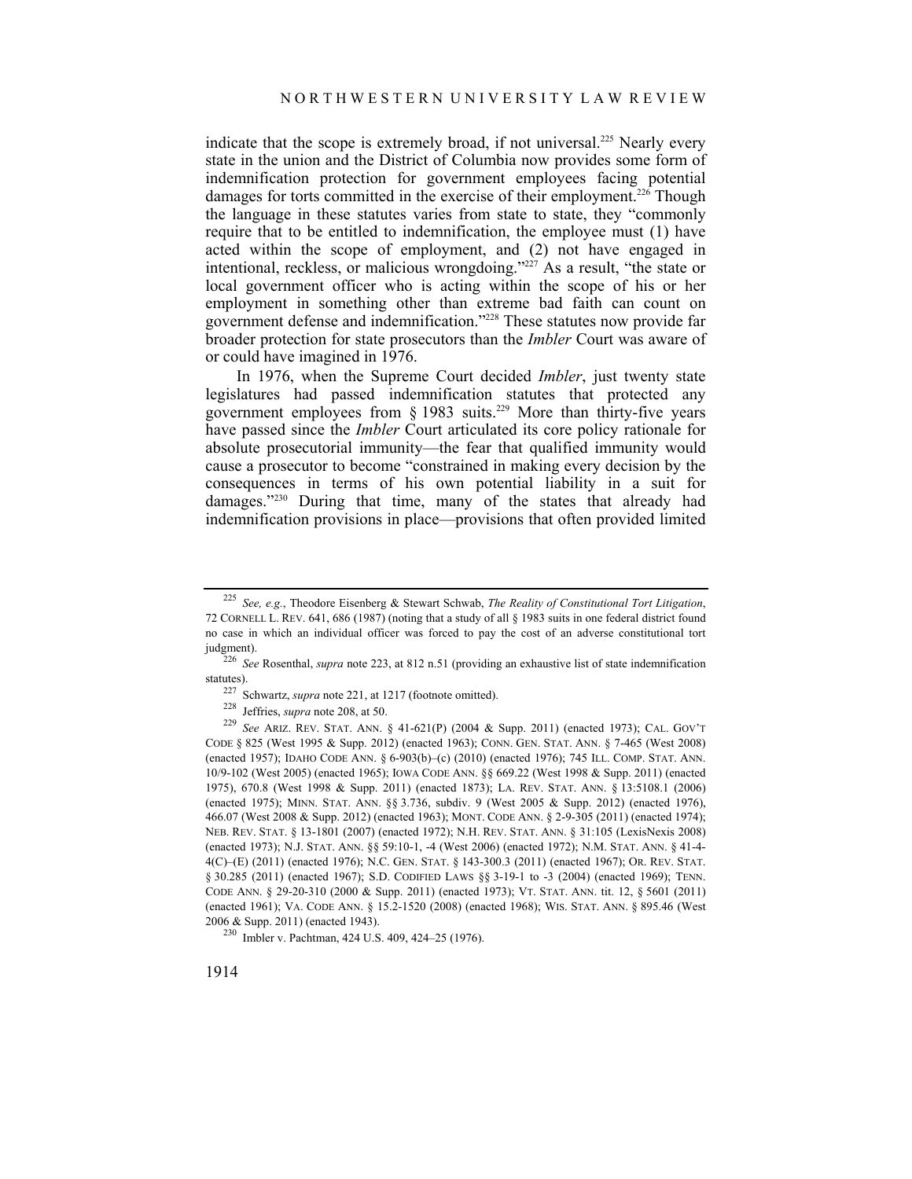indicate that the scope is extremely broad, if not universal.[225] Nearly every state in the union and the District of Columbia now provides some form of indemnification protection for government employees facing potential damages for torts committed in the exercise of their employment.[226] Though the language in these statutes varies from state to state, they "commonly require that to be entitled to indemnification, the employee must (1) have acted within the scope of employment, and (2) not have engaged in intentional, reckless, or malicious wrongdoing."[227] As a result, "the state or local government officer who is acting within the scope of his or her employment in something other than extreme bad faith can count on government defense and indemnification."[228] These statutes now provide far broader protection for state prosecutors than the *Imbler* Court was aware of or could have imagined in 1976.

In 1976, when the Supreme Court decided *Imbler*, just twenty state legislatures had passed indemnification statutes that protected any government employees from § 1983 suits.[229] More than thirty-five years have passed since the *Imbler* Court articulated its core policy rationale for absolute prosecutorial immunity—the fear that qualified immunity would cause a prosecutor to become "constrained in making every decision by the consequences in terms of his own potential liability in a suit for damages."[230] During that time, many of the states that already had indemnification provisions in place—provisions that often provided limited

---

[225] *See, e.g.*, Theodore Eisenberg & Stewart Schwab, *The Reality of Constitutional Tort Litigation*, 72 CORNELL L. REV. 641, 686 (1987) (noting that a study of all § 1983 suits in one federal district found no case in which an individual officer was forced to pay the cost of an adverse constitutional tort judgment).

[226] *See* Rosenthal, *supra* note 223, at 812 n.51 (providing an exhaustive list of state indemnification statutes).

[227] Schwartz, *supra* note 221, at 1217 (footnote omitted).

[228] Jeffries, *supra* note 208, at 50.

[229] *See* ARIZ. REV. STAT. ANN. § 41-621(P) (2004 & Supp. 2011) (enacted 1973); CAL. GOV'T CODE § 825 (West 1995 & Supp. 2012) (enacted 1963); CONN. GEN. STAT. ANN. § 7-465 (West 2008) (enacted 1957); IDAHO CODE ANN. § 6-903(b)–(c) (2010) (enacted 1976); 745 ILL. COMP. STAT. ANN. 10/9-102 (West 2005) (enacted 1965); IOWA CODE ANN. §§ 669.22 (West 1998 & Supp. 2011) (enacted 1975), 670.8 (West 1998 & Supp. 2011) (enacted 1873); LA. REV. STAT. ANN. § 13:5108.1 (2006) (enacted 1975); MINN. STAT. ANN. §§ 3.736, subdiv. 9 (West 2005 & Supp. 2012) (enacted 1976), 466.07 (West 2008 & Supp. 2012) (enacted 1963); MONT. CODE ANN. § 2-9-305 (2011) (enacted 1974); NEB. REV. STAT. § 13-1801 (2007) (enacted 1972); N.H. REV. STAT. ANN. § 31:105 (LexisNexis 2008) (enacted 1973); N.J. STAT. ANN. §§ 59:10-1, -4 (West 2006) (enacted 1972); N.M. STAT. ANN. § 41-4-4(C)–(E) (2011) (enacted 1976); N.C. GEN. STAT. § 143-300.3 (2011) (enacted 1967); OR. REV. STAT. § 30.285 (2011) (enacted 1967); S.D. CODIFIED LAWS §§ 3-19-1 to -3 (2004) (enacted 1969); TENN. CODE ANN. § 29-20-310 (2000 & Supp. 2011) (enacted 1973); VT. STAT. ANN. tit. 12, § 5601 (2011) (enacted 1961); VA. CODE ANN. § 15.2-1520 (2008) (enacted 1968); WIS. STAT. ANN. § 895.46 (West 2006 & Supp. 2011) (enacted 1943).

[230] Imbler v. Pachtman, 424 U.S. 409, 424–25 (1976).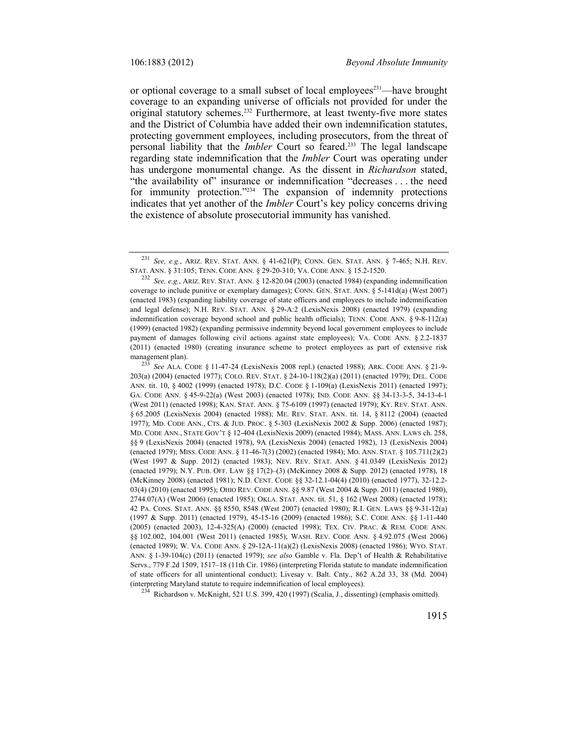or optional coverage to a small subset of local employees[231]—have brought coverage to an expanding universe of officials not provided for under the original statutory schemes.[232] Furthermore, at least twenty-five more states and the District of Columbia have added their own indemnification statutes, protecting government employees, including prosecutors, from the threat of personal liability that the *Imbler* Court so feared.[233] The legal landscape regarding state indemnification that the *Imbler* Court was operating under has undergone monumental change. As the dissent in *Richardson* stated, "the availability of" insurance or indemnification "decreases . . . the need for immunity protection."[234] The expansion of indemnity protections indicates that yet another of the *Imbler* Court's key policy concerns driving the existence of absolute prosecutorial immunity has vanished.

---

[231] *See, e.g.*, ARIZ. REV. STAT. ANN. § 41-621(P); CONN. GEN. STAT. ANN. § 7-465; N.H. REV. STAT. ANN. § 31:105; TENN. CODE ANN. § 29-20-310; VA. CODE ANN. § 15.2-1520.

[232] *See, e.g.*, ARIZ. REV. STAT. ANN. § 12-820.04 (2003) (enacted 1984) (expanding indemnification coverage to include punitive or exemplary damages); CONN. GEN. STAT. ANN. § 5-141d(a) (West 2007) (enacted 1983) (expanding liability coverage of state officers and employees to include indemnification and legal defense); N.H. REV. STAT. ANN. § 29-A:2 (LexisNexis 2008) (enacted 1979) (expanding indemnification coverage beyond school and public health officials); TENN. CODE ANN. § 9-8-112(a) (1999) (enacted 1982) (expanding permissive indemnity beyond local government employees to include payment of damages following civil actions against state employees); VA. CODE ANN. § 2.2-1837 (2011) (enacted 1980) (creating insurance scheme to protect employees as part of extensive risk management plan).

[233] *See* ALA. CODE § 11-47-24 (LexisNexis 2008 repl.) (enacted 1988); ARK. CODE ANN. § 21-9-203(a) (2004) (enacted 1977); COLO. REV. STAT. § 24-10-118(2)(a) (2011) (enacted 1979); DEL. CODE ANN. tit. 10, § 4002 (1999) (enacted 1978); D.C. CODE § 1-109(a) (LexisNexis 2011) (enacted 1997); GA. CODE ANN. § 45-9-22(a) (West 2003) (enacted 1978); IND. CODE ANN. §§ 34-13-3-5, 34-13-4-1 (West 2011) (enacted 1998); KAN. STAT. ANN. § 75-6109 (1997) (enacted 1979); KY. REV. STAT. ANN. § 65.2005 (LexisNexis 2004) (enacted 1988); ME. REV. STAT. ANN. tit. 14, § 8112 (2004) (enacted 1977); MD. CODE ANN., CTS. & JUD. PROC. § 5-303 (LexisNexis 2002 & Supp. 2006) (enacted 1987); MD. CODE ANN., STATE GOV'T § 12-404 (LexisNexis 2009) (enacted 1984); MASS. ANN. LAWS ch. 258, §§ 9 (LexisNexis 2004) (enacted 1978), 9A (LexisNexis 2004) (enacted 1982), 13 (LexisNexis 2004) (enacted 1979); MISS. CODE ANN. § 11-46-7(3) (2002) (enacted 1984); MO. ANN. STAT. § 105.711(2)(2) (West 1997 & Supp. 2012) (enacted 1983); NEV. REV. STAT. ANN. § 41.0349 (LexisNexis 2012) (enacted 1979); N.Y. PUB. OFF. LAW §§ 17(2)–(3) (McKinney 2008 & Supp. 2012) (enacted 1978), 18 (McKinney 2008) (enacted 1981); N.D. CENT. CODE §§ 32-12.1-04(4) (2010) (enacted 1977), 32-12.2-03(4) (2010) (enacted 1995); OHIO REV. CODE ANN. §§ 9.87 (West 2004 & Supp. 2011) (enacted 1980), 2744.07(A) (West 2006) (enacted 1985); OKLA. STAT. ANN. tit. 51, § 162 (West 2008) (enacted 1978); 42 PA. CONS. STAT. ANN. §§ 8550, 8548 (West 2007) (enacted 1980); R.I. GEN. LAWS §§ 9-31-12(a) (1997 & Supp. 2011) (enacted 1979), 45-15-16 (2009) (enacted 1986); S.C. CODE ANN. §§ 1-11-440 (2005) (enacted 2003), 12-4-325(A) (2000) (enacted 1998); TEX. CIV. PRAC. & REM. CODE ANN. §§ 102.002, 104.001 (West 2011) (enacted 1985); WASH. REV. CODE ANN. § 4.92.075 (West 2006) (enacted 1989); W. VA. CODE ANN. § 29-12A-11(a)(2) (LexisNexis 2008) (enacted 1986); WYO. STAT. ANN. § 1-39-104(c) (2011) (enacted 1979); *see also* Gamble v. Fla. Dep't of Health & Rehabilitative Servs., 779 F.2d 1509, 1517–18 (11th Cir. 1986) (interpreting Florida statute to mandate indemnification of state officers for all unintentional conduct); Livesay v. Balt. Cnty., 862 A.2d 33, 38 (Md. 2004) (interpreting Maryland statute to require indemnification of local employees).

[234] Richardson v. McKnight, 521 U.S. 399, 420 (1997) (Scalia, J., dissenting) (emphasis omitted).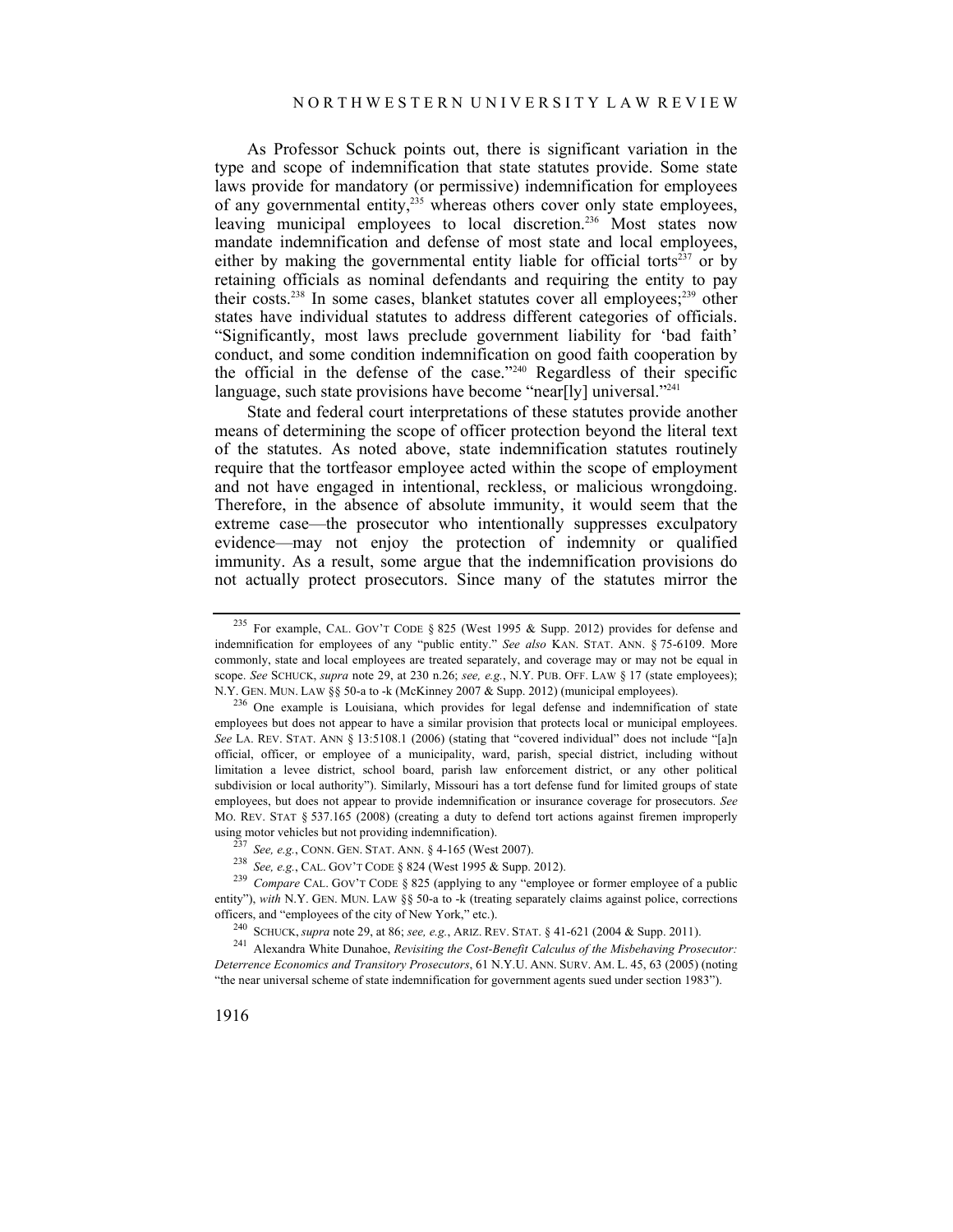As Professor Schuck points out, there is significant variation in the type and scope of indemnification that state statutes provide. Some state laws provide for mandatory (or permissive) indemnification for employees of any governmental entity,[235] whereas others cover only state employees, leaving municipal employees to local discretion.[236] Most states now mandate indemnification and defense of most state and local employees, either by making the governmental entity liable for official torts[237] or by retaining officials as nominal defendants and requiring the entity to pay their costs.[238] In some cases, blanket statutes cover all employees;[239] other states have individual statutes to address different categories of officials. "Significantly, most laws preclude government liability for 'bad faith' conduct, and some condition indemnification on good faith cooperation by the official in the defense of the case."[240] Regardless of their specific language, such state provisions have become "near[ly] universal."[241]

State and federal court interpretations of these statutes provide another means of determining the scope of officer protection beyond the literal text of the statutes. As noted above, state indemnification statutes routinely require that the tortfeasor employee acted within the scope of employment and not have engaged in intentional, reckless, or malicious wrongdoing. Therefore, in the absence of absolute immunity, it would seem that the extreme case—the prosecutor who intentionally suppresses exculpatory evidence—may not enjoy the protection of indemnity or qualified immunity. As a result, some argue that the indemnification provisions do not actually protect prosecutors. Since many of the statutes mirror the

---

[235] For example, CAL. GOV'T CODE § 825 (West 1995 & Supp. 2012) provides for defense and indemnification for employees of any "public entity." *See also* KAN. STAT. ANN. § 75-6109. More commonly, state and local employees are treated separately, and coverage may or may not be equal in scope. *See* SCHUCK, *supra* note 29, at 230 n.26; *see, e.g.*, N.Y. PUB. OFF. LAW § 17 (state employees); N.Y. GEN. MUN. LAW §§ 50-a to -k (McKinney 2007 & Supp. 2012) (municipal employees).

[236] One example is Louisiana, which provides for legal defense and indemnification of state employees but does not appear to have a similar provision that protects local or municipal employees. *See* LA. REV. STAT. ANN § 13:5108.1 (2006) (stating that "covered individual" does not include "[a]n official, officer, or employee of a municipality, ward, parish, special district, including without limitation a levee district, school board, parish law enforcement district, or any other political subdivision or local authority"). Similarly, Missouri has a tort defense fund for limited groups of state employees, but does not appear to provide indemnification or insurance coverage for prosecutors. *See* MO. REV. STAT § 537.165 (2008) (creating a duty to defend tort actions against firemen improperly using motor vehicles but not providing indemnification).

[237] *See, e.g.*, CONN. GEN. STAT. ANN. § 4-165 (West 2007).

[238] *See, e.g.*, CAL. GOV'T CODE § 824 (West 1995 & Supp. 2012).

[239] *Compare* CAL. GOV'T CODE § 825 (applying to any "employee or former employee of a public entity"), *with* N.Y. GEN. MUN. LAW §§ 50-a to -k (treating separately claims against police, corrections officers, and "employees of the city of New York," etc.).

[240] SCHUCK, *supra* note 29, at 86; *see, e.g.*, ARIZ. REV. STAT. § 41-621 (2004 & Supp. 2011).

[241] Alexandra White Dunahoe, *Revisiting the Cost-Benefit Calculus of the Misbehaving Prosecutor: Deterrence Economics and Transitory Prosecutors*, 61 N.Y.U. ANN. SURV. AM. L. 45, 63 (2005) (noting "the near universal scheme of state indemnification for government agents sued under section 1983").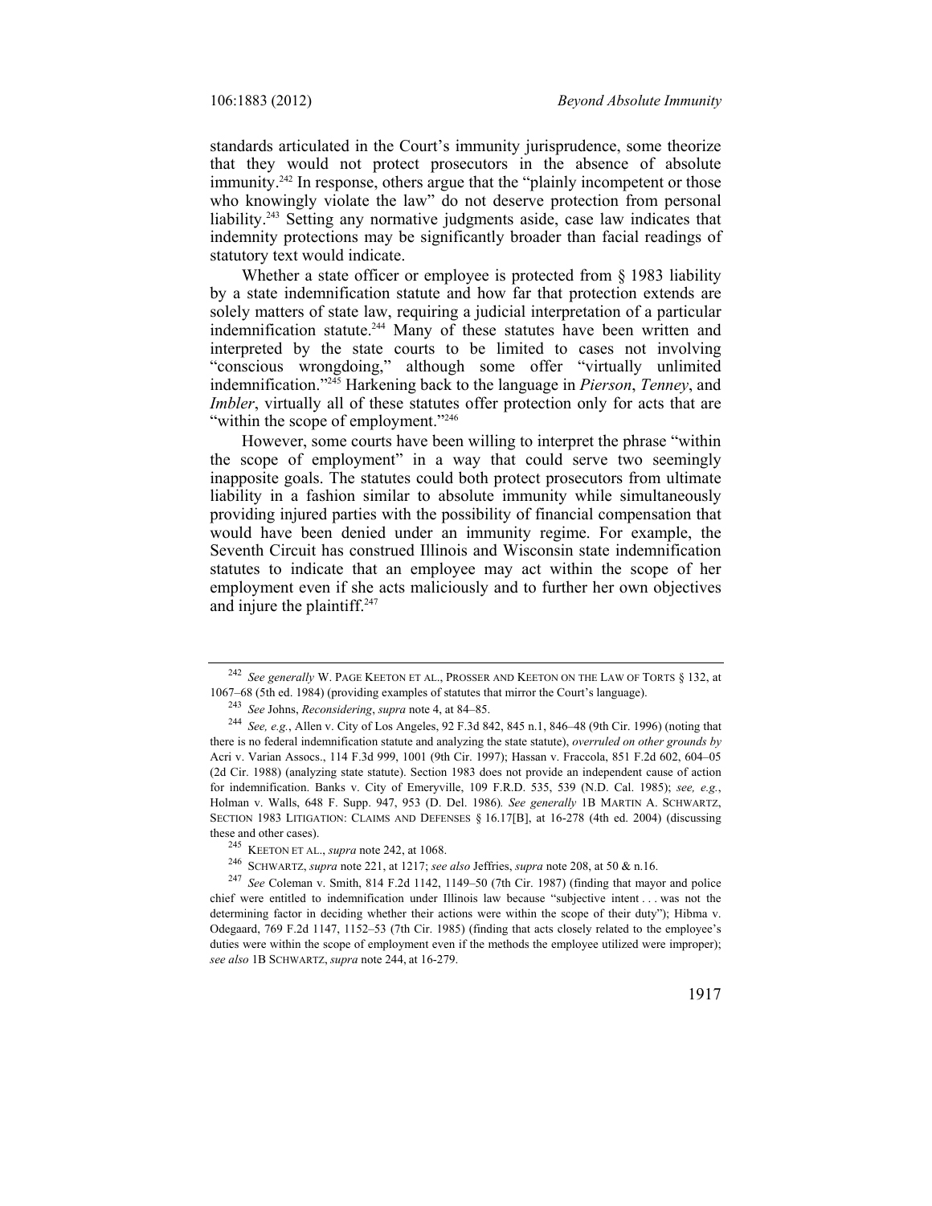standards articulated in the Court's immunity jurisprudence, some theorize that they would not protect prosecutors in the absence of absolute immunity.[242] In response, others argue that the "plainly incompetent or those who knowingly violate the law" do not deserve protection from personal liability.[243] Setting any normative judgments aside, case law indicates that indemnity protections may be significantly broader than facial readings of statutory text would indicate.

Whether a state officer or employee is protected from § 1983 liability by a state indemnification statute and how far that protection extends are solely matters of state law, requiring a judicial interpretation of a particular indemnification statute.[244] Many of these statutes have been written and interpreted by the state courts to be limited to cases not involving "conscious wrongdoing," although some offer "virtually unlimited indemnification."[245] Harkening back to the language in *Pierson*, *Tenney*, and *Imbler*, virtually all of these statutes offer protection only for acts that are "within the scope of employment."[246]

However, some courts have been willing to interpret the phrase "within the scope of employment" in a way that could serve two seemingly inapposite goals. The statutes could both protect prosecutors from ultimate liability in a fashion similar to absolute immunity while simultaneously providing injured parties with the possibility of financial compensation that would have been denied under an immunity regime. For example, the Seventh Circuit has construed Illinois and Wisconsin state indemnification statutes to indicate that an employee may act within the scope of her employment even if she acts maliciously and to further her own objectives and injure the plaintiff.[247]

---

[242] *See generally* W. PAGE KEETON ET AL., PROSSER AND KEETON ON THE LAW OF TORTS § 132, at 1067–68 (5th ed. 1984) (providing examples of statutes that mirror the Court's language).

[243] *See* Johns, *Reconsidering*, *supra* note 4, at 84–85.

[244] *See, e.g.*, Allen v. City of Los Angeles, 92 F.3d 842, 845 n.1, 846–48 (9th Cir. 1996) (noting that there is no federal indemnification statute and analyzing the state statute), *overruled on other grounds by* Acri v. Varian Assocs., 114 F.3d 999, 1001 (9th Cir. 1997); Hassan v. Fraccola, 851 F.2d 602, 604–05 (2d Cir. 1988) (analyzing state statute). Section 1983 does not provide an independent cause of action for indemnification. Banks v. City of Emeryville, 109 F.R.D. 535, 539 (N.D. Cal. 1985); *see, e.g.*, Holman v. Walls, 648 F. Supp. 947, 953 (D. Del. 1986). *See generally* 1B MARTIN A. SCHWARTZ, SECTION 1983 LITIGATION: CLAIMS AND DEFENSES § 16.17[B], at 16-278 (4th ed. 2004) (discussing these and other cases).

[245] KEETON ET AL., *supra* note 242, at 1068.

[246] SCHWARTZ, *supra* note 221, at 1217; *see also* Jeffries, *supra* note 208, at 50 & n.16.

[247] *See* Coleman v. Smith, 814 F.2d 1142, 1149–50 (7th Cir. 1987) (finding that mayor and police chief were entitled to indemnification under Illinois law because "subjective intent . . . was not the determining factor in deciding whether their actions were within the scope of their duty"); Hibma v. Odegaard, 769 F.2d 1147, 1152–53 (7th Cir. 1985) (finding that acts closely related to the employee's duties were within the scope of employment even if the methods the employee utilized were improper); *see also* 1B SCHWARTZ, *supra* note 244, at 16-279.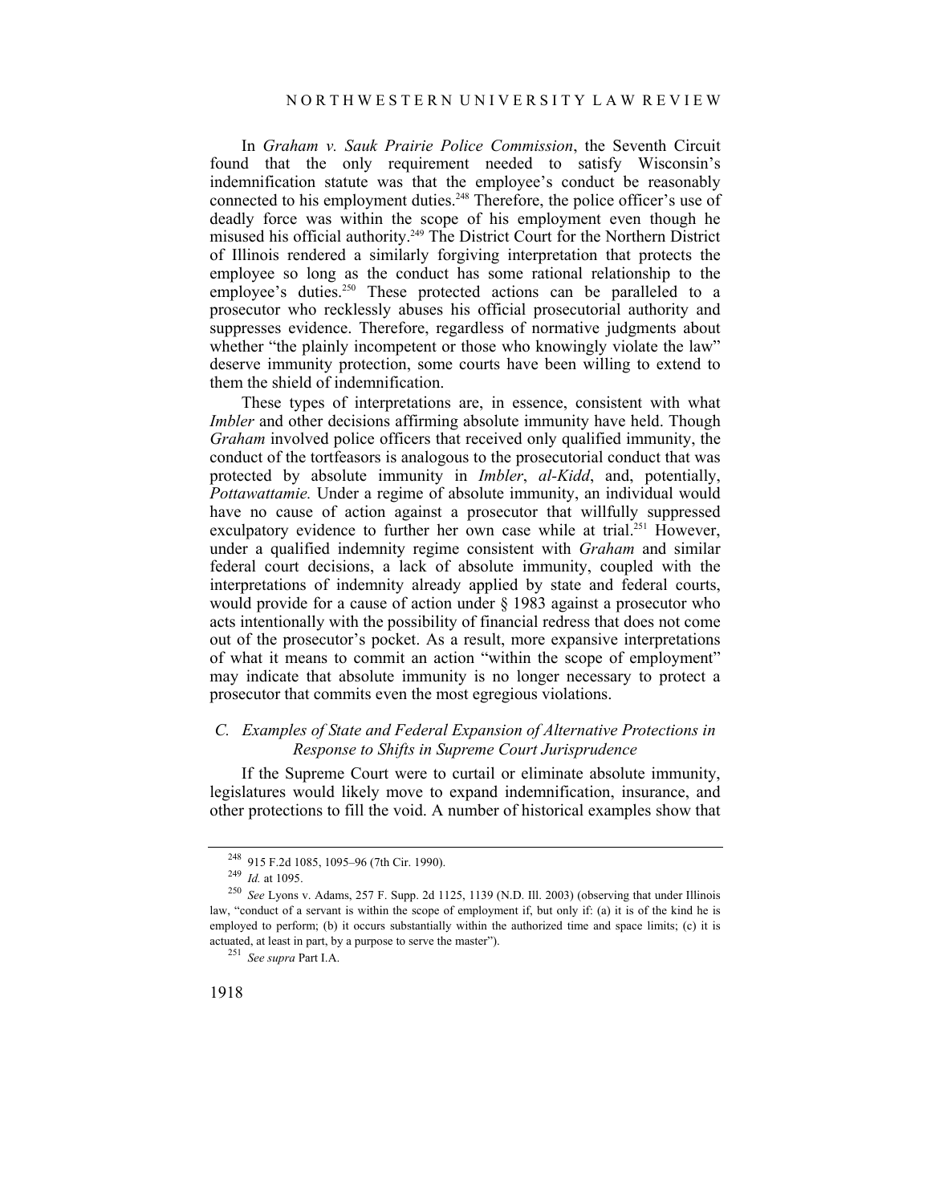In *Graham v. Sauk Prairie Police Commission*, the Seventh Circuit found that the only requirement needed to satisfy Wisconsin's indemnification statute was that the employee's conduct be reasonably connected to his employment duties.[248] Therefore, the police officer's use of deadly force was within the scope of his employment even though he misused his official authority.[249] The District Court for the Northern District of Illinois rendered a similarly forgiving interpretation that protects the employee so long as the conduct has some rational relationship to the employee's duties.[250] These protected actions can be paralleled to a prosecutor who recklessly abuses his official prosecutorial authority and suppresses evidence. Therefore, regardless of normative judgments about whether "the plainly incompetent or those who knowingly violate the law" deserve immunity protection, some courts have been willing to extend to them the shield of indemnification.

These types of interpretations are, in essence, consistent with what *Imbler* and other decisions affirming absolute immunity have held. Though *Graham* involved police officers that received only qualified immunity, the conduct of the tortfeasors is analogous to the prosecutorial conduct that was protected by absolute immunity in *Imbler*, *al-Kidd*, and, potentially, *Pottawattamie.* Under a regime of absolute immunity, an individual would have no cause of action against a prosecutor that willfully suppressed exculpatory evidence to further her own case while at trial.[251] However, under a qualified indemnity regime consistent with *Graham* and similar federal court decisions, a lack of absolute immunity, coupled with the interpretations of indemnity already applied by state and federal courts, would provide for a cause of action under § 1983 against a prosecutor who acts intentionally with the possibility of financial redress that does not come out of the prosecutor's pocket. As a result, more expansive interpretations of what it means to commit an action "within the scope of employment" may indicate that absolute immunity is no longer necessary to protect a prosecutor that commits even the most egregious violations.

### *C. Examples of State and Federal Expansion of Alternative Protections in Response to Shifts in Supreme Court Jurisprudence*

If the Supreme Court were to curtail or eliminate absolute immunity, legislatures would likely move to expand indemnification, insurance, and other protections to fill the void. A number of historical examples show that

---

[248] 915 F.2d 1085, 1095–96 (7th Cir. 1990).

[249] *Id.* at 1095.

[250] *See* Lyons v. Adams, 257 F. Supp. 2d 1125, 1139 (N.D. Ill. 2003) (observing that under Illinois law, "conduct of a servant is within the scope of employment if, but only if: (a) it is of the kind he is employed to perform; (b) it occurs substantially within the authorized time and space limits; (c) it is actuated, at least in part, by a purpose to serve the master").

[251] *See supra* Part I.A.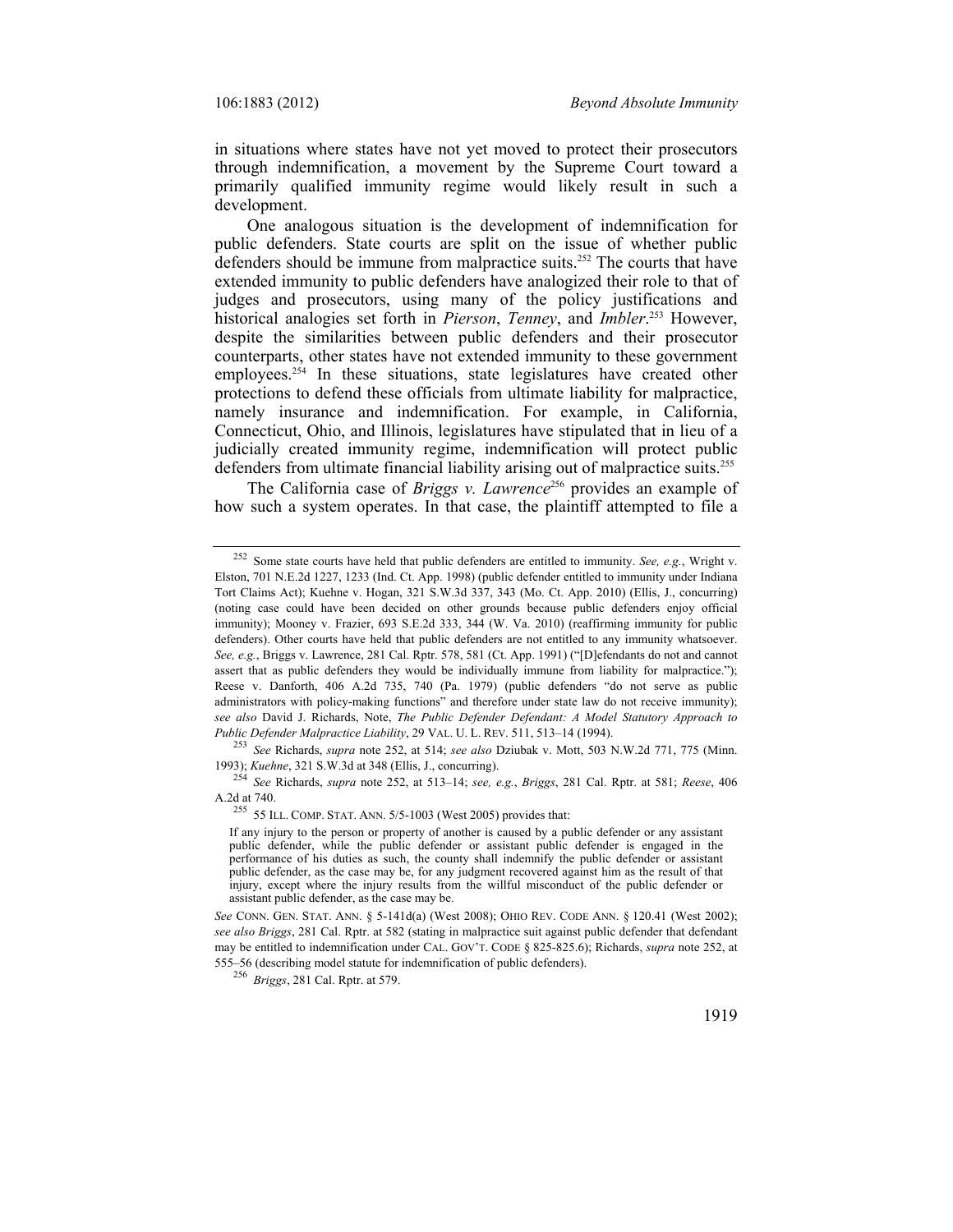in situations where states have not yet moved to protect their prosecutors through indemnification, a movement by the Supreme Court toward a primarily qualified immunity regime would likely result in such a development.

One analogous situation is the development of indemnification for public defenders. State courts are split on the issue of whether public defenders should be immune from malpractice suits.[252] The courts that have extended immunity to public defenders have analogized their role to that of judges and prosecutors, using many of the policy justifications and historical analogies set forth in *Pierson*, *Tenney*, and *Imbler*.[253] However, despite the similarities between public defenders and their prosecutor counterparts, other states have not extended immunity to these government employees.[254] In these situations, state legislatures have created other protections to defend these officials from ultimate liability for malpractice, namely insurance and indemnification. For example, in California, Connecticut, Ohio, and Illinois, legislatures have stipulated that in lieu of a judicially created immunity regime, indemnification will protect public defenders from ultimate financial liability arising out of malpractice suits.[255]

The California case of *Briggs v. Lawrence*[256] provides an example of how such a system operates. In that case, the plaintiff attempted to file a

---

[252] Some state courts have held that public defenders are entitled to immunity. *See, e.g.*, Wright v. Elston, 701 N.E.2d 1227, 1233 (Ind. Ct. App. 1998) (public defender entitled to immunity under Indiana Tort Claims Act); Kuehne v. Hogan, 321 S.W.3d 337, 343 (Mo. Ct. App. 2010) (Ellis, J., concurring) (noting case could have been decided on other grounds because public defenders enjoy official immunity); Mooney v. Frazier, 693 S.E.2d 333, 344 (W. Va. 2010) (reaffirming immunity for public defenders). Other courts have held that public defenders are not entitled to any immunity whatsoever. *See, e.g.*, Briggs v. Lawrence, 281 Cal. Rptr. 578, 581 (Ct. App. 1991) ("[D]efendants do not and cannot assert that as public defenders they would be individually immune from liability for malpractice."); Reese v. Danforth, 406 A.2d 735, 740 (Pa. 1979) (public defenders "do not serve as public administrators with policy-making functions" and therefore under state law do not receive immunity); *see also* David J. Richards, Note, *The Public Defender Defendant: A Model Statutory Approach to Public Defender Malpractice Liability*, 29 VAL. U. L. REV. 511, 513–14 (1994).

[253] *See* Richards, *supra* note 252, at 514; *see also* Dziubak v. Mott, 503 N.W.2d 771, 775 (Minn. 1993); *Kuehne*, 321 S.W.3d at 348 (Ellis, J., concurring).

[254] *See* Richards, *supra* note 252, at 513–14; *see, e.g.*, *Briggs*, 281 Cal. Rptr. at 581; *Reese*, 406 A.2d at 740.

[255] 55 ILL. COMP. STAT. ANN. 5/5-1003 (West 2005) provides that:

> If any injury to the person or property of another is caused by a public defender or any assistant public defender, while the public defender or assistant public defender is engaged in the performance of his duties as such, the county shall indemnify the public defender or assistant public defender, as the case may be, for any judgment recovered against him as the result of that injury, except where the injury results from the willful misconduct of the public defender or assistant public defender, as the case may be.

*See* CONN. GEN. STAT. ANN. § 5-141d(a) (West 2008); OHIO REV. CODE ANN. § 120.41 (West 2002); *see also Briggs*, 281 Cal. Rptr. at 582 (stating in malpractice suit against public defender that defendant may be entitled to indemnification under CAL. GOV'T. CODE § 825-825.6); Richards, *supra* note 252, at 555–56 (describing model statute for indemnification of public defenders).

[256] *Briggs*, 281 Cal. Rptr. at 579.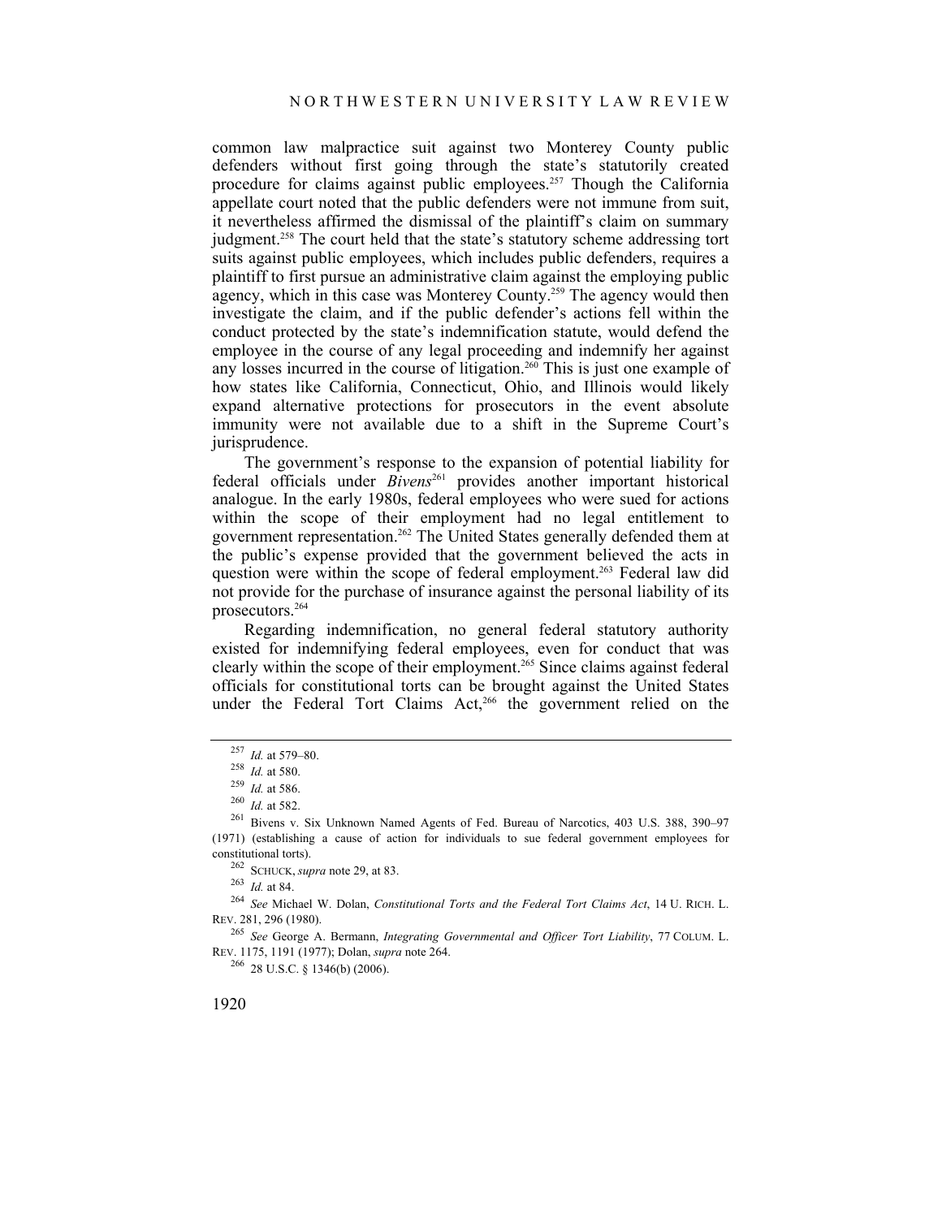common law malpractice suit against two Monterey County public defenders without first going through the state's statutorily created procedure for claims against public employees.[257] Though the California appellate court noted that the public defenders were not immune from suit, it nevertheless affirmed the dismissal of the plaintiff's claim on summary judgment.[258] The court held that the state's statutory scheme addressing tort suits against public employees, which includes public defenders, requires a plaintiff to first pursue an administrative claim against the employing public agency, which in this case was Monterey County.[259] The agency would then investigate the claim, and if the public defender's actions fell within the conduct protected by the state's indemnification statute, would defend the employee in the course of any legal proceeding and indemnify her against any losses incurred in the course of litigation.[260] This is just one example of how states like California, Connecticut, Ohio, and Illinois would likely expand alternative protections for prosecutors in the event absolute immunity were not available due to a shift in the Supreme Court's jurisprudence.

The government's response to the expansion of potential liability for federal officials under *Bivens*[261] provides another important historical analogue. In the early 1980s, federal employees who were sued for actions within the scope of their employment had no legal entitlement to government representation.[262] The United States generally defended them at the public's expense provided that the government believed the acts in question were within the scope of federal employment.[263] Federal law did not provide for the purchase of insurance against the personal liability of its prosecutors.[264]

Regarding indemnification, no general federal statutory authority existed for indemnifying federal employees, even for conduct that was clearly within the scope of their employment.[265] Since claims against federal officials for constitutional torts can be brought against the United States under the Federal Tort Claims Act,[266] the government relied on the

---

[257] *Id.* at 579–80.

[258] *Id.* at 580.

[259] *Id.* at 586.

[260] *Id.* at 582.

[261] Bivens v. Six Unknown Named Agents of Fed. Bureau of Narcotics, 403 U.S. 388, 390–97 (1971) (establishing a cause of action for individuals to sue federal government employees for constitutional torts).

[262] SCHUCK, *supra* note 29, at 83.

[263] *Id.* at 84.

[264] *See* Michael W. Dolan, *Constitutional Torts and the Federal Tort Claims Act*, 14 U. RICH. L. REV. 281, 296 (1980).

[265] *See* George A. Bermann, *Integrating Governmental and Officer Tort Liability*, 77 COLUM. L. REV. 1175, 1191 (1977); Dolan, *supra* note 264.

[266] 28 U.S.C. § 1346(b) (2006).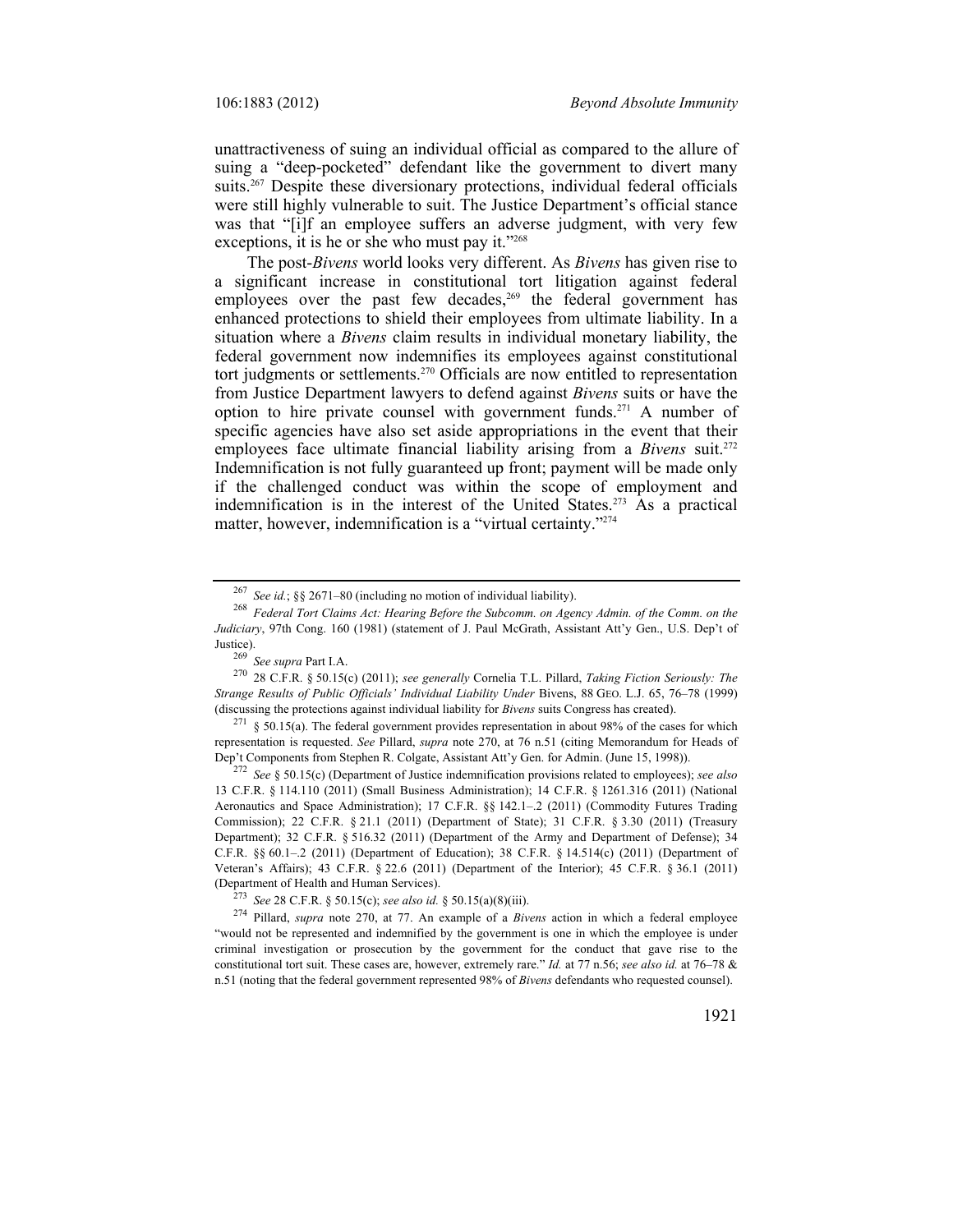unattractiveness of suing an individual official as compared to the allure of suing a "deep-pocketed" defendant like the government to divert many suits.[267] Despite these diversionary protections, individual federal officials were still highly vulnerable to suit. The Justice Department's official stance was that "[i]f an employee suffers an adverse judgment, with very few exceptions, it is he or she who must pay it."[268]

The post-*Bivens* world looks very different. As *Bivens* has given rise to a significant increase in constitutional tort litigation against federal employees over the past few decades,[269] the federal government has enhanced protections to shield their employees from ultimate liability. In a situation where a *Bivens* claim results in individual monetary liability, the federal government now indemnifies its employees against constitutional tort judgments or settlements.[270] Officials are now entitled to representation from Justice Department lawyers to defend against *Bivens* suits or have the option to hire private counsel with government funds.[271] A number of specific agencies have also set aside appropriations in the event that their employees face ultimate financial liability arising from a *Bivens* suit.[272] Indemnification is not fully guaranteed up front; payment will be made only if the challenged conduct was within the scope of employment and indemnification is in the interest of the United States.[273] As a practical matter, however, indemnification is a "virtual certainty."[274]

---

[267] *See id.*; §§ 2671–80 (including no motion of individual liability).

[268] *Federal Tort Claims Act: Hearing Before the Subcomm. on Agency Admin. of the Comm. on the Judiciary*, 97th Cong. 160 (1981) (statement of J. Paul McGrath, Assistant Att'y Gen., U.S. Dep't of Justice).

[269] *See supra* Part I.A.

[270] 28 C.F.R. § 50.15(c) (2011); *see generally* Cornelia T.L. Pillard, *Taking Fiction Seriously: The Strange Results of Public Officials' Individual Liability Under* Bivens, 88 GEO. L.J. 65, 76–78 (1999) (discussing the protections against individual liability for *Bivens* suits Congress has created).

[271] § 50.15(a). The federal government provides representation in about 98% of the cases for which representation is requested. *See* Pillard, *supra* note 270, at 76 n.51 (citing Memorandum for Heads of Dep't Components from Stephen R. Colgate, Assistant Att'y Gen. for Admin. (June 15, 1998)).

[272] *See* § 50.15(c) (Department of Justice indemnification provisions related to employees); *see also* 13 C.F.R. § 114.110 (2011) (Small Business Administration); 14 C.F.R. § 1261.316 (2011) (National Aeronautics and Space Administration); 17 C.F.R. §§ 142.1–.2 (2011) (Commodity Futures Trading Commission); 22 C.F.R. § 21.1 (2011) (Department of State); 31 C.F.R. § 3.30 (2011) (Treasury Department); 32 C.F.R. § 516.32 (2011) (Department of the Army and Department of Defense); 34 C.F.R. §§ 60.1–.2 (2011) (Department of Education); 38 C.F.R. § 14.514(c) (2011) (Department of Veteran's Affairs); 43 C.F.R. § 22.6 (2011) (Department of the Interior); 45 C.F.R. § 36.1 (2011) (Department of Health and Human Services).

[273] *See* 28 C.F.R. § 50.15(c); *see also id.* § 50.15(a)(8)(iii).

[274] Pillard, *supra* note 270, at 77. An example of a *Bivens* action in which a federal employee "would not be represented and indemnified by the government is one in which the employee is under criminal investigation or prosecution by the government for the conduct that gave rise to the constitutional tort suit. These cases are, however, extremely rare." *Id.* at 77 n.56; *see also id.* at 76–78 & n.51 (noting that the federal government represented 98% of *Bivens* defendants who requested counsel).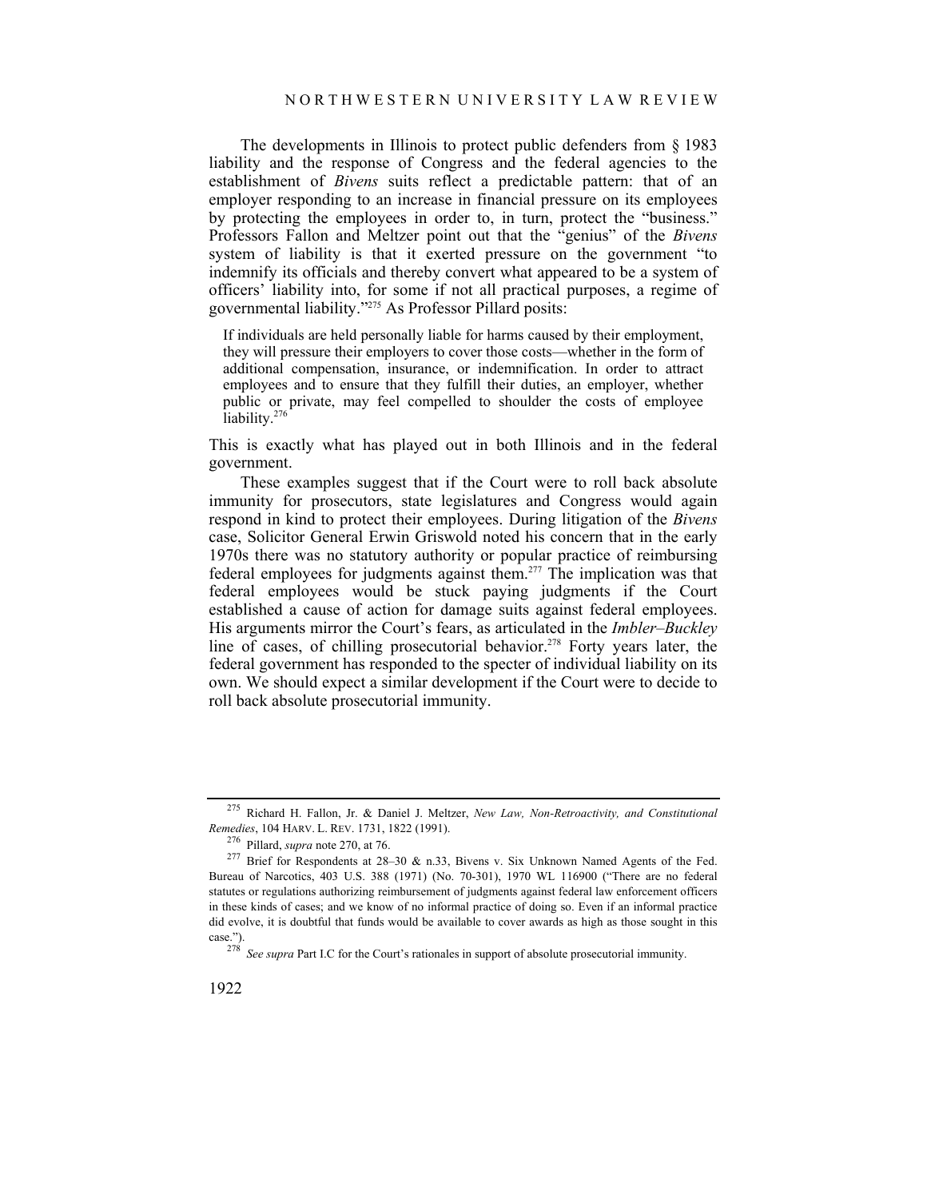The developments in Illinois to protect public defenders from § 1983 liability and the response of Congress and the federal agencies to the establishment of *Bivens* suits reflect a predictable pattern: that of an employer responding to an increase in financial pressure on its employees by protecting the employees in order to, in turn, protect the "business." Professors Fallon and Meltzer point out that the "genius" of the *Bivens* system of liability is that it exerted pressure on the government "to indemnify its officials and thereby convert what appeared to be a system of officers' liability into, for some if not all practical purposes, a regime of governmental liability."[275] As Professor Pillard posits:

> If individuals are held personally liable for harms caused by their employment, they will pressure their employers to cover those costs—whether in the form of additional compensation, insurance, or indemnification. In order to attract employees and to ensure that they fulfill their duties, an employer, whether public or private, may feel compelled to shoulder the costs of employee liability.[276]

This is exactly what has played out in both Illinois and in the federal government.

These examples suggest that if the Court were to roll back absolute immunity for prosecutors, state legislatures and Congress would again respond in kind to protect their employees. During litigation of the *Bivens* case, Solicitor General Erwin Griswold noted his concern that in the early 1970s there was no statutory authority or popular practice of reimbursing federal employees for judgments against them.[277] The implication was that federal employees would be stuck paying judgments if the Court established a cause of action for damage suits against federal employees. His arguments mirror the Court's fears, as articulated in the *Imbler–Buckley* line of cases, of chilling prosecutorial behavior.[278] Forty years later, the federal government has responded to the specter of individual liability on its own. We should expect a similar development if the Court were to decide to roll back absolute prosecutorial immunity.

---

[275] Richard H. Fallon, Jr. & Daniel J. Meltzer, *New Law, Non-Retroactivity, and Constitutional Remedies*, 104 HARV. L. REV. 1731, 1822 (1991).

[276] Pillard, *supra* note 270, at 76.

[277] Brief for Respondents at 28–30 & n.33, Bivens v. Six Unknown Named Agents of the Fed. Bureau of Narcotics, 403 U.S. 388 (1971) (No. 70-301), 1970 WL 116900 ("There are no federal statutes or regulations authorizing reimbursement of judgments against federal law enforcement officers in these kinds of cases; and we know of no informal practice of doing so. Even if an informal practice did evolve, it is doubtful that funds would be available to cover awards as high as those sought in this case.").

[278] *See supra* Part I.C for the Court's rationales in support of absolute prosecutorial immunity.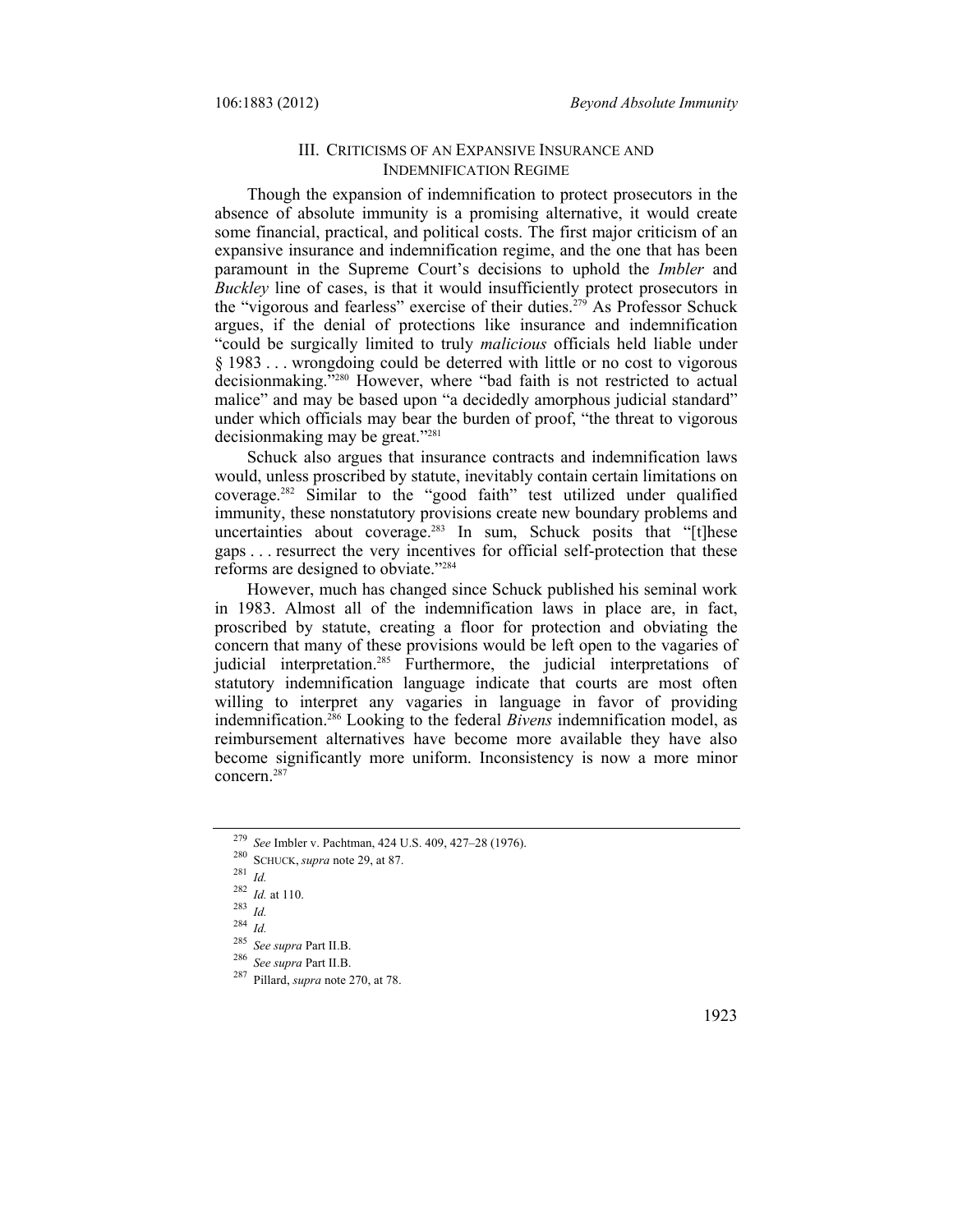## III. Criticisms of an Expansive Insurance and Indemnification Regime

Though the expansion of indemnification to protect prosecutors in the absence of absolute immunity is a promising alternative, it would create some financial, practical, and political costs. The first major criticism of an expansive insurance and indemnification regime, and the one that has been paramount in the Supreme Court's decisions to uphold the *Imbler* and *Buckley* line of cases, is that it would insufficiently protect prosecutors in the "vigorous and fearless" exercise of their duties.[279] As Professor Schuck argues, if the denial of protections like insurance and indemnification "could be surgically limited to truly *malicious* officials held liable under § 1983 . . . wrongdoing could be deterred with little or no cost to vigorous decisionmaking."[280] However, where "bad faith is not restricted to actual malice" and may be based upon "a decidedly amorphous judicial standard" under which officials may bear the burden of proof, "the threat to vigorous decisionmaking may be great."[281]

Schuck also argues that insurance contracts and indemnification laws would, unless proscribed by statute, inevitably contain certain limitations on coverage.[282] Similar to the "good faith" test utilized under qualified immunity, these nonstatutory provisions create new boundary problems and uncertainties about coverage.[283] In sum, Schuck posits that "[t]hese gaps . . . resurrect the very incentives for official self-protection that these reforms are designed to obviate."[284]

However, much has changed since Schuck published his seminal work in 1983. Almost all of the indemnification laws in place are, in fact, proscribed by statute, creating a floor for protection and obviating the concern that many of these provisions would be left open to the vagaries of judicial interpretation.[285] Furthermore, the judicial interpretations of statutory indemnification language indicate that courts are most often willing to interpret any vagaries in language in favor of providing indemnification.[286] Looking to the federal *Bivens* indemnification model, as reimbursement alternatives have become more available they have also become significantly more uniform. Inconsistency is now a more minor concern.[287]

---

[279] *See* Imbler v. Pachtman, 424 U.S. 409, 427–28 (1976).

[280] Schuck, *supra* note 29, at 87.

[281] *Id.*

[282] *Id.* at 110.

[283] *Id.*

[284] *Id.*

[285] *See supra* Part II.B.

[286] *See supra* Part II.B.

[287] Pillard, *supra* note 270, at 78.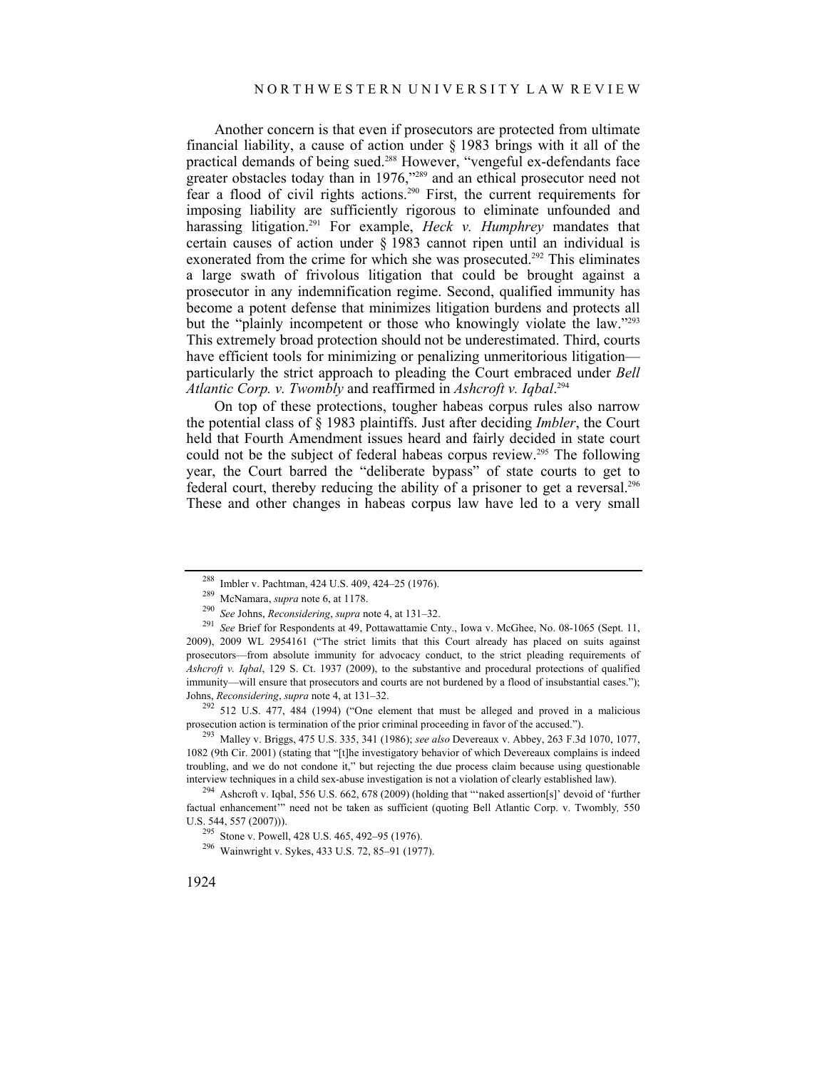Another concern is that even if prosecutors are protected from ultimate financial liability, a cause of action under § 1983 brings with it all of the practical demands of being sued.[288] However, "vengeful ex-defendants face greater obstacles today than in 1976,"[289] and an ethical prosecutor need not fear a flood of civil rights actions.[290] First, the current requirements for imposing liability are sufficiently rigorous to eliminate unfounded and harassing litigation.[291] For example, *Heck v. Humphrey* mandates that certain causes of action under § 1983 cannot ripen until an individual is exonerated from the crime for which she was prosecuted.[292] This eliminates a large swath of frivolous litigation that could be brought against a prosecutor in any indemnification regime. Second, qualified immunity has become a potent defense that minimizes litigation burdens and protects all but the "plainly incompetent or those who knowingly violate the law."[293] This extremely broad protection should not be underestimated. Third, courts have efficient tools for minimizing or penalizing unmeritorious litigation—particularly the strict approach to pleading the Court embraced under *Bell Atlantic Corp. v. Twombly* and reaffirmed in *Ashcroft v. Iqbal*.[294]

On top of these protections, tougher habeas corpus rules also narrow the potential class of § 1983 plaintiffs. Just after deciding *Imbler*, the Court held that Fourth Amendment issues heard and fairly decided in state court could not be the subject of federal habeas corpus review.[295] The following year, the Court barred the "deliberate bypass" of state courts to get to federal court, thereby reducing the ability of a prisoner to get a reversal.[296] These and other changes in habeas corpus law have led to a very small

---

[288] Imbler v. Pachtman, 424 U.S. 409, 424–25 (1976).

[289] McNamara, *supra* note 6, at 1178.

[290] *See* Johns, *Reconsidering*, *supra* note 4, at 131–32.

[291] *See* Brief for Respondents at 49, Pottawattamie Cnty., Iowa v. McGhee, No. 08-1065 (Sept. 11, 2009), 2009 WL 2954161 ("The strict limits that this Court already has placed on suits against prosecutors—from absolute immunity for advocacy conduct, to the strict pleading requirements of *Ashcroft v. Iqbal*, 129 S. Ct. 1937 (2009), to the substantive and procedural protections of qualified immunity—will ensure that prosecutors and courts are not burdened by a flood of insubstantial cases."); Johns, *Reconsidering*, *supra* note 4, at 131–32.

[292] 512 U.S. 477, 484 (1994) ("One element that must be alleged and proved in a malicious prosecution action is termination of the prior criminal proceeding in favor of the accused.").

[293] Malley v. Briggs, 475 U.S. 335, 341 (1986); *see also* Devereaux v. Abbey, 263 F.3d 1070, 1077, 1082 (9th Cir. 2001) (stating that "[t]he investigatory behavior of which Devereaux complains is indeed troubling, and we do not condone it," but rejecting the due process claim because using questionable interview techniques in a child sex-abuse investigation is not a violation of clearly established law).

[294] Ashcroft v. Iqbal, 556 U.S. 662, 678 (2009) (holding that "'naked assertion[s]' devoid of 'further factual enhancement'" need not be taken as sufficient (quoting Bell Atlantic Corp. v. Twombly*,* 550 U.S. 544, 557 (2007))).

[295] Stone v. Powell, 428 U.S. 465, 492–95 (1976).

[296] Wainwright v. Sykes, 433 U.S. 72, 85–91 (1977).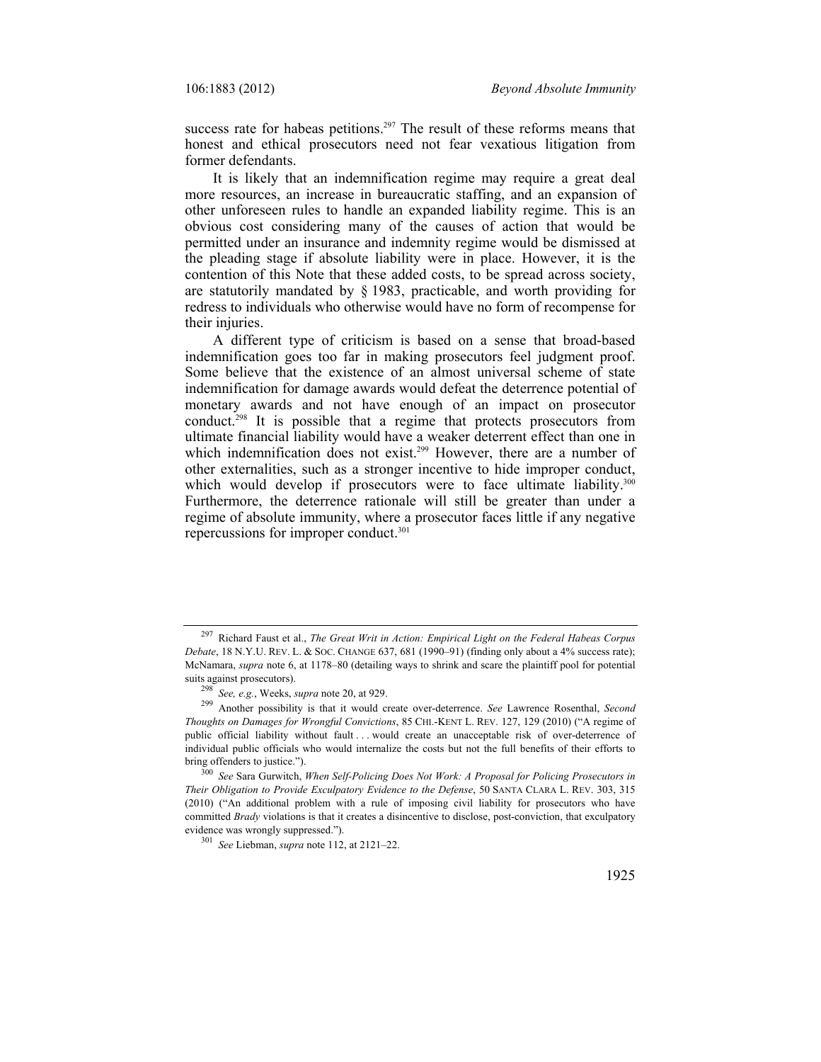success rate for habeas petitions.[297] The result of these reforms means that honest and ethical prosecutors need not fear vexatious litigation from former defendants.

It is likely that an indemnification regime may require a great deal more resources, an increase in bureaucratic staffing, and an expansion of other unforeseen rules to handle an expanded liability regime. This is an obvious cost considering many of the causes of action that would be permitted under an insurance and indemnity regime would be dismissed at the pleading stage if absolute liability were in place. However, it is the contention of this Note that these added costs, to be spread across society, are statutorily mandated by § 1983, practicable, and worth providing for redress to individuals who otherwise would have no form of recompense for their injuries.

A different type of criticism is based on a sense that broad-based indemnification goes too far in making prosecutors feel judgment proof. Some believe that the existence of an almost universal scheme of state indemnification for damage awards would defeat the deterrence potential of monetary awards and not have enough of an impact on prosecutor conduct.[298] It is possible that a regime that protects prosecutors from ultimate financial liability would have a weaker deterrent effect than one in which indemnification does not exist.[299] However, there are a number of other externalities, such as a stronger incentive to hide improper conduct, which would develop if prosecutors were to face ultimate liability.[300] Furthermore, the deterrence rationale will still be greater than under a regime of absolute immunity, where a prosecutor faces little if any negative repercussions for improper conduct.[301]

---

[297] Richard Faust et al., *The Great Writ in Action: Empirical Light on the Federal Habeas Corpus Debate*, 18 N.Y.U. REV. L. & SOC. CHANGE 637, 681 (1990–91) (finding only about a 4% success rate); McNamara, *supra* note 6, at 1178–80 (detailing ways to shrink and scare the plaintiff pool for potential suits against prosecutors).

[298] *See, e.g.*, Weeks, *supra* note 20, at 929.

[299] Another possibility is that it would create over-deterrence. *See* Lawrence Rosenthal, *Second Thoughts on Damages for Wrongful Convictions*, 85 CHI.-KENT L. REV. 127, 129 (2010) ("A regime of public official liability without fault . . . would create an unacceptable risk of over-deterrence of individual public officials who would internalize the costs but not the full benefits of their efforts to bring offenders to justice.").

[300] *See* Sara Gurwitch, *When Self-Policing Does Not Work: A Proposal for Policing Prosecutors in Their Obligation to Provide Exculpatory Evidence to the Defense*, 50 SANTA CLARA L. REV. 303, 315 (2010) ("An additional problem with a rule of imposing civil liability for prosecutors who have committed *Brady* violations is that it creates a disincentive to disclose, post-conviction, that exculpatory evidence was wrongly suppressed.").

[301] *See* Liebman, *supra* note 112, at 2121–22.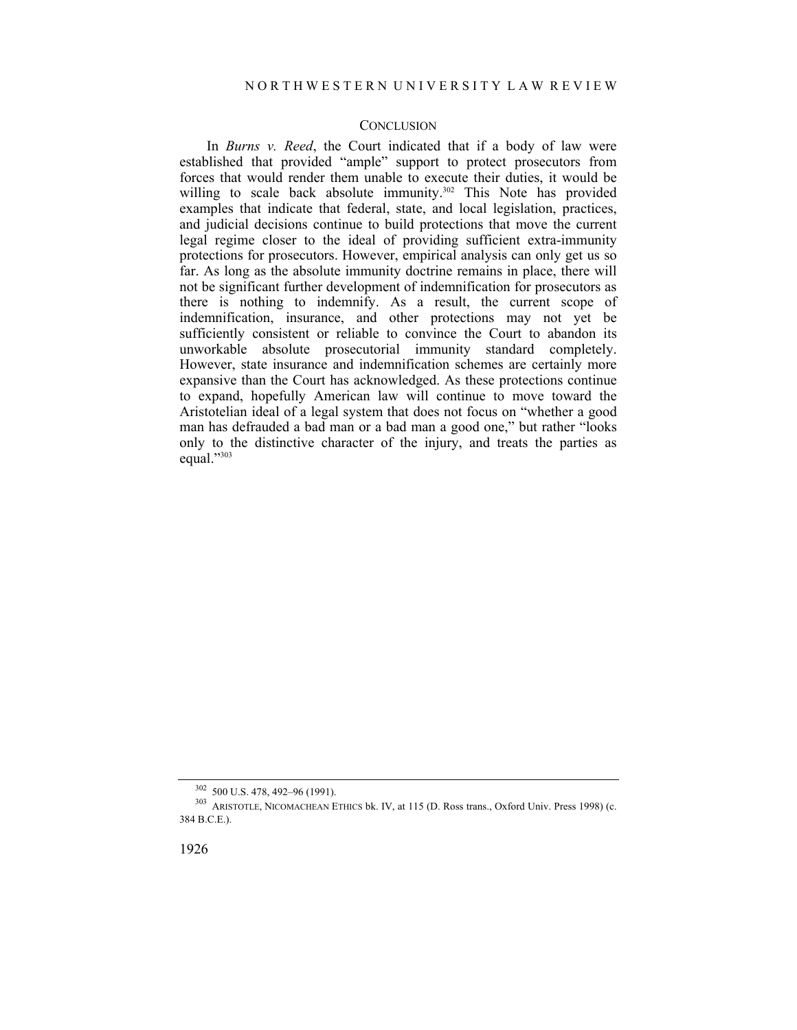## CONCLUSION

In *Burns v. Reed*, the Court indicated that if a body of law were established that provided "ample" support to protect prosecutors from forces that would render them unable to execute their duties, it would be willing to scale back absolute immunity.[302] This Note has provided examples that indicate that federal, state, and local legislation, practices, and judicial decisions continue to build protections that move the current legal regime closer to the ideal of providing sufficient extra-immunity protections for prosecutors. However, empirical analysis can only get us so far. As long as the absolute immunity doctrine remains in place, there will not be significant further development of indemnification for prosecutors as there is nothing to indemnify. As a result, the current scope of indemnification, insurance, and other protections may not yet be sufficiently consistent or reliable to convince the Court to abandon its unworkable absolute prosecutorial immunity standard completely. However, state insurance and indemnification schemes are certainly more expansive than the Court has acknowledged. As these protections continue to expand, hopefully American law will continue to move toward the Aristotelian ideal of a legal system that does not focus on "whether a good man has defrauded a bad man or a bad man a good one," but rather "looks only to the distinctive character of the injury, and treats the parties as equal."[303]

---

[302] 500 U.S. 478, 492–96 (1991).

[303] ARISTOTLE, NICOMACHEAN ETHICS bk. IV, at 115 (D. Ross trans., Oxford Univ. Press 1998) (c. 384 B.C.E.).